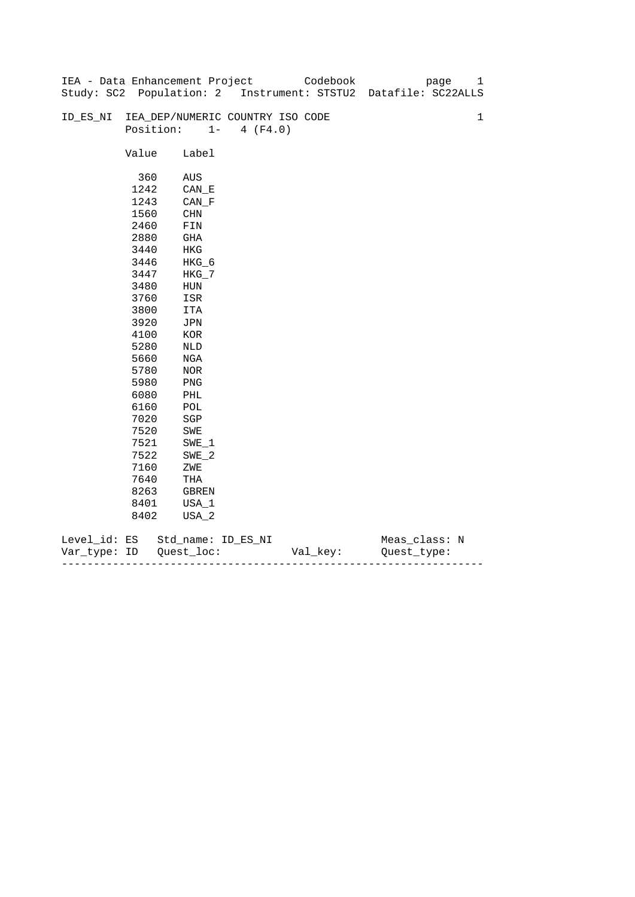IEA - Data Enhancement Project Codebook

Study: SC2 Population: 2 Instrument: STSTU2 Datafile: SC22ALLS

ID_ES_NI IEA_DEP/NUMERIC COUNTRY ISO CODE 1

Position: 1- 4 (F4.0)

| Value | Label |
|---|---|
| 360 | AUS |
| 1242 | CAN_E |
| 1243 | CAN_F |
| 1560 | CHN |
| 2460 | FIN |
| 2880 | GHA |
| 3440 | HKG |
| 3446 | HKG_6 |
| 3447 | HKG_7 |
| 3480 | HUN |
| 3760 | ISR |
| 3800 | ITA |
| 3920 | JPN |
| 4100 | KOR |
| 5280 | NLD |
| 5660 | NGA |
| 5780 | NOR |
| 5980 | PNG |
| 6080 | PHL |
| 6160 | POL |
| 7020 | SGP |
| 7520 | SWE |
| 7521 | SWE_1 |
| 7522 | SWE_2 |
| 7160 | ZWE |
| 7640 | THA |
| 8263 | GBREN |
| 8401 | USA_1 |
| 8402 | USA_2 |

Level_id: ES Std_name: ID_ES_NI Meas_class: N

Var_type: ID Quest_loc: Val_key: Quest_type:

---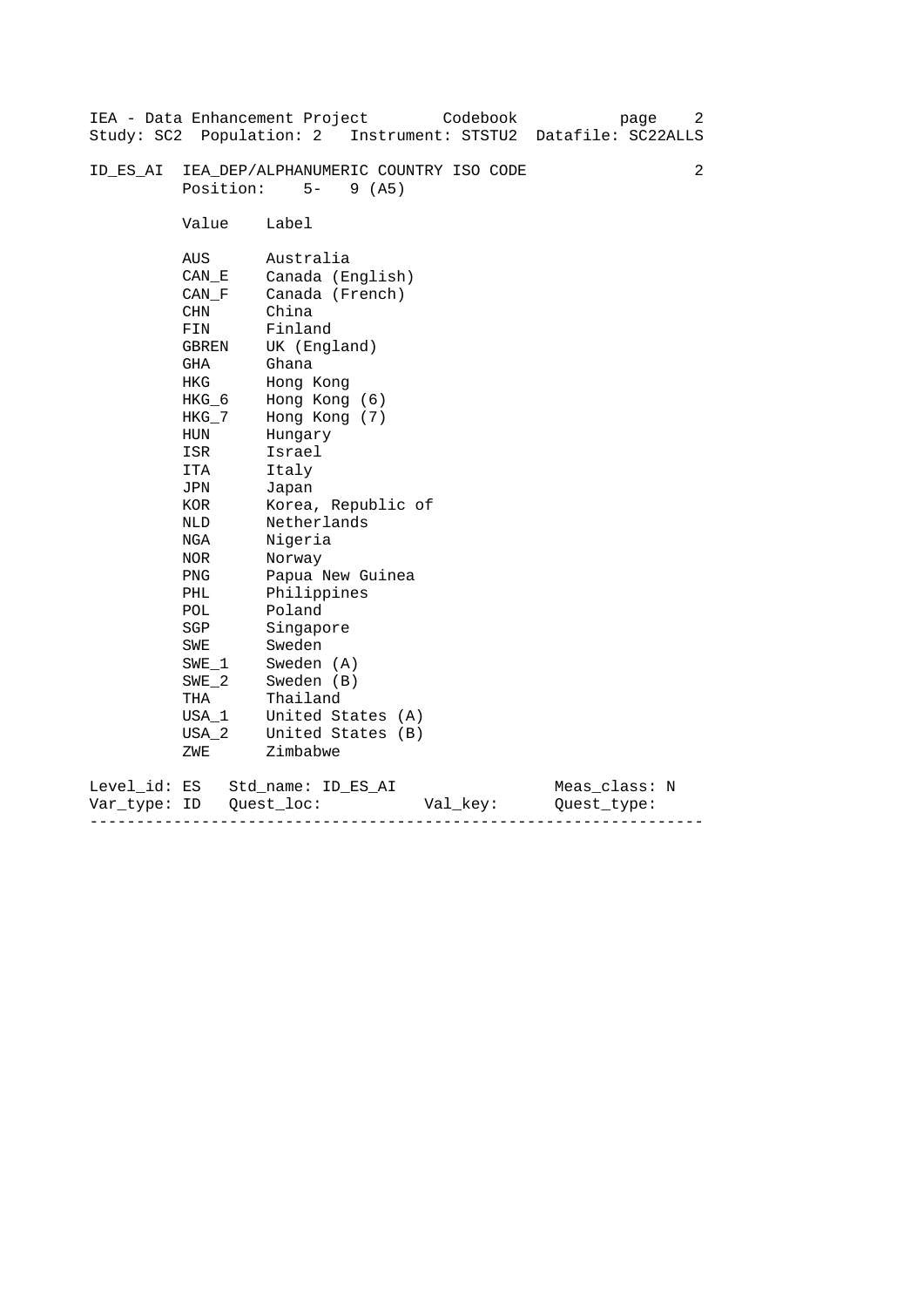IEA - Data Enhancement Project Codebook
Study: SC2 Population: 2 Instrument: STSTU2 Datafile: SC22ALLS

ID_ES_AI IEA_DEP/ALPHANUMERIC COUNTRY ISO CODE 2
Position: 5- 9 (A5)

| Value | Label |
|---|---|
| AUS | Australia |
| CAN_E | Canada (English) |
| CAN_F | Canada (French) |
| CHN | China |
| FIN | Finland |
| GBREN | UK (England) |
| GHA | Ghana |
| HKG | Hong Kong |
| HKG_6 | Hong Kong (6) |
| HKG_7 | Hong Kong (7) |
| HUN | Hungary |
| ISR | Israel |
| ITA | Italy |
| JPN | Japan |
| KOR | Korea, Republic of |
| NLD | Netherlands |
| NGA | Nigeria |
| NOR | Norway |
| PNG | Papua New Guinea |
| PHL | Philippines |
| POL | Poland |
| SGP | Singapore |
| SWE | Sweden |
| SWE_1 | Sweden (A) |
| SWE_2 | Sweden (B) |
| THA | Thailand |
| USA_1 | United States (A) |
| USA_2 | United States (B) |
| ZWE | Zimbabwe |

Level_id: ES Std_name: ID_ES_AI Meas_class: N
Var_type: ID Quest_loc: Val_key: Quest_type:

---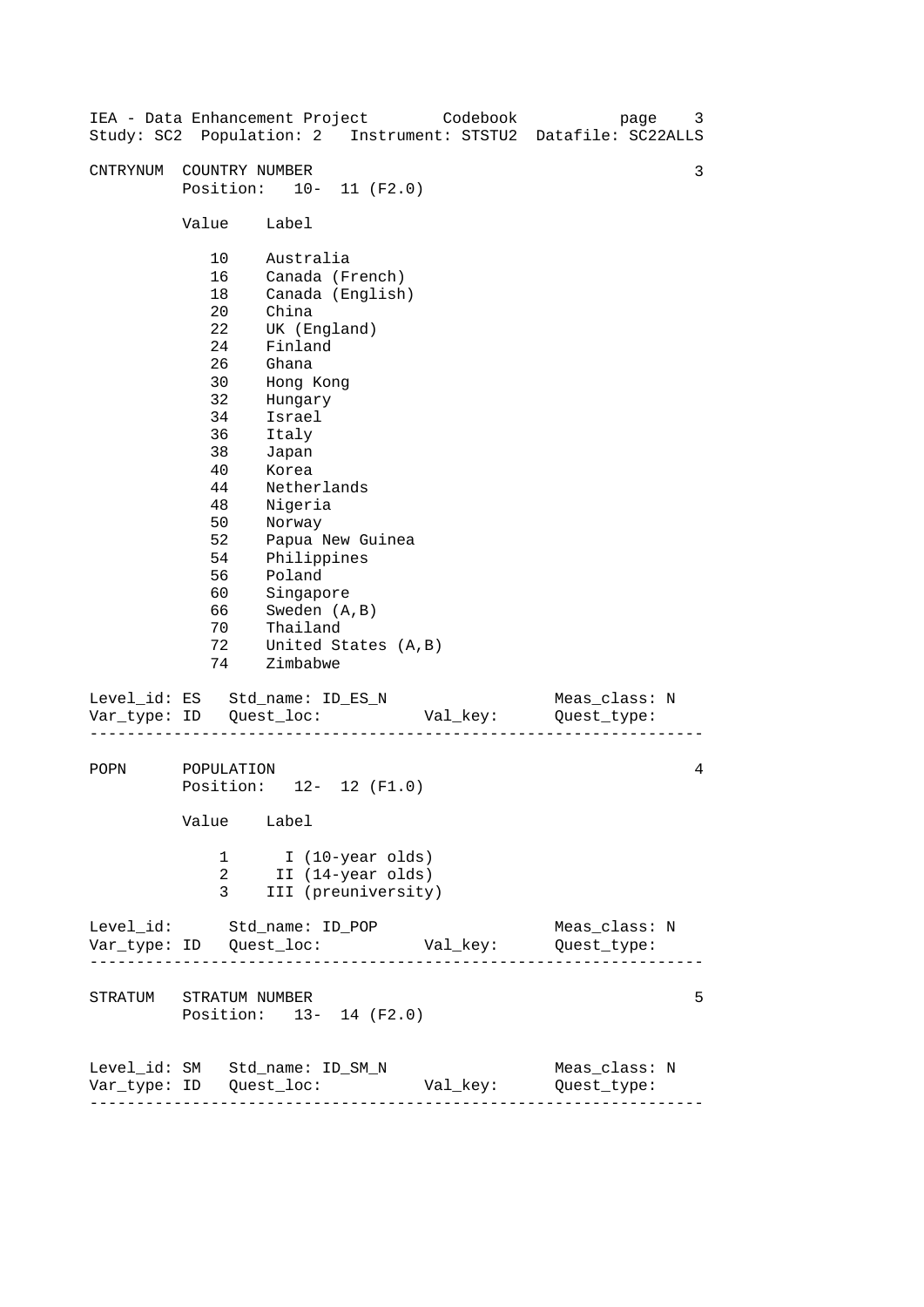CNTRYNUM COUNTRY NUMBER 3
Position: 10- 11 (F2.0)

| Value | Label |
|---|---|
| 10 | Australia |
| 16 | Canada (French) |
| 18 | Canada (English) |
| 20 | China |
| 22 | UK (England) |
| 24 | Finland |
| 26 | Ghana |
| 30 | Hong Kong |
| 32 | Hungary |
| 34 | Israel |
| 36 | Italy |
| 38 | Japan |
| 40 | Korea |
| 44 | Netherlands |
| 48 | Nigeria |
| 50 | Norway |
| 52 | Papua New Guinea |
| 54 | Philippines |
| 56 | Poland |
| 60 | Singapore |
| 66 | Sweden (A,B) |
| 70 | Thailand |
| 72 | United States (A,B) |
| 74 | Zimbabwe |

```
Level_id: ES   Std_name: ID_ES_N                  Meas_class: N
Var_type: ID   Quest_loc:           Val_key:      Quest_type:
```

---

POPN POPULATION 4
Position: 12- 12 (F1.0)

| Value | Label |
|---|---|
| 1 | I (10-year olds) |
| 2 | II (14-year olds) |
| 3 | III (preuniversity) |

```
Level_id:      Std_name: ID_POP                   Meas_class: N
Var_type: ID   Quest_loc:           Val_key:      Quest_type:
```

---

STRATUM STRATUM NUMBER 5
Position: 13- 14 (F2.0)

```
Level_id: SM   Std_name: ID_SM_N                  Meas_class: N
Var_type: ID   Quest_loc:           Val_key:      Quest_type:
```

---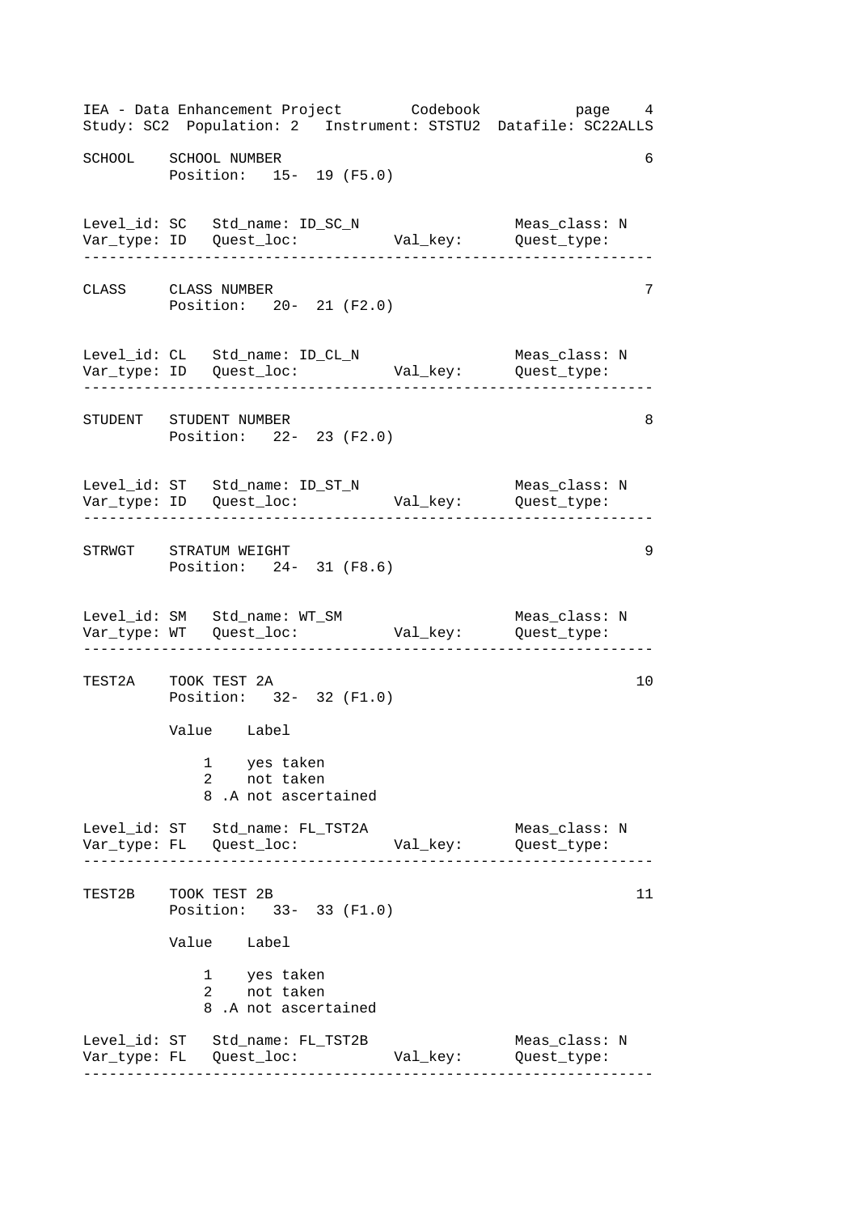```
SCHOOL    SCHOOL NUMBER                                          6
          Position:   15-  19 (F5.0)


Level_id: SC   Std_name: ID_SC_N                   Meas_class: N
Var_type: ID   Quest_loc:           Val_key:      Quest_type:
-----------------------------------------------------------------

CLASS     CLASS NUMBER                                           7
          Position:   20-  21 (F2.0)


Level_id: CL   Std_name: ID_CL_N                   Meas_class: N
Var_type: ID   Quest_loc:           Val_key:      Quest_type:
-----------------------------------------------------------------

STUDENT   STUDENT NUMBER                                         8
          Position:   22-  23 (F2.0)


Level_id: ST   Std_name: ID_ST_N                   Meas_class: N
Var_type: ID   Quest_loc:           Val_key:      Quest_type:
-----------------------------------------------------------------

STRWGT    STRATUM WEIGHT                                         9
          Position:   24-  31 (F8.6)


Level_id: SM   Std_name: WT_SM                     Meas_class: N
Var_type: WT   Quest_loc:           Val_key:      Quest_type:
-----------------------------------------------------------------

TEST2A    TOOK TEST 2A                                          10
          Position:   32-  32 (F1.0)

          Value    Label

              1    yes taken
              2    not taken
              8 .A not ascertained

Level_id: ST   Std_name: FL_TST2A                  Meas_class: N
Var_type: FL   Quest_loc:           Val_key:      Quest_type:
-----------------------------------------------------------------

TEST2B    TOOK TEST 2B                                          11
          Position:   33-  33 (F1.0)

          Value    Label

              1    yes taken
              2    not taken
              8 .A not ascertained

Level_id: ST   Std_name: FL_TST2B                  Meas_class: N
Var_type: FL   Quest_loc:           Val_key:      Quest_type:
-----------------------------------------------------------------
```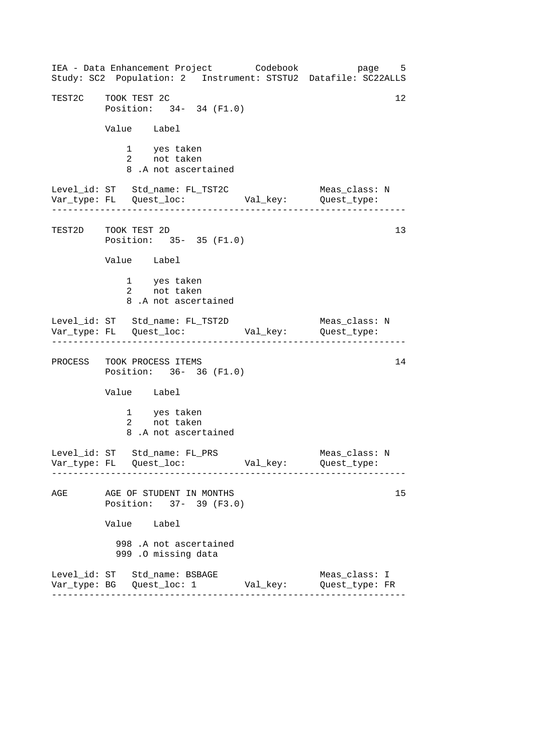```
TEST2C    TOOK TEST 2C                                             12
          Position:   34-  34 (F1.0)

          Value    Label

              1    yes taken
              2    not taken
              8 .A not ascertained

Level_id: ST   Std_name: FL_TST2C                      Meas_class: N
Var_type: FL   Quest_loc:           Val_key:           Quest_type:
--------------------------------------------------------------------

TEST2D    TOOK TEST 2D                                             13
          Position:   35-  35 (F1.0)

          Value    Label

              1    yes taken
              2    not taken
              8 .A not ascertained

Level_id: ST   Std_name: FL_TST2D                      Meas_class: N
Var_type: FL   Quest_loc:           Val_key:           Quest_type:
--------------------------------------------------------------------

PROCESS   TOOK PROCESS ITEMS                                       14
          Position:   36-  36 (F1.0)

          Value    Label

              1    yes taken
              2    not taken
              8 .A not ascertained

Level_id: ST   Std_name: FL_PRS                        Meas_class: N
Var_type: FL   Quest_loc:           Val_key:           Quest_type:
--------------------------------------------------------------------

AGE       AGE OF STUDENT IN MONTHS                                 15
          Position:   37-  39 (F3.0)

          Value    Label

            998 .A not ascertained
            999 .O missing data

Level_id: ST   Std_name: BSBAGE                        Meas_class: I
Var_type: BG   Quest_loc: 1         Val_key:           Quest_type: FR
--------------------------------------------------------------------
```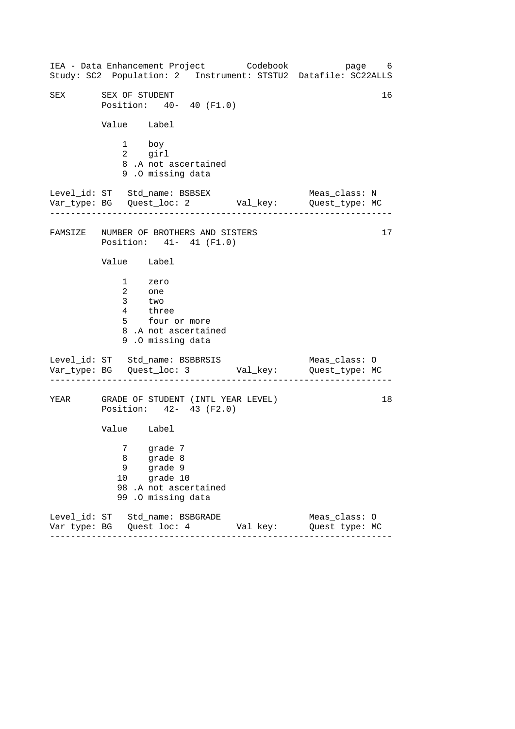SEX       SEX OF STUDENT                                          16
          Position:   40-  40 (F1.0)

| Value | Label |
|---|---|
| 1 | boy |
| 2 | girl |
| 8 .A | not ascertained |
| 9 .O | missing data |

Level_id: ST   Std_name: BSBSEX                    Meas_class: N
Var_type: BG   Quest_loc: 2        Val_key:        Quest_type: MC

---

FAMSIZE   NUMBER OF BROTHERS AND SISTERS                          17
          Position:   41-  41 (F1.0)

| Value | Label |
|---|---|
| 1 | zero |
| 2 | one |
| 3 | two |
| 4 | three |
| 5 | four or more |
| 8 .A | not ascertained |
| 9 .O | missing data |

Level_id: ST   Std_name: BSBBRSIS                  Meas_class: O
Var_type: BG   Quest_loc: 3        Val_key:        Quest_type: MC

---

YEAR      GRADE OF STUDENT (INTL YEAR LEVEL)                      18
          Position:   42-  43 (F2.0)

| Value | Label |
|---|---|
| 7 | grade 7 |
| 8 | grade 8 |
| 9 | grade 9 |
| 10 | grade 10 |
| 98 .A | not ascertained |
| 99 .O | missing data |

Level_id: ST   Std_name: BSBGRADE                  Meas_class: O
Var_type: BG   Quest_loc: 4        Val_key:        Quest_type: MC

---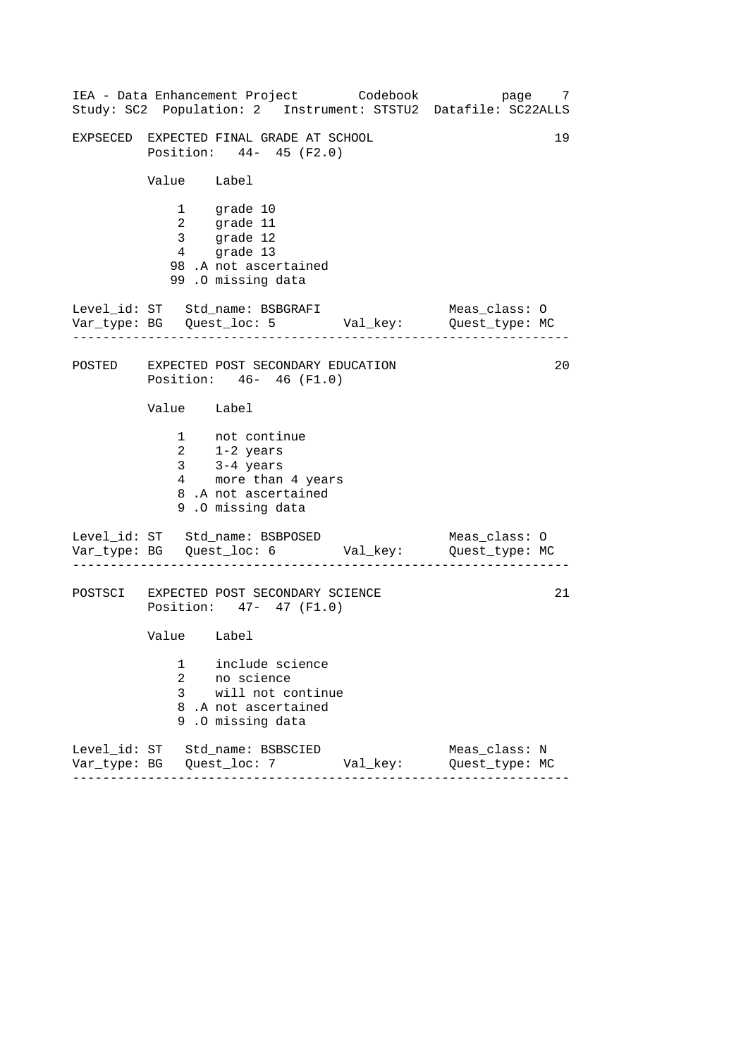```
EXPSECED  EXPECTED FINAL GRADE AT SCHOOL                            19
          Position:   44-  45 (F2.0)

          Value    Label

              1    grade 10
              2    grade 11
              3    grade 12
              4    grade 13
             98 .A not ascertained
             99 .O missing data

Level_id: ST   Std_name: BSBGRAFI                  Meas_class: O
Var_type: BG   Quest_loc: 5         Val_key:       Quest_type: MC
-------------------------------------------------------------------

POSTED    EXPECTED POST SECONDARY EDUCATION                         20
          Position:   46-  46 (F1.0)

          Value    Label

              1    not continue
              2    1-2 years
              3    3-4 years
              4    more than 4 years
              8 .A not ascertained
              9 .O missing data

Level_id: ST   Std_name: BSBPOSED                  Meas_class: O
Var_type: BG   Quest_loc: 6         Val_key:       Quest_type: MC
-------------------------------------------------------------------

POSTSCI   EXPECTED POST SECONDARY SCIENCE                           21
          Position:   47-  47 (F1.0)

          Value    Label

              1    include science
              2    no science
              3    will not continue
              8 .A not ascertained
              9 .O missing data

Level_id: ST   Std_name: BSBSCIED                  Meas_class: N
Var_type: BG   Quest_loc: 7         Val_key:       Quest_type: MC
-------------------------------------------------------------------
```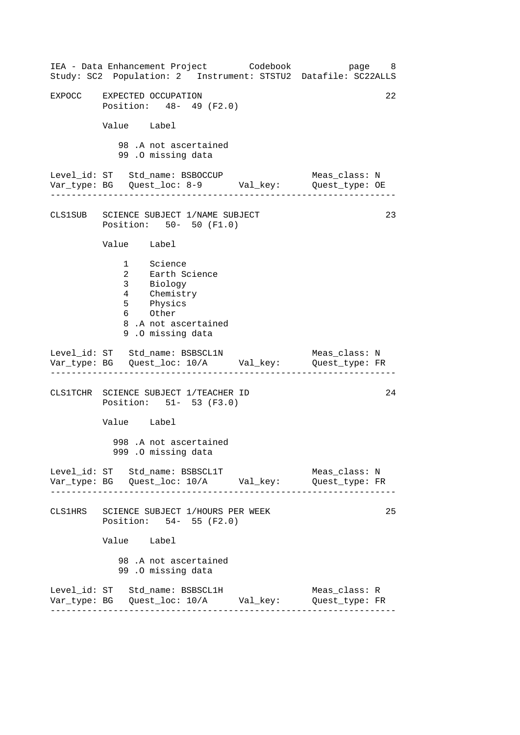```
EXPOCC    EXPECTED OCCUPATION                                          22
          Position:   48-  49 (F2.0)

          Value    Label

             98 .A not ascertained
             99 .O missing data

Level_id: ST   Std_name: BSBOCCUP                  Meas_class: N
Var_type: BG   Quest_loc: 8-9       Val_key:       Quest_type: OE
-------------------------------------------------------------------

CLS1SUB   SCIENCE SUBJECT 1/NAME SUBJECT                               23
          Position:   50-  50 (F1.0)

          Value    Label

              1    Science
              2    Earth Science
              3    Biology
              4    Chemistry
              5    Physics
              6    Other
              8 .A not ascertained
              9 .O missing data

Level_id: ST   Std_name: BSBSCL1N                  Meas_class: N
Var_type: BG   Quest_loc: 10/A      Val_key:       Quest_type: FR
-------------------------------------------------------------------

CLS1TCHR  SCIENCE SUBJECT 1/TEACHER ID                                 24
          Position:   51-  53 (F3.0)

          Value    Label

            998 .A not ascertained
            999 .O missing data

Level_id: ST   Std_name: BSBSCL1T                  Meas_class: N
Var_type: BG   Quest_loc: 10/A      Val_key:       Quest_type: FR
-------------------------------------------------------------------

CLS1HRS   SCIENCE SUBJECT 1/HOURS PER WEEK                             25
          Position:   54-  55 (F2.0)

          Value    Label

             98 .A not ascertained
             99 .O missing data

Level_id: ST   Std_name: BSBSCL1H                  Meas_class: R
Var_type: BG   Quest_loc: 10/A      Val_key:       Quest_type: FR
-------------------------------------------------------------------
```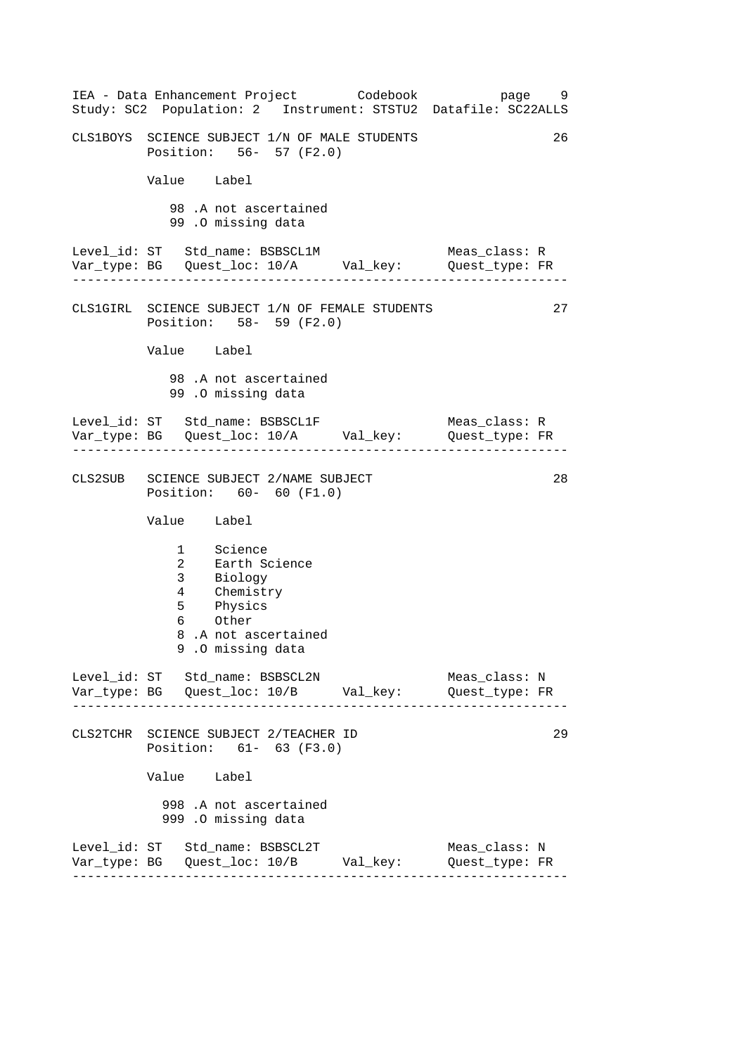CLS1BOYS SCIENCE SUBJECT 1/N OF MALE STUDENTS 26
Position: 56- 57 (F2.0)

| Value | Label |
|---|---|
| 98 | .A not ascertained |
| 99 | .O missing data |

Level_id: ST Std_name: BSBSCL1M Meas_class: R
Var_type: BG Quest_loc: 10/A Val_key: Quest_type: FR

---

CLS1GIRL SCIENCE SUBJECT 1/N OF FEMALE STUDENTS 27
Position: 58- 59 (F2.0)

| Value | Label |
|---|---|
| 98 | .A not ascertained |
| 99 | .O missing data |

Level_id: ST Std_name: BSBSCL1F Meas_class: R
Var_type: BG Quest_loc: 10/A Val_key: Quest_type: FR

---

CLS2SUB SCIENCE SUBJECT 2/NAME SUBJECT 28
Position: 60- 60 (F1.0)

| Value | Label |
|---|---|
| 1 | Science |
| 2 | Earth Science |
| 3 | Biology |
| 4 | Chemistry |
| 5 | Physics |
| 6 | Other |
| 8 | .A not ascertained |
| 9 | .O missing data |

Level_id: ST Std_name: BSBSCL2N Meas_class: N
Var_type: BG Quest_loc: 10/B Val_key: Quest_type: FR

---

CLS2TCHR SCIENCE SUBJECT 2/TEACHER ID 29
Position: 61- 63 (F3.0)

| Value | Label |
|---|---|
| 998 | .A not ascertained |
| 999 | .O missing data |

Level_id: ST Std_name: BSBSCL2T Meas_class: N
Var_type: BG Quest_loc: 10/B Val_key: Quest_type: FR

---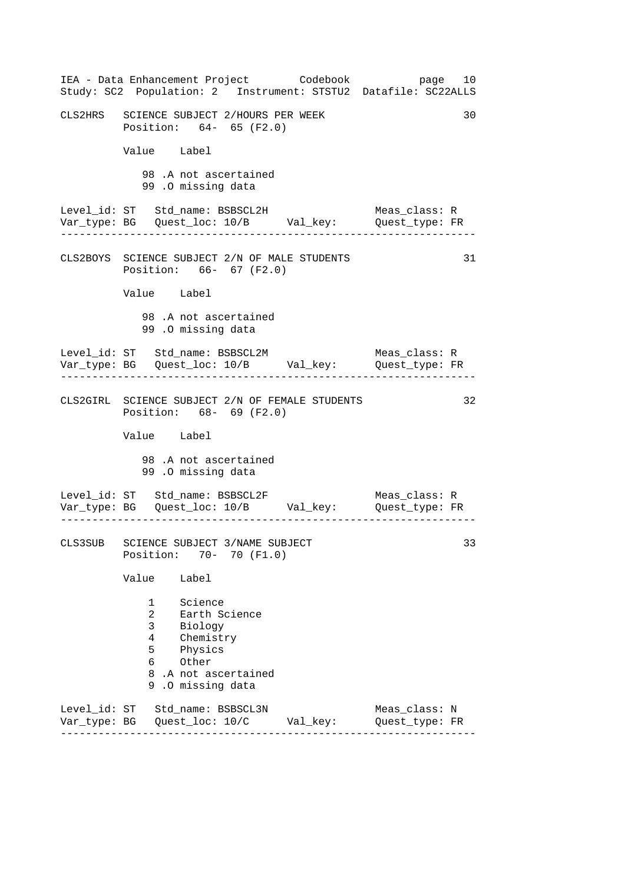CLS2HRS   SCIENCE SUBJECT 2/HOURS PER WEEK   30
Position: 64- 65 (F2.0)

| Value | Label |
|---|---|
| 98 | .A not ascertained |
| 99 | .O missing data |

Level_id: ST   Std_name: BSBSCL2H   Meas_class: R
Var_type: BG   Quest_loc: 10/B   Val_key:   Quest_type: FR

---

CLS2BOYS   SCIENCE SUBJECT 2/N OF MALE STUDENTS   31
Position: 66- 67 (F2.0)

| Value | Label |
|---|---|
| 98 | .A not ascertained |
| 99 | .O missing data |

Level_id: ST   Std_name: BSBSCL2M   Meas_class: R
Var_type: BG   Quest_loc: 10/B   Val_key:   Quest_type: FR

---

CLS2GIRL   SCIENCE SUBJECT 2/N OF FEMALE STUDENTS   32
Position: 68- 69 (F2.0)

| Value | Label |
|---|---|
| 98 | .A not ascertained |
| 99 | .O missing data |

Level_id: ST   Std_name: BSBSCL2F   Meas_class: R
Var_type: BG   Quest_loc: 10/B   Val_key:   Quest_type: FR

---

CLS3SUB   SCIENCE SUBJECT 3/NAME SUBJECT   33
Position: 70- 70 (F1.0)

| Value | Label |
|---|---|
| 1 | Science |
| 2 | Earth Science |
| 3 | Biology |
| 4 | Chemistry |
| 5 | Physics |
| 6 | Other |
| 8 | .A not ascertained |
| 9 | .O missing data |

Level_id: ST   Std_name: BSBSCL3N   Meas_class: N
Var_type: BG   Quest_loc: 10/C   Val_key:   Quest_type: FR

---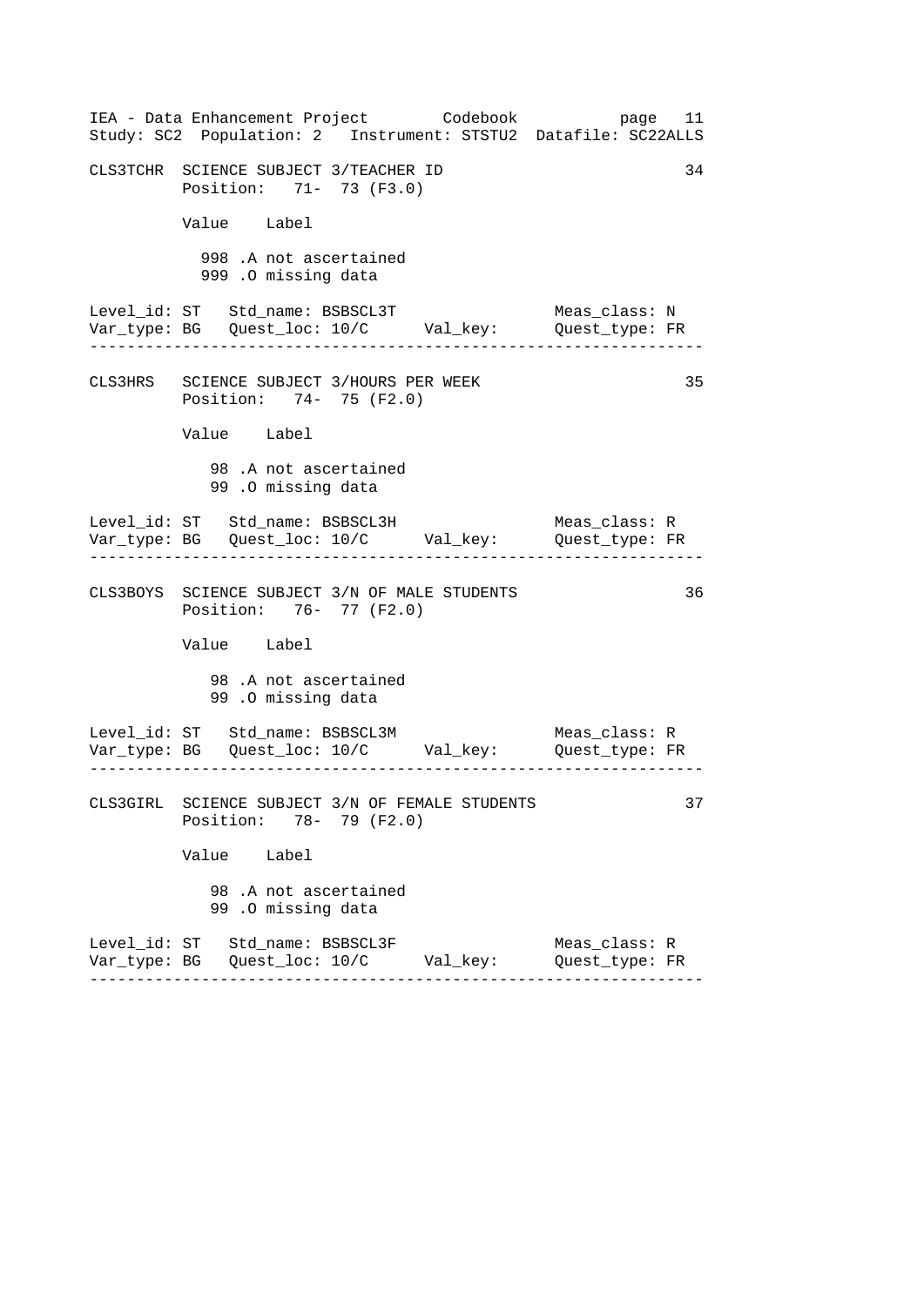CLS3TCHR  SCIENCE SUBJECT 3/TEACHER ID  34
Position: 71- 73 (F3.0)

| Value | Label |
|---|---|
| 998 | .A not ascertained |
| 999 | .O missing data |

Level_id: ST   Std_name: BSBSCL3T   Meas_class: N
Var_type: BG   Quest_loc: 10/C   Val_key:   Quest_type: FR

---

CLS3HRS  SCIENCE SUBJECT 3/HOURS PER WEEK  35
Position: 74- 75 (F2.0)

| Value | Label |
|---|---|
| 98 | .A not ascertained |
| 99 | .O missing data |

Level_id: ST   Std_name: BSBSCL3H   Meas_class: R
Var_type: BG   Quest_loc: 10/C   Val_key:   Quest_type: FR

---

CLS3BOYS  SCIENCE SUBJECT 3/N OF MALE STUDENTS  36
Position: 76- 77 (F2.0)

| Value | Label |
|---|---|
| 98 | .A not ascertained |
| 99 | .O missing data |

Level_id: ST   Std_name: BSBSCL3M   Meas_class: R
Var_type: BG   Quest_loc: 10/C   Val_key:   Quest_type: FR

---

CLS3GIRL  SCIENCE SUBJECT 3/N OF FEMALE STUDENTS  37
Position: 78- 79 (F2.0)

| Value | Label |
|---|---|
| 98 | .A not ascertained |
| 99 | .O missing data |

Level_id: ST   Std_name: BSBSCL3F   Meas_class: R
Var_type: BG   Quest_loc: 10/C   Val_key:   Quest_type: FR

---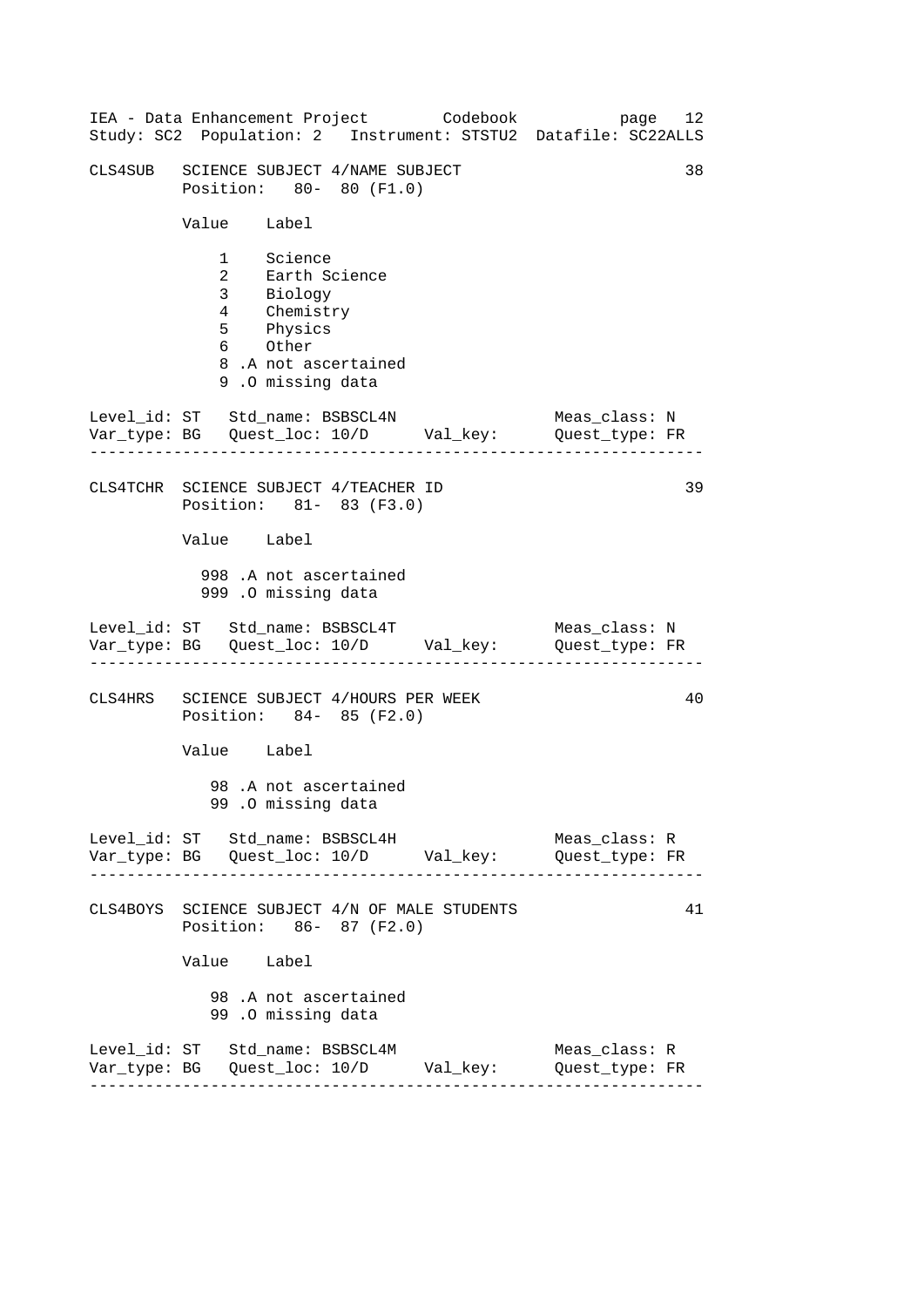CLS4SUB SCIENCE SUBJECT 4/NAME SUBJECT 38

Position: 80- 80 (F1.0)

| Value | Label |
|---|---|
| 1 | Science |
| 2 | Earth Science |
| 3 | Biology |
| 4 | Chemistry |
| 5 | Physics |
| 6 | Other |
| 8 | .A not ascertained |
| 9 | .O missing data |

Level_id: ST Std_name: BSBSCL4N Meas_class: N
Var_type: BG Quest_loc: 10/D Val_key: Quest_type: FR

---

CLS4TCHR SCIENCE SUBJECT 4/TEACHER ID 39

Position: 81- 83 (F3.0)

| Value | Label |
|---|---|
| 998 | .A not ascertained |
| 999 | .O missing data |

Level_id: ST Std_name: BSBSCL4T Meas_class: N
Var_type: BG Quest_loc: 10/D Val_key: Quest_type: FR

---

CLS4HRS SCIENCE SUBJECT 4/HOURS PER WEEK 40

Position: 84- 85 (F2.0)

| Value | Label |
|---|---|
| 98 | .A not ascertained |
| 99 | .O missing data |

Level_id: ST Std_name: BSBSCL4H Meas_class: R
Var_type: BG Quest_loc: 10/D Val_key: Quest_type: FR

---

CLS4BOYS SCIENCE SUBJECT 4/N OF MALE STUDENTS 41

Position: 86- 87 (F2.0)

| Value | Label |
|---|---|
| 98 | .A not ascertained |
| 99 | .O missing data |

Level_id: ST Std_name: BSBSCL4M Meas_class: R
Var_type: BG Quest_loc: 10/D Val_key: Quest_type: FR

---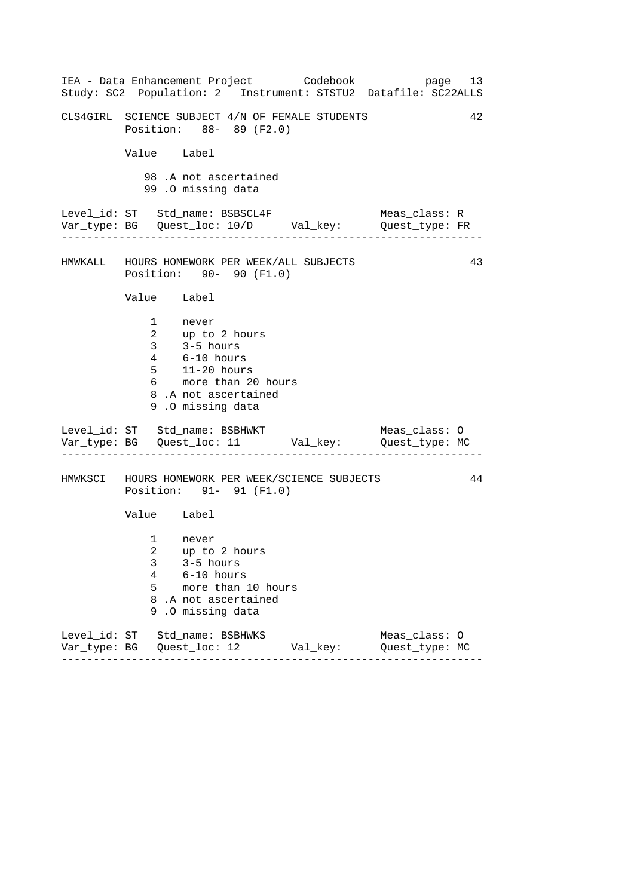CLS4GIRL SCIENCE SUBJECT 4/N OF FEMALE STUDENTS 42

Position: 88- 89 (F2.0)

| Value | Label |
|---|---|
| 98 .A | not ascertained |
| 99 .O | missing data |

Level_id: ST Std_name: BSBSCL4F Meas_class: R
Var_type: BG Quest_loc: 10/D Val_key: Quest_type: FR

---

HMWKALL HOURS HOMEWORK PER WEEK/ALL SUBJECTS 43

Position: 90- 90 (F1.0)

| Value | Label |
|---|---|
| 1 | never |
| 2 | up to 2 hours |
| 3 | 3-5 hours |
| 4 | 6-10 hours |
| 5 | 11-20 hours |
| 6 | more than 20 hours |
| 8 .A | not ascertained |
| 9 .O | missing data |

Level_id: ST Std_name: BSBHWKT Meas_class: O
Var_type: BG Quest_loc: 11 Val_key: Quest_type: MC

---

HMWKSCI HOURS HOMEWORK PER WEEK/SCIENCE SUBJECTS 44

Position: 91- 91 (F1.0)

| Value | Label |
|---|---|
| 1 | never |
| 2 | up to 2 hours |
| 3 | 3-5 hours |
| 4 | 6-10 hours |
| 5 | more than 10 hours |
| 8 .A | not ascertained |
| 9 .O | missing data |

Level_id: ST Std_name: BSBHWKS Meas_class: O
Var_type: BG Quest_loc: 12 Val_key: Quest_type: MC

---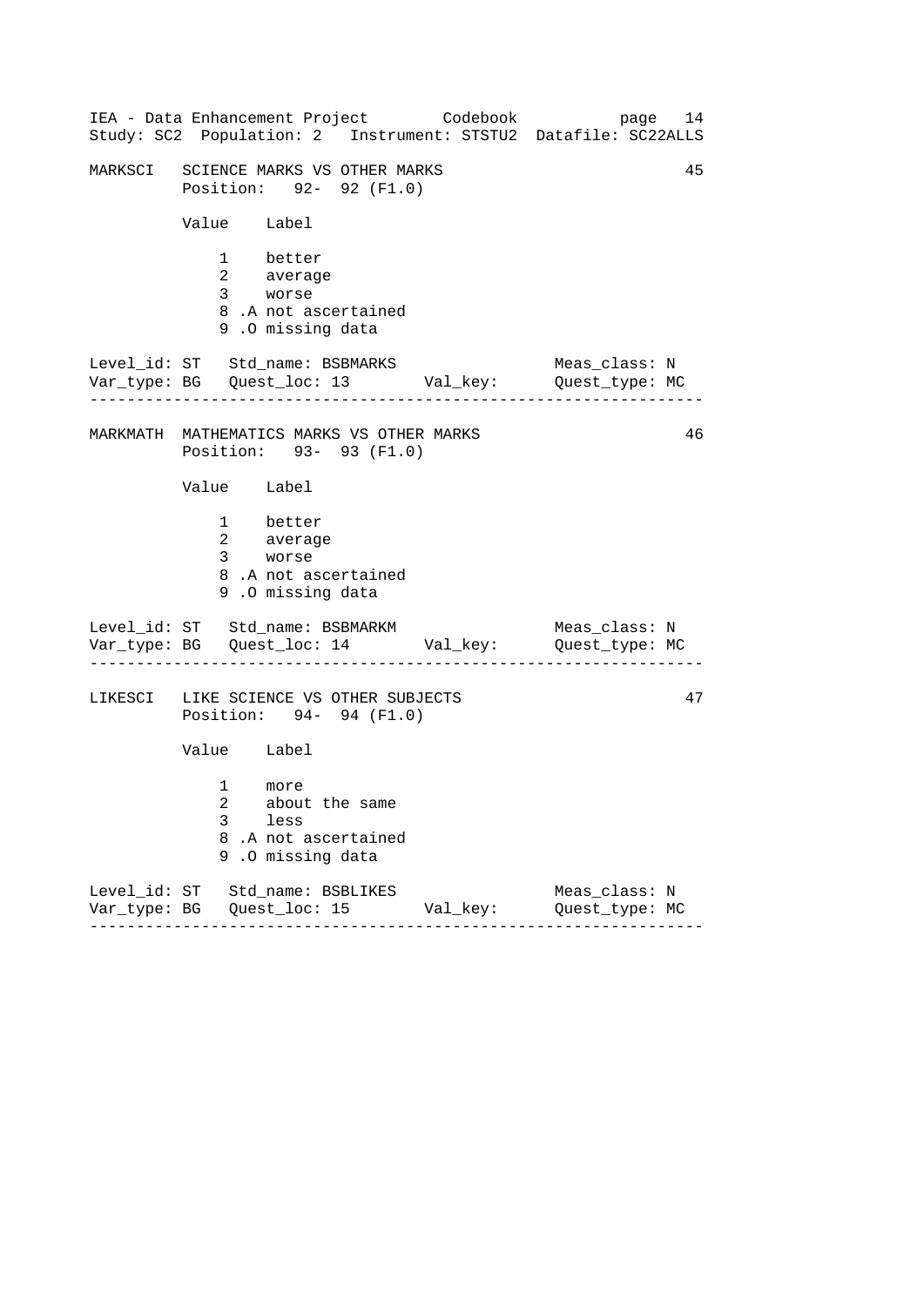MARKSCI   SCIENCE MARKS VS OTHER MARKS   45

Position: 92- 92 (F1.0)

| Value | Label |
|---|---|
| 1 | better |
| 2 | average |
| 3 | worse |
| 8 .A | not ascertained |
| 9 .O | missing data |

Level_id: ST   Std_name: BSBMARKS   Meas_class: N
Var_type: BG   Quest_loc: 13   Val_key:   Quest_type: MC

---

MARKMATH   MATHEMATICS MARKS VS OTHER MARKS   46

Position: 93- 93 (F1.0)

| Value | Label |
|---|---|
| 1 | better |
| 2 | average |
| 3 | worse |
| 8 .A | not ascertained |
| 9 .O | missing data |

Level_id: ST   Std_name: BSBMARKM   Meas_class: N
Var_type: BG   Quest_loc: 14   Val_key:   Quest_type: MC

---

LIKESCI   LIKE SCIENCE VS OTHER SUBJECTS   47

Position: 94- 94 (F1.0)

| Value | Label |
|---|---|
| 1 | more |
| 2 | about the same |
| 3 | less |
| 8 .A | not ascertained |
| 9 .O | missing data |

Level_id: ST   Std_name: BSBLIKES   Meas_class: N
Var_type: BG   Quest_loc: 15   Val_key:   Quest_type: MC

---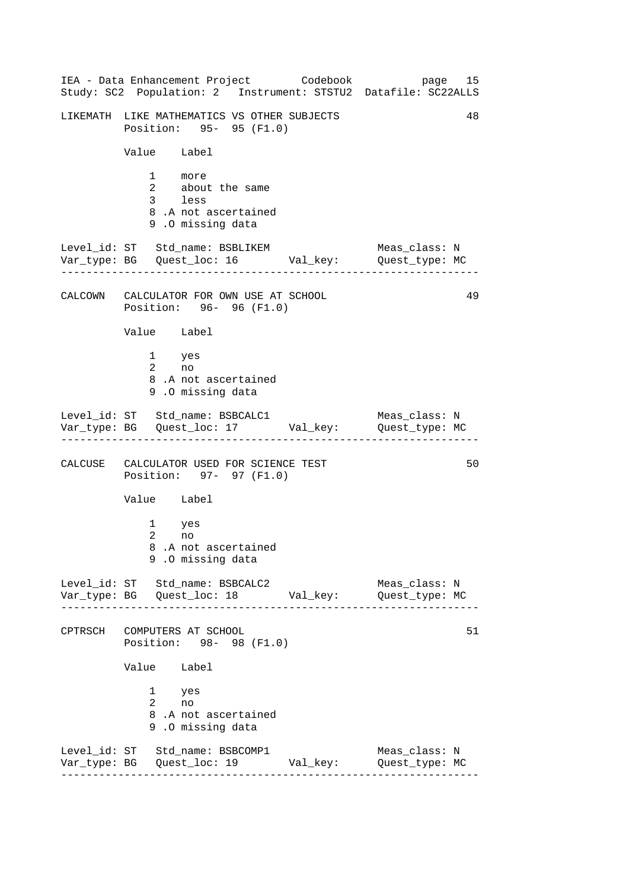LIKEMATH LIKE MATHEMATICS VS OTHER SUBJECTS 48
Position: 95- 95 (F1.0)

| Value | Label |
|---|---|
| 1 | more |
| 2 | about the same |
| 3 | less |
| 8 .A | not ascertained |
| 9 .O | missing data |

Level_id: ST Std_name: BSBLIKEM Meas_class: N
Var_type: BG Quest_loc: 16 Val_key: Quest_type: MC

---

CALCOWN CALCULATOR FOR OWN USE AT SCHOOL 49
Position: 96- 96 (F1.0)

| Value | Label |
|---|---|
| 1 | yes |
| 2 | no |
| 8 .A | not ascertained |
| 9 .O | missing data |

Level_id: ST Std_name: BSBCALC1 Meas_class: N
Var_type: BG Quest_loc: 17 Val_key: Quest_type: MC

---

CALCUSE CALCULATOR USED FOR SCIENCE TEST 50
Position: 97- 97 (F1.0)

| Value | Label |
|---|---|
| 1 | yes |
| 2 | no |
| 8 .A | not ascertained |
| 9 .O | missing data |

Level_id: ST Std_name: BSBCALC2 Meas_class: N
Var_type: BG Quest_loc: 18 Val_key: Quest_type: MC

---

CPTRSCH COMPUTERS AT SCHOOL 51
Position: 98- 98 (F1.0)

| Value | Label |
|---|---|
| 1 | yes |
| 2 | no |
| 8 .A | not ascertained |
| 9 .O | missing data |

Level_id: ST Std_name: BSBCOMP1 Meas_class: N
Var_type: BG Quest_loc: 19 Val_key: Quest_type: MC

---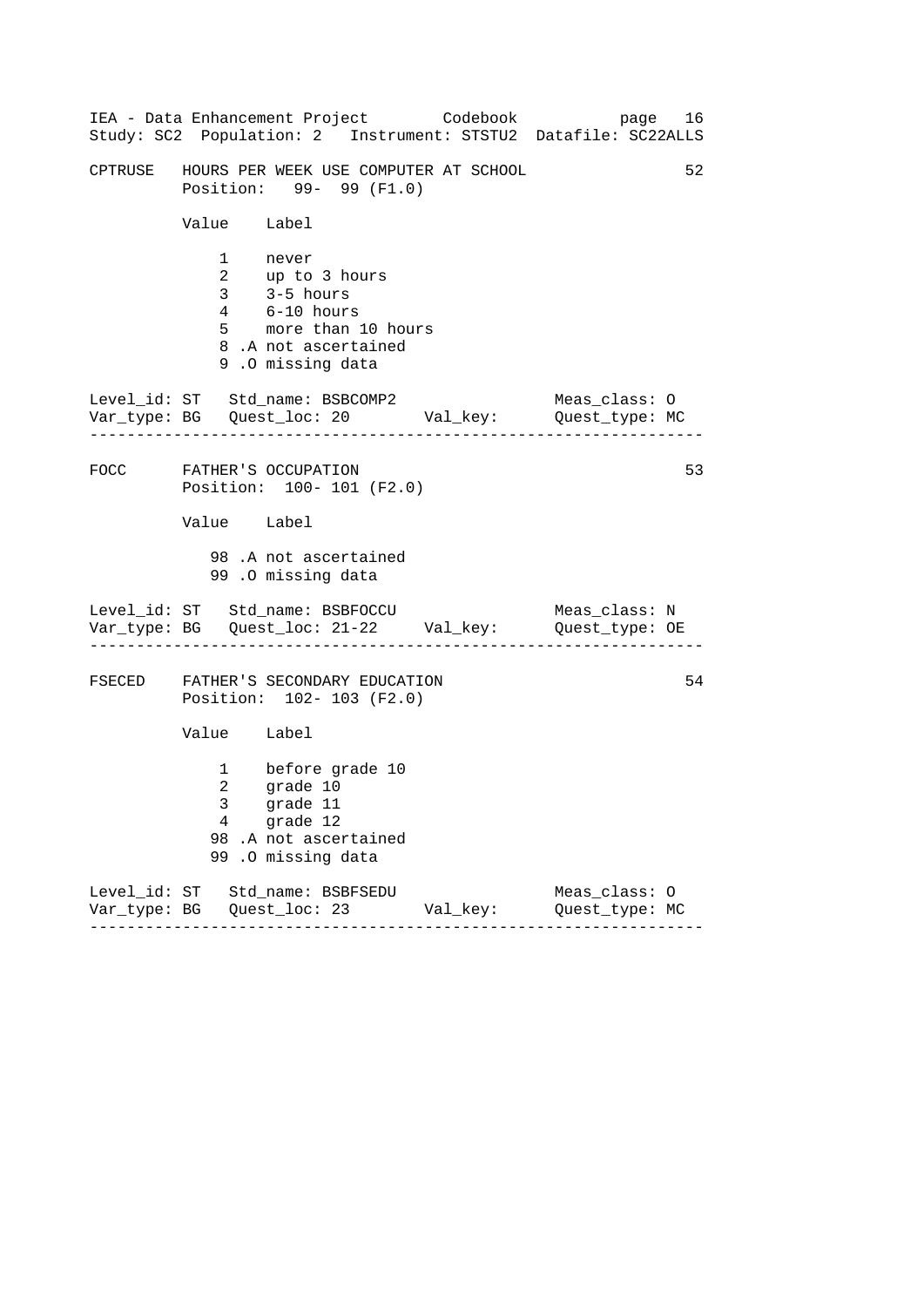CPTRUSE   HOURS PER WEEK USE COMPUTER AT SCHOOL   52

Position: 99- 99 (F1.0)

| Value | Label |
|---|---|
| 1 | never |
| 2 | up to 3 hours |
| 3 | 3-5 hours |
| 4 | 6-10 hours |
| 5 | more than 10 hours |
| 8 .A | not ascertained |
| 9 .O | missing data |

Level_id: ST   Std_name: BSBCOMP2   Meas_class: O
Var_type: BG   Quest_loc: 20   Val_key:   Quest_type: MC

---

FOCC   FATHER'S OCCUPATION   53

Position: 100- 101 (F2.0)

| Value | Label |
|---|---|
| 98 .A | not ascertained |
| 99 .O | missing data |

Level_id: ST   Std_name: BSBFOCCU   Meas_class: N
Var_type: BG   Quest_loc: 21-22   Val_key:   Quest_type: OE

---

FSECED   FATHER'S SECONDARY EDUCATION   54

Position: 102- 103 (F2.0)

| Value | Label |
|---|---|
| 1 | before grade 10 |
| 2 | grade 10 |
| 3 | grade 11 |
| 4 | grade 12 |
| 98 .A | not ascertained |
| 99 .O | missing data |

Level_id: ST   Std_name: BSBFSEDU   Meas_class: O
Var_type: BG   Quest_loc: 23   Val_key:   Quest_type: MC

---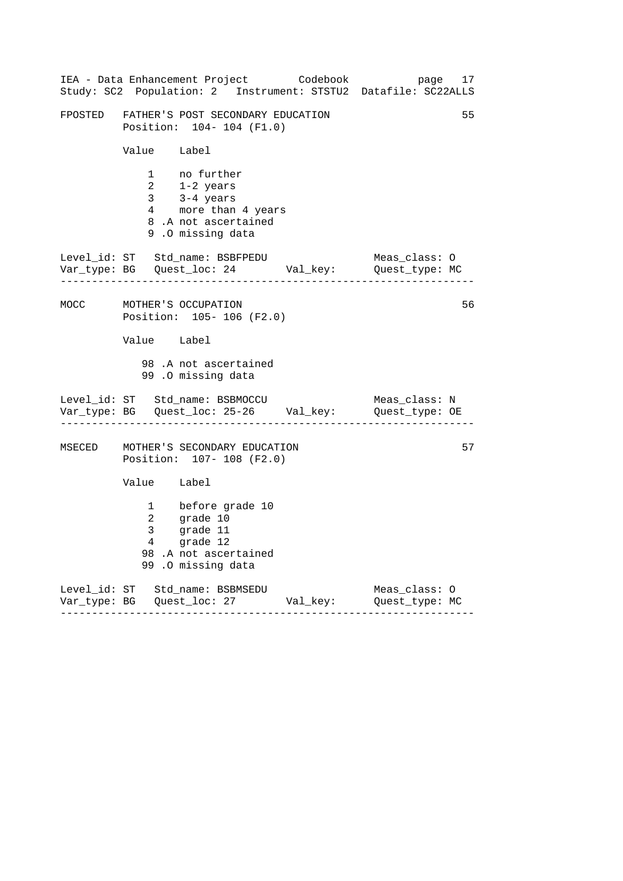```
FPOSTED   FATHER'S POST SECONDARY EDUCATION                         55
          Position:  104- 104 (F1.0)

          Value    Label

              1    no further
              2    1-2 years
              3    3-4 years
              4    more than 4 years
              8 .A not ascertained
              9 .O missing data

Level_id: ST   Std_name: BSBFPEDU                    Meas_class: O
Var_type: BG   Quest_loc: 24       Val_key:          Quest_type: MC
-------------------------------------------------------------------

MOCC      MOTHER'S OCCUPATION                                       56
          Position:  105- 106 (F2.0)

          Value    Label

             98 .A not ascertained
             99 .O missing data

Level_id: ST   Std_name: BSBMOCCU                    Meas_class: N
Var_type: BG   Quest_loc: 25-26    Val_key:          Quest_type: OE
-------------------------------------------------------------------

MSECED    MOTHER'S SECONDARY EDUCATION                              57
          Position:  107- 108 (F2.0)

          Value    Label

              1    before grade 10
              2    grade 10
              3    grade 11
              4    grade 12
             98 .A not ascertained
             99 .O missing data

Level_id: ST   Std_name: BSBMSEDU                    Meas_class: O
Var_type: BG   Quest_loc: 27       Val_key:          Quest_type: MC
-------------------------------------------------------------------
```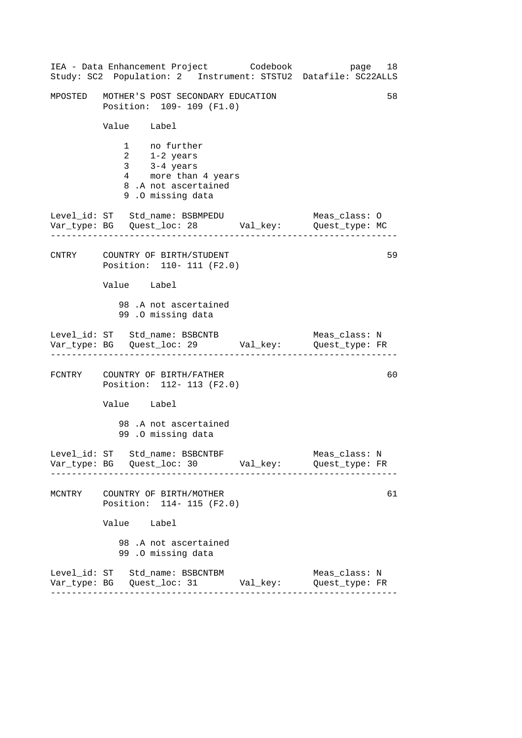MPOSTED MOTHER'S POST SECONDARY EDUCATION 58
Position: 109- 109 (F1.0)

| Value | Label |
|---|---|
| 1 | no further |
| 2 | 1-2 years |
| 3 | 3-4 years |
| 4 | more than 4 years |
| 8 .A | not ascertained |
| 9 .O | missing data |

Level_id: ST Std_name: BSBMPEDU Meas_class: O
Var_type: BG Quest_loc: 28 Val_key: Quest_type: MC

---

CNTRY COUNTRY OF BIRTH/STUDENT 59
Position: 110- 111 (F2.0)

| Value | Label |
|---|---|
| 98 .A | not ascertained |
| 99 .O | missing data |

Level_id: ST Std_name: BSBCNTB Meas_class: N
Var_type: BG Quest_loc: 29 Val_key: Quest_type: FR

---

FCNTRY COUNTRY OF BIRTH/FATHER 60
Position: 112- 113 (F2.0)

| Value | Label |
|---|---|
| 98 .A | not ascertained |
| 99 .O | missing data |

Level_id: ST Std_name: BSBCNTBF Meas_class: N
Var_type: BG Quest_loc: 30 Val_key: Quest_type: FR

---

MCNTRY COUNTRY OF BIRTH/MOTHER 61
Position: 114- 115 (F2.0)

| Value | Label |
|---|---|
| 98 .A | not ascertained |
| 99 .O | missing data |

Level_id: ST Std_name: BSBCNTBM Meas_class: N
Var_type: BG Quest_loc: 31 Val_key: Quest_type: FR

---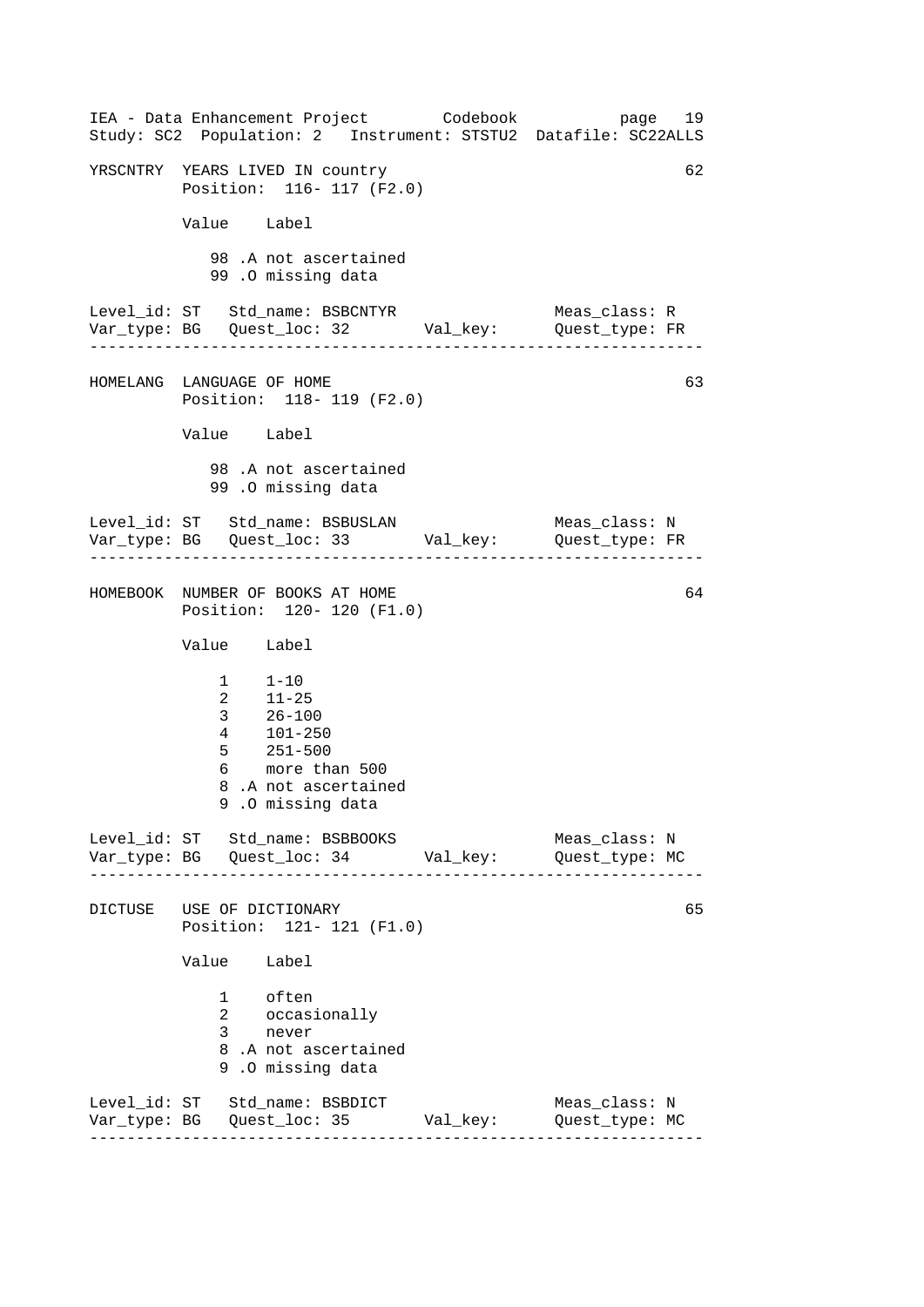YRSCNTRY YEARS LIVED IN country 62
Position: 116- 117 (F2.0)

Value Label

98 .A not ascertained
99 .O missing data

Level_id: ST Std_name: BSBCNTYR Meas_class: R
Var_type: BG Quest_loc: 32 Val_key: Quest_type: FR

---

HOMELANG LANGUAGE OF HOME 63
Position: 118- 119 (F2.0)

Value Label

98 .A not ascertained
99 .O missing data

Level_id: ST Std_name: BSBUSLAN Meas_class: N
Var_type: BG Quest_loc: 33 Val_key: Quest_type: FR

---

HOMEBOOK NUMBER OF BOOKS AT HOME 64
Position: 120- 120 (F1.0)

Value Label

1 1-10
2 11-25
3 26-100
4 101-250
5 251-500
6 more than 500
8 .A not ascertained
9 .O missing data

Level_id: ST Std_name: BSBBOOKS Meas_class: N
Var_type: BG Quest_loc: 34 Val_key: Quest_type: MC

---

DICTUSE USE OF DICTIONARY 65
Position: 121- 121 (F1.0)

Value Label

1 often
2 occasionally
3 never
8 .A not ascertained
9 .O missing data

Level_id: ST Std_name: BSBDICT Meas_class: N
Var_type: BG Quest_loc: 35 Val_key: Quest_type: MC

---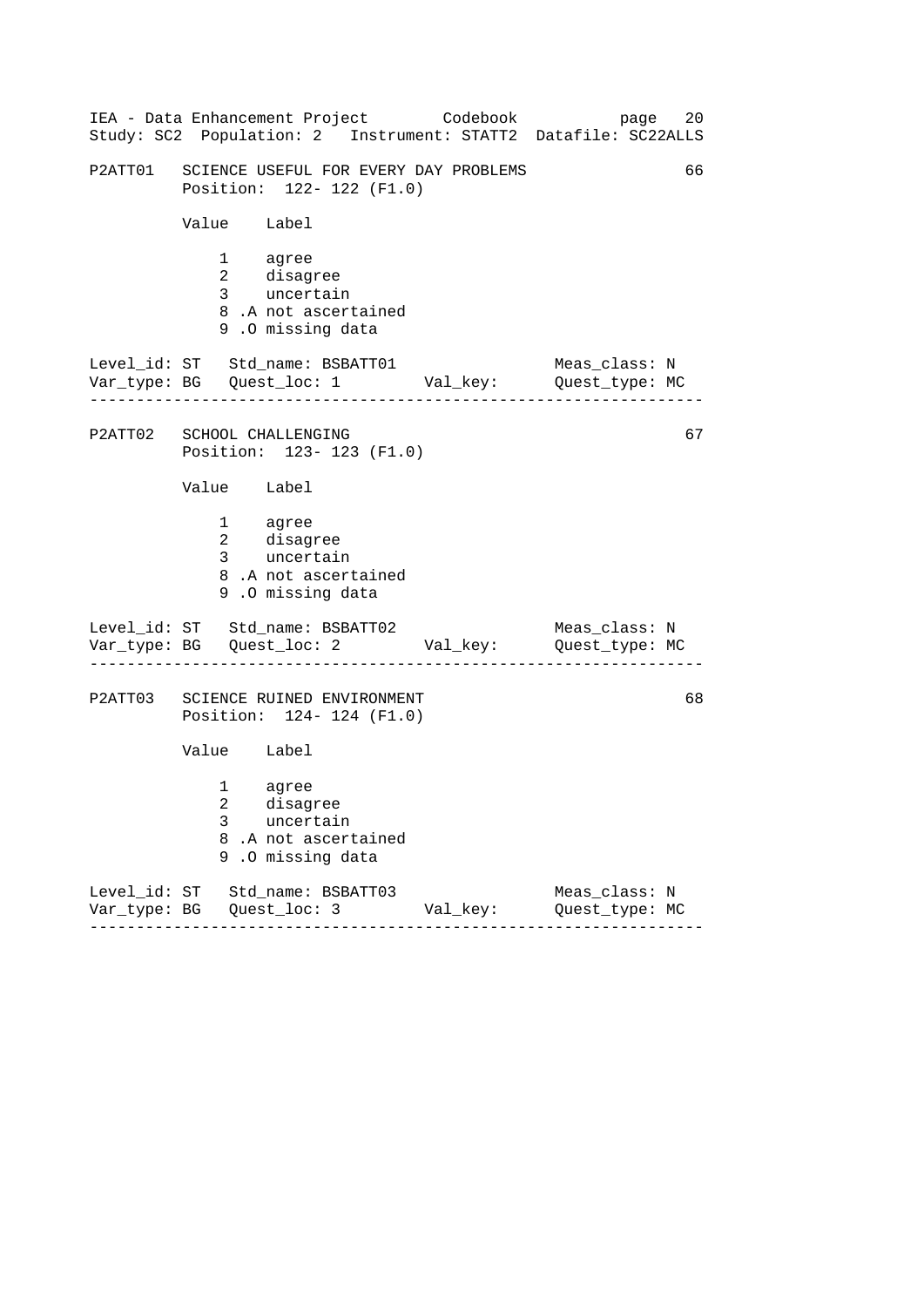```
P2ATT01   SCIENCE USEFUL FOR EVERY DAY PROBLEMS                   66
          Position:  122- 122 (F1.0)

          Value    Label

              1    agree
              2    disagree
              3    uncertain
              8 .A not ascertained
              9 .O missing data

Level_id: ST   Std_name: BSBATT01                 Meas_class: N
Var_type: BG   Quest_loc: 1        Val_key:       Quest_type: MC
-------------------------------------------------------------------

P2ATT02   SCHOOL CHALLENGING                                      67
          Position:  123- 123 (F1.0)

          Value    Label

              1    agree
              2    disagree
              3    uncertain
              8 .A not ascertained
              9 .O missing data

Level_id: ST   Std_name: BSBATT02                 Meas_class: N
Var_type: BG   Quest_loc: 2        Val_key:       Quest_type: MC
-------------------------------------------------------------------

P2ATT03   SCIENCE RUINED ENVIRONMENT                              68
          Position:  124- 124 (F1.0)

          Value    Label

              1    agree
              2    disagree
              3    uncertain
              8 .A not ascertained
              9 .O missing data

Level_id: ST   Std_name: BSBATT03                 Meas_class: N
Var_type: BG   Quest_loc: 3        Val_key:       Quest_type: MC
-------------------------------------------------------------------
```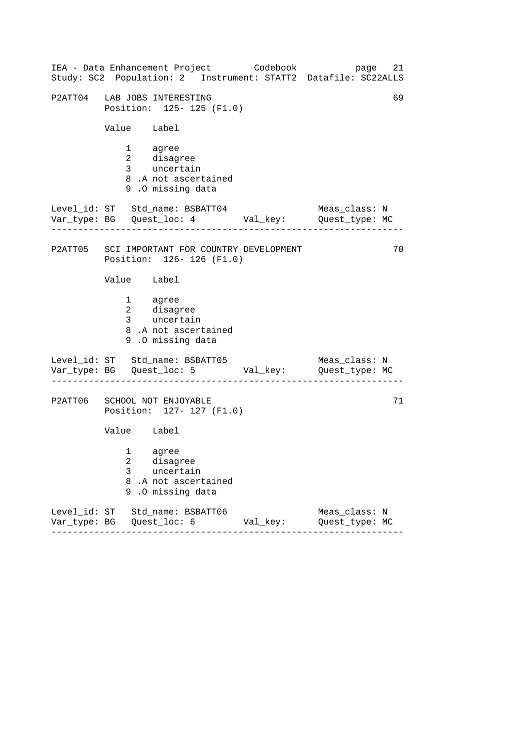```
P2ATT04   LAB JOBS INTERESTING                                      69
          Position:  125- 125 (F1.0)

          Value    Label

              1    agree
              2    disagree
              3    uncertain
              8 .A not ascertained
              9 .O missing data

Level_id: ST   Std_name: BSBATT04                  Meas_class: N
Var_type: BG   Quest_loc: 4         Val_key:       Quest_type: MC
------------------------------------------------------------------

P2ATT05   SCI IMPORTANT FOR COUNTRY DEVELOPMENT                     70
          Position:  126- 126 (F1.0)

          Value    Label

              1    agree
              2    disagree
              3    uncertain
              8 .A not ascertained
              9 .O missing data

Level_id: ST   Std_name: BSBATT05                  Meas_class: N
Var_type: BG   Quest_loc: 5         Val_key:       Quest_type: MC
------------------------------------------------------------------

P2ATT06   SCHOOL NOT ENJOYABLE                                      71
          Position:  127- 127 (F1.0)

          Value    Label

              1    agree
              2    disagree
              3    uncertain
              8 .A not ascertained
              9 .O missing data

Level_id: ST   Std_name: BSBATT06                  Meas_class: N
Var_type: BG   Quest_loc: 6         Val_key:       Quest_type: MC
------------------------------------------------------------------
```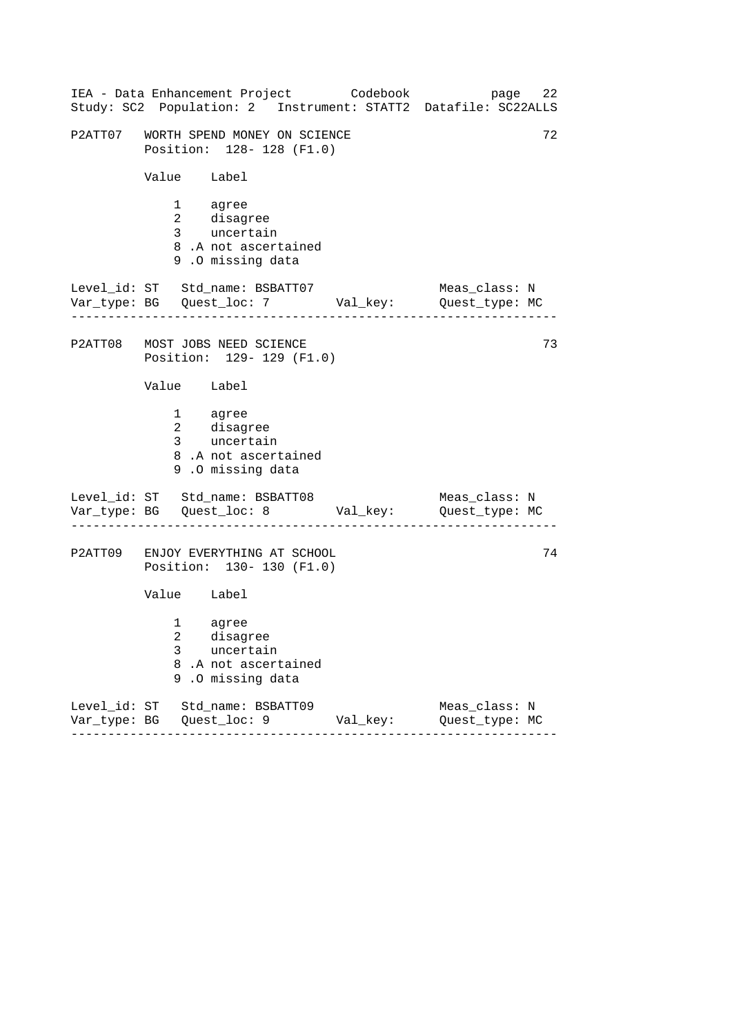```
P2ATT07   WORTH SPEND MONEY ON SCIENCE                              72
          Position:  128- 128 (F1.0)

          Value    Label

              1    agree
              2    disagree
              3    uncertain
              8 .A not ascertained
              9 .O missing data

Level_id: ST   Std_name: BSBATT07                  Meas_class: N
Var_type: BG   Quest_loc: 7         Val_key:       Quest_type: MC
------------------------------------------------------------------

P2ATT08   MOST JOBS NEED SCIENCE                                    73
          Position:  129- 129 (F1.0)

          Value    Label

              1    agree
              2    disagree
              3    uncertain
              8 .A not ascertained
              9 .O missing data

Level_id: ST   Std_name: BSBATT08                  Meas_class: N
Var_type: BG   Quest_loc: 8         Val_key:       Quest_type: MC
------------------------------------------------------------------

P2ATT09   ENJOY EVERYTHING AT SCHOOL                                74
          Position:  130- 130 (F1.0)

          Value    Label

              1    agree
              2    disagree
              3    uncertain
              8 .A not ascertained
              9 .O missing data

Level_id: ST   Std_name: BSBATT09                  Meas_class: N
Var_type: BG   Quest_loc: 9         Val_key:       Quest_type: MC
------------------------------------------------------------------
```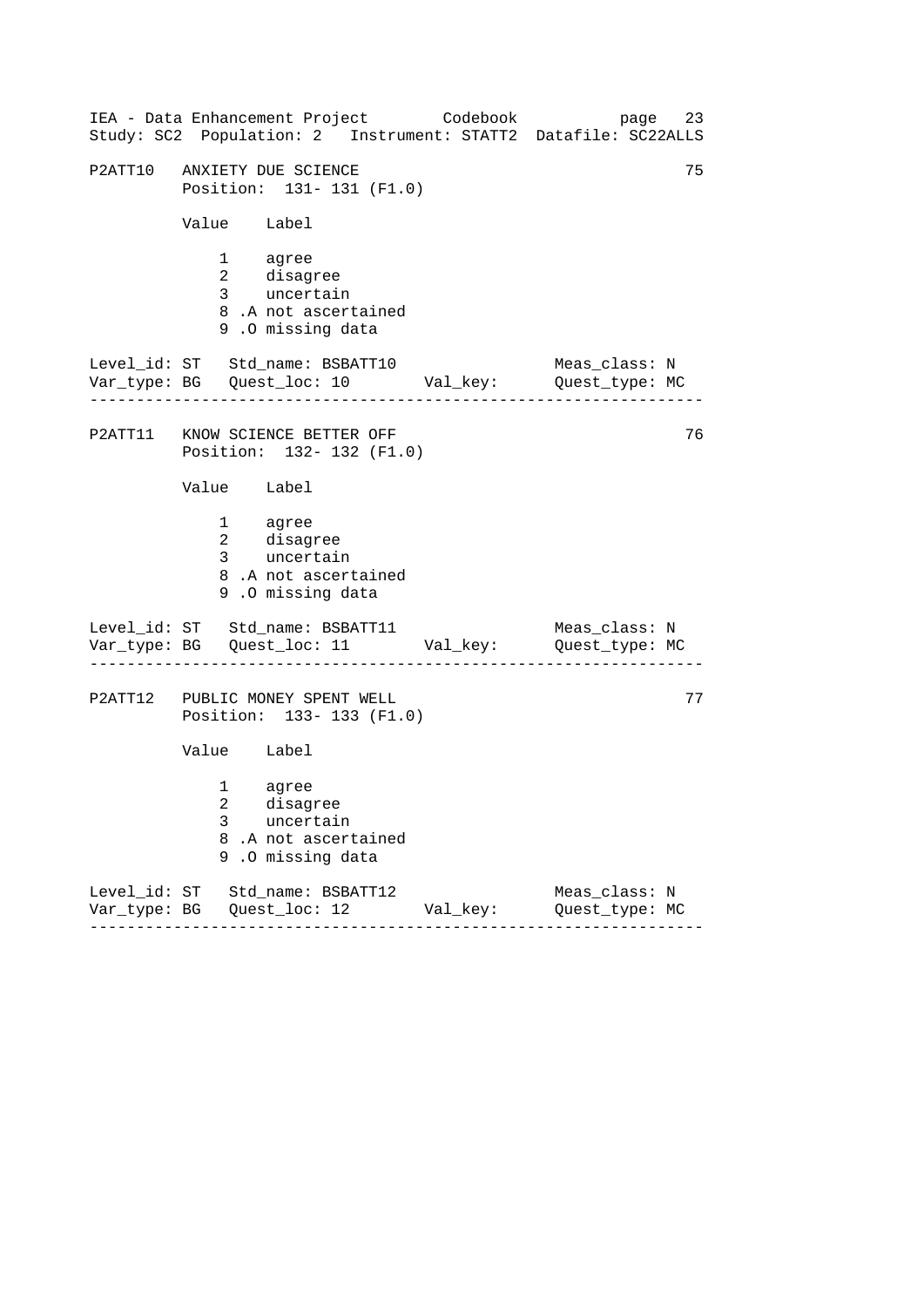```
P2ATT10   ANXIETY DUE SCIENCE                                        75
          Position:  131- 131 (F1.0)

          Value    Label

              1    agree
              2    disagree
              3    uncertain
              8 .A not ascertained
              9 .O missing data

Level_id: ST   Std_name: BSBATT10                  Meas_class: N
Var_type: BG   Quest_loc: 10        Val_key:       Quest_type: MC
------------------------------------------------------------------

P2ATT11   KNOW SCIENCE BETTER OFF                                    76
          Position:  132- 132 (F1.0)

          Value    Label

              1    agree
              2    disagree
              3    uncertain
              8 .A not ascertained
              9 .O missing data

Level_id: ST   Std_name: BSBATT11                  Meas_class: N
Var_type: BG   Quest_loc: 11        Val_key:       Quest_type: MC
------------------------------------------------------------------

P2ATT12   PUBLIC MONEY SPENT WELL                                    77
          Position:  133- 133 (F1.0)

          Value    Label

              1    agree
              2    disagree
              3    uncertain
              8 .A not ascertained
              9 .O missing data

Level_id: ST   Std_name: BSBATT12                  Meas_class: N
Var_type: BG   Quest_loc: 12        Val_key:       Quest_type: MC
------------------------------------------------------------------
```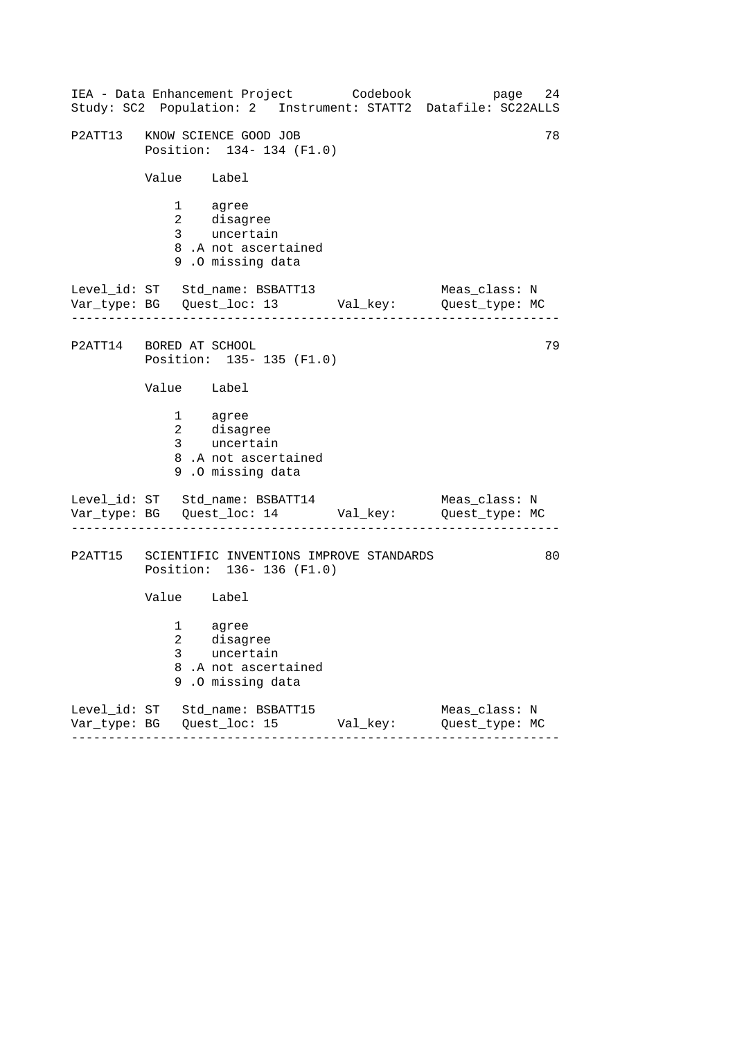P2ATT13   KNOW SCIENCE GOOD JOB                                   78
          Position:  134- 134 (F1.0)

| Value | Label |
|---|---|
| 1 | agree |
| 2 | disagree |
| 3 | uncertain |
| 8 .A | not ascertained |
| 9 .O | missing data |

Level_id: ST   Std_name: BSBATT13                Meas_class: N
Var_type: BG   Quest_loc: 13        Val_key:     Quest_type: MC

---

P2ATT14   BORED AT SCHOOL                                         79
          Position:  135- 135 (F1.0)

| Value | Label |
|---|---|
| 1 | agree |
| 2 | disagree |
| 3 | uncertain |
| 8 .A | not ascertained |
| 9 .O | missing data |

Level_id: ST   Std_name: BSBATT14                Meas_class: N
Var_type: BG   Quest_loc: 14        Val_key:     Quest_type: MC

---

P2ATT15   SCIENTIFIC INVENTIONS IMPROVE STANDARDS                 80
          Position:  136- 136 (F1.0)

| Value | Label |
|---|---|
| 1 | agree |
| 2 | disagree |
| 3 | uncertain |
| 8 .A | not ascertained |
| 9 .O | missing data |

Level_id: ST   Std_name: BSBATT15                Meas_class: N
Var_type: BG   Quest_loc: 15        Val_key:     Quest_type: MC

---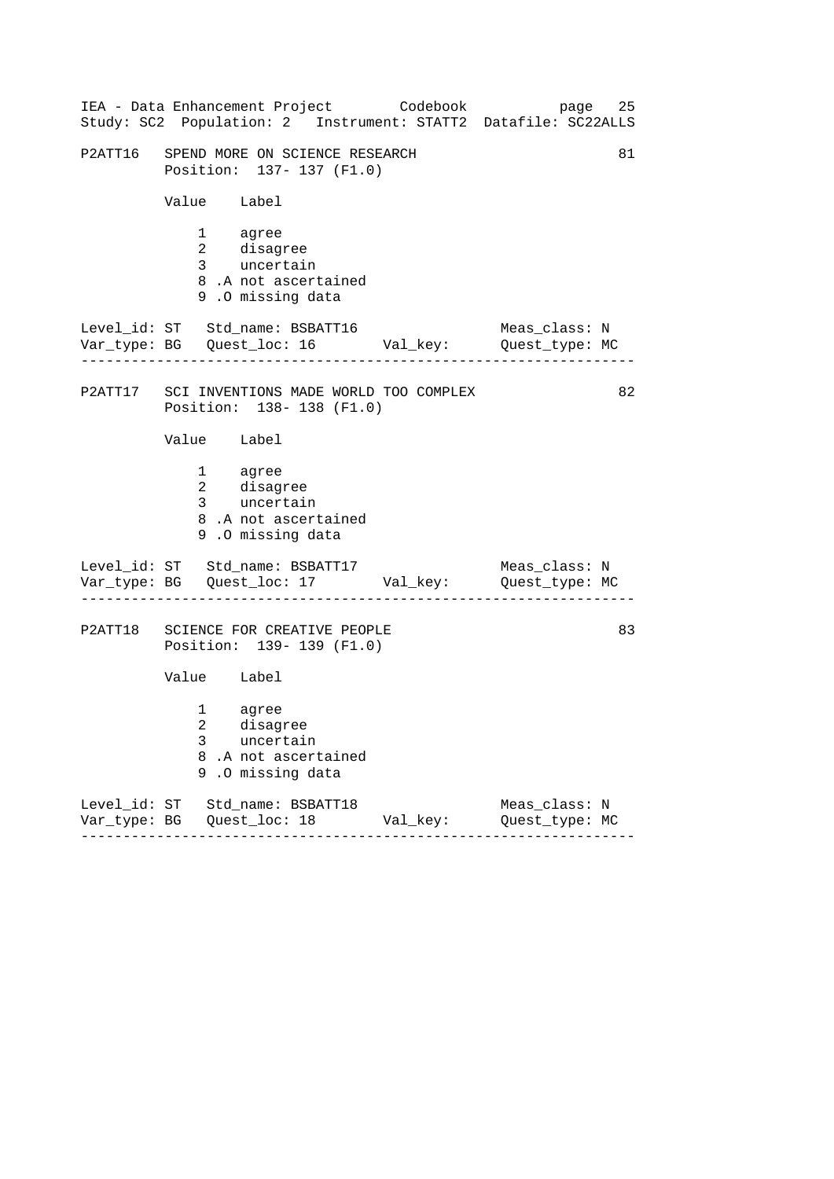P2ATT16 SPEND MORE ON SCIENCE RESEARCH 81
Position: 137- 137 (F1.0)

| Value | Label |
|---|---|
| 1 | agree |
| 2 | disagree |
| 3 | uncertain |
| 8 .A | not ascertained |
| 9 .O | missing data |

Level_id: ST   Std_name: BSBATT16   Meas_class: N
Var_type: BG   Quest_loc: 16   Val_key:   Quest_type: MC

---

P2ATT17 SCI INVENTIONS MADE WORLD TOO COMPLEX 82
Position: 138- 138 (F1.0)

| Value | Label |
|---|---|
| 1 | agree |
| 2 | disagree |
| 3 | uncertain |
| 8 .A | not ascertained |
| 9 .O | missing data |

Level_id: ST   Std_name: BSBATT17   Meas_class: N
Var_type: BG   Quest_loc: 17   Val_key:   Quest_type: MC

---

P2ATT18 SCIENCE FOR CREATIVE PEOPLE 83
Position: 139- 139 (F1.0)

| Value | Label |
|---|---|
| 1 | agree |
| 2 | disagree |
| 3 | uncertain |
| 8 .A | not ascertained |
| 9 .O | missing data |

Level_id: ST   Std_name: BSBATT18   Meas_class: N
Var_type: BG   Quest_loc: 18   Val_key:   Quest_type: MC

---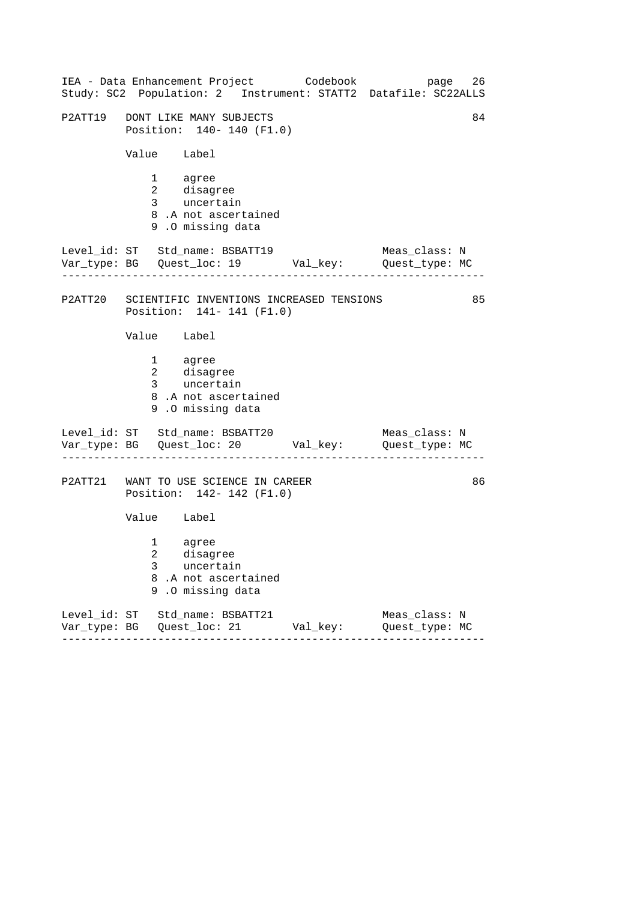```
P2ATT19   DONT LIKE MANY SUBJECTS                                  84
          Position:  140- 140 (F1.0)

          Value    Label

              1    agree
              2    disagree
              3    uncertain
              8 .A not ascertained
              9 .O missing data

Level_id: ST   Std_name: BSBATT19                  Meas_class: N
Var_type: BG   Quest_loc: 19        Val_key:       Quest_type: MC
-------------------------------------------------------------------

P2ATT20   SCIENTIFIC INVENTIONS INCREASED TENSIONS                 85
          Position:  141- 141 (F1.0)

          Value    Label

              1    agree
              2    disagree
              3    uncertain
              8 .A not ascertained
              9 .O missing data

Level_id: ST   Std_name: BSBATT20                  Meas_class: N
Var_type: BG   Quest_loc: 20        Val_key:       Quest_type: MC
-------------------------------------------------------------------

P2ATT21   WANT TO USE SCIENCE IN CAREER                            86
          Position:  142- 142 (F1.0)

          Value    Label

              1    agree
              2    disagree
              3    uncertain
              8 .A not ascertained
              9 .O missing data

Level_id: ST   Std_name: BSBATT21                  Meas_class: N
Var_type: BG   Quest_loc: 21        Val_key:       Quest_type: MC
-------------------------------------------------------------------
```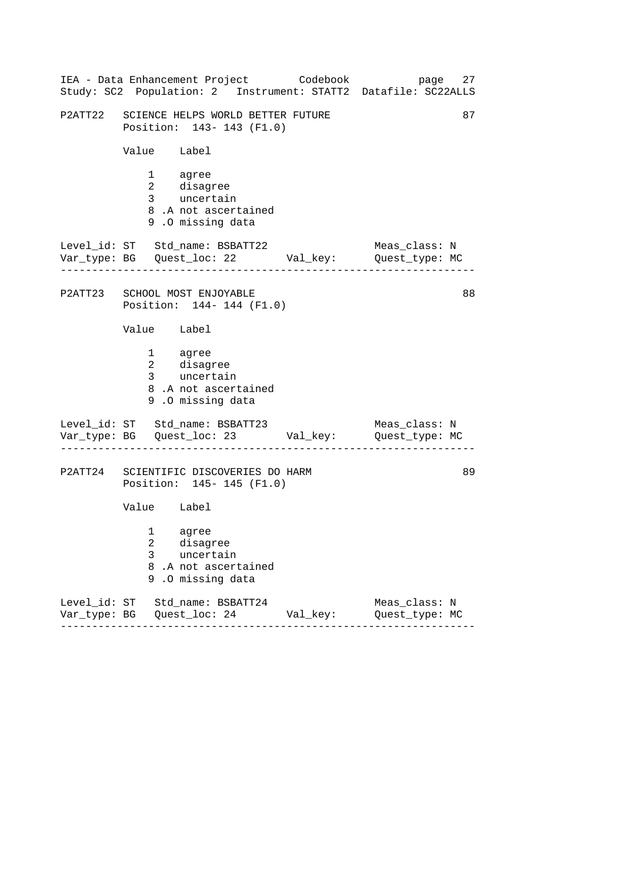P2ATT22 SCIENCE HELPS WORLD BETTER FUTURE 87
Position: 143- 143 (F1.0)

| Value | Label |
|---|---|
| 1 | agree |
| 2 | disagree |
| 3 | uncertain |
| 8 .A | not ascertained |
| 9 .O | missing data |

Level_id: ST Std_name: BSBATT22 Meas_class: N
Var_type: BG Quest_loc: 22 Val_key: Quest_type: MC

---

P2ATT23 SCHOOL MOST ENJOYABLE 88
Position: 144- 144 (F1.0)

| Value | Label |
|---|---|
| 1 | agree |
| 2 | disagree |
| 3 | uncertain |
| 8 .A | not ascertained |
| 9 .O | missing data |

Level_id: ST Std_name: BSBATT23 Meas_class: N
Var_type: BG Quest_loc: 23 Val_key: Quest_type: MC

---

P2ATT24 SCIENTIFIC DISCOVERIES DO HARM 89
Position: 145- 145 (F1.0)

| Value | Label |
|---|---|
| 1 | agree |
| 2 | disagree |
| 3 | uncertain |
| 8 .A | not ascertained |
| 9 .O | missing data |

Level_id: ST Std_name: BSBATT24 Meas_class: N
Var_type: BG Quest_loc: 24 Val_key: Quest_type: MC

---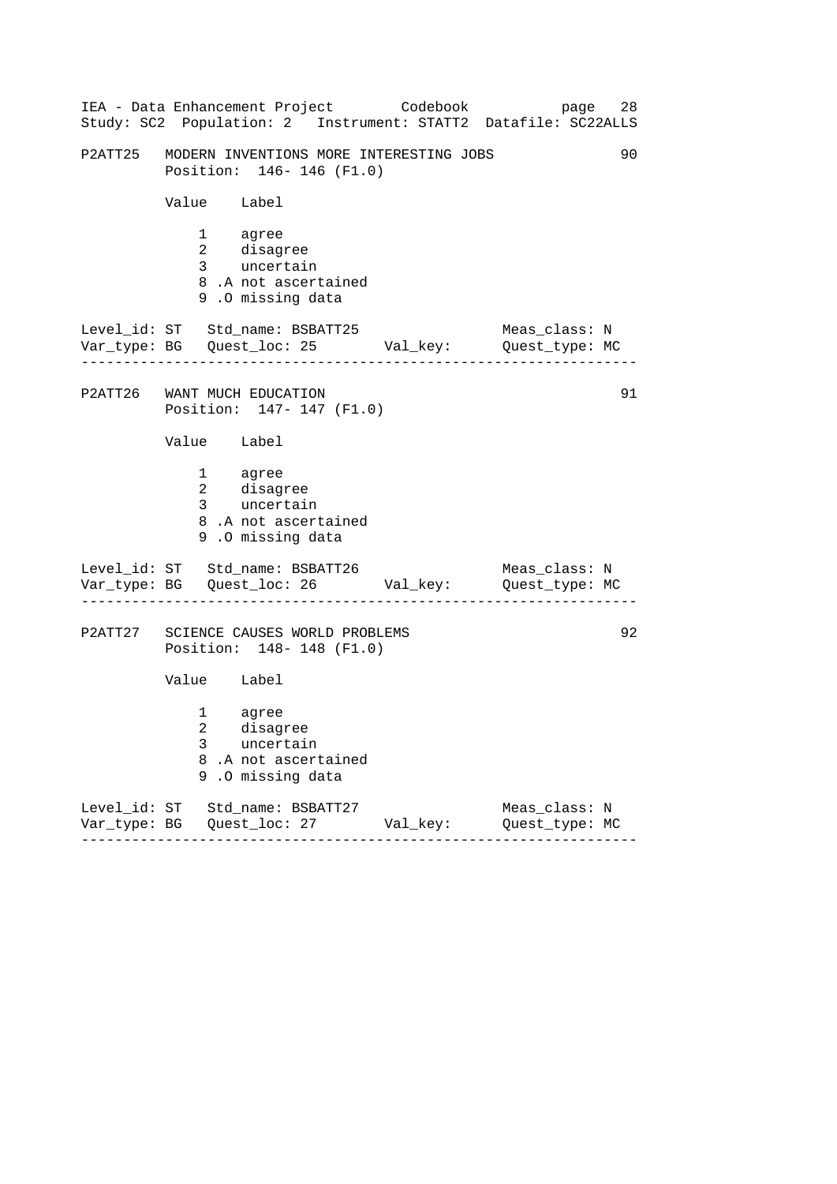P2ATT25 MODERN INVENTIONS MORE INTERESTING JOBS 90

Position: 146- 146 (F1.0)

| Value | Label |
|---|---|
| 1 | agree |
| 2 | disagree |
| 3 | uncertain |
| 8 .A | not ascertained |
| 9 .O | missing data |

Level_id: ST Std_name: BSBATT25 Meas_class: N
Var_type: BG Quest_loc: 25 Val_key: Quest_type: MC

---

P2ATT26 WANT MUCH EDUCATION 91

Position: 147- 147 (F1.0)

| Value | Label |
|---|---|
| 1 | agree |
| 2 | disagree |
| 3 | uncertain |
| 8 .A | not ascertained |
| 9 .O | missing data |

Level_id: ST Std_name: BSBATT26 Meas_class: N
Var_type: BG Quest_loc: 26 Val_key: Quest_type: MC

---

P2ATT27 SCIENCE CAUSES WORLD PROBLEMS 92

Position: 148- 148 (F1.0)

| Value | Label |
|---|---|
| 1 | agree |
| 2 | disagree |
| 3 | uncertain |
| 8 .A | not ascertained |
| 9 .O | missing data |

Level_id: ST Std_name: BSBATT27 Meas_class: N
Var_type: BG Quest_loc: 27 Val_key: Quest_type: MC

---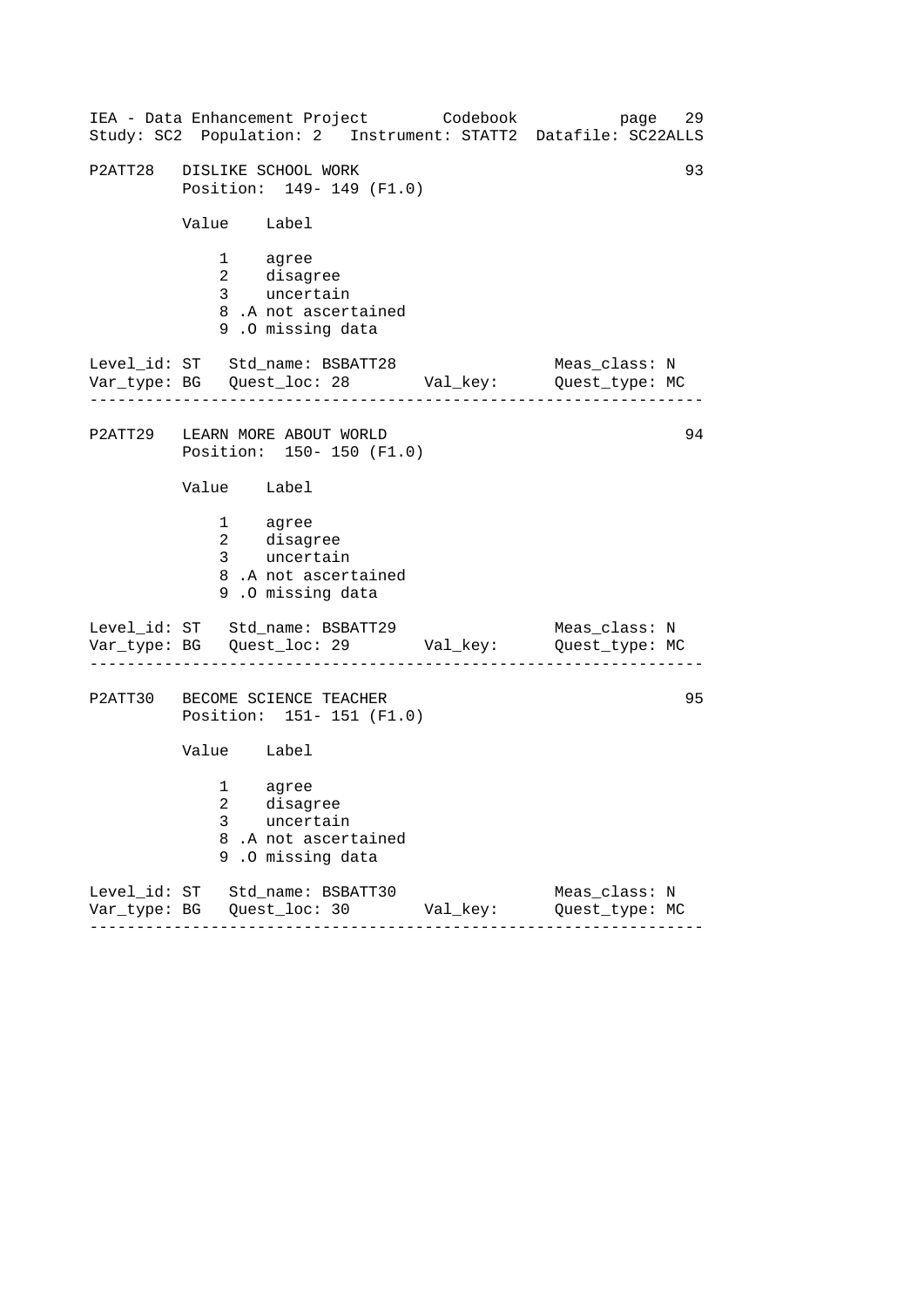P2ATT28 DISLIKE SCHOOL WORK 93
Position: 149- 149 (F1.0)

| Value | Label |
|---|---|
| 1 | agree |
| 2 | disagree |
| 3 | uncertain |
| 8 | .A not ascertained |
| 9 | .O missing data |

Level_id: ST Std_name: BSBATT28 Meas_class: N
Var_type: BG Quest_loc: 28 Val_key: Quest_type: MC

---

P2ATT29 LEARN MORE ABOUT WORLD 94
Position: 150- 150 (F1.0)

| Value | Label |
|---|---|
| 1 | agree |
| 2 | disagree |
| 3 | uncertain |
| 8 | .A not ascertained |
| 9 | .O missing data |

Level_id: ST Std_name: BSBATT29 Meas_class: N
Var_type: BG Quest_loc: 29 Val_key: Quest_type: MC

---

P2ATT30 BECOME SCIENCE TEACHER 95
Position: 151- 151 (F1.0)

| Value | Label |
|---|---|
| 1 | agree |
| 2 | disagree |
| 3 | uncertain |
| 8 | .A not ascertained |
| 9 | .O missing data |

Level_id: ST Std_name: BSBATT30 Meas_class: N
Var_type: BG Quest_loc: 30 Val_key: Quest_type: MC

---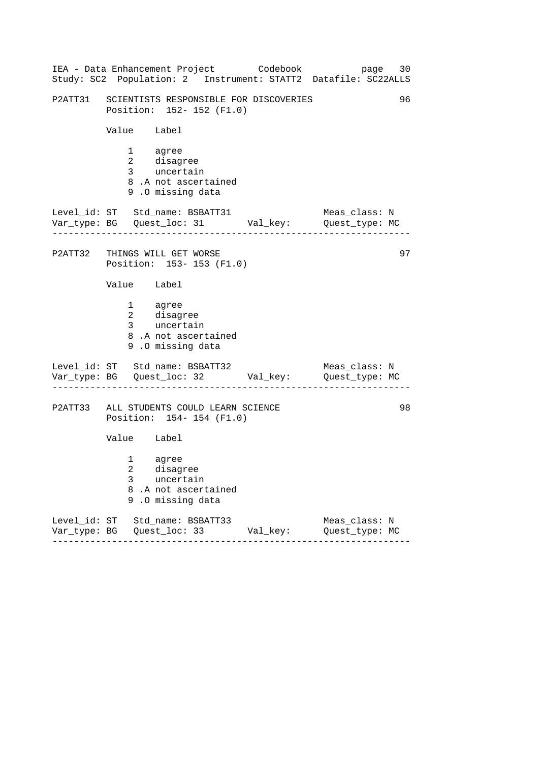```
IEA - Data Enhancement Project        Codebook           page  30
Study: SC2  Population: 2   Instrument: STATT2  Datafile: SC22ALLS

P2ATT31   SCIENTISTS RESPONSIBLE FOR DISCOVERIES                   96
          Position:  152- 152 (F1.0)

          Value    Label

              1    agree
              2    disagree
              3    uncertain
              8 .A not ascertained
              9 .O missing data

Level_id: ST   Std_name: BSBATT31                 Meas_class: N
Var_type: BG   Quest_loc: 31       Val_key:       Quest_type: MC
------------------------------------------------------------------

P2ATT32   THINGS WILL GET WORSE                                    97
          Position:  153- 153 (F1.0)

          Value    Label

              1    agree
              2    disagree
              3    uncertain
              8 .A not ascertained
              9 .O missing data

Level_id: ST   Std_name: BSBATT32                 Meas_class: N
Var_type: BG   Quest_loc: 32       Val_key:       Quest_type: MC
------------------------------------------------------------------

P2ATT33   ALL STUDENTS COULD LEARN SCIENCE                         98
          Position:  154- 154 (F1.0)

          Value    Label

              1    agree
              2    disagree
              3    uncertain
              8 .A not ascertained
              9 .O missing data

Level_id: ST   Std_name: BSBATT33                 Meas_class: N
Var_type: BG   Quest_loc: 33       Val_key:       Quest_type: MC
------------------------------------------------------------------
```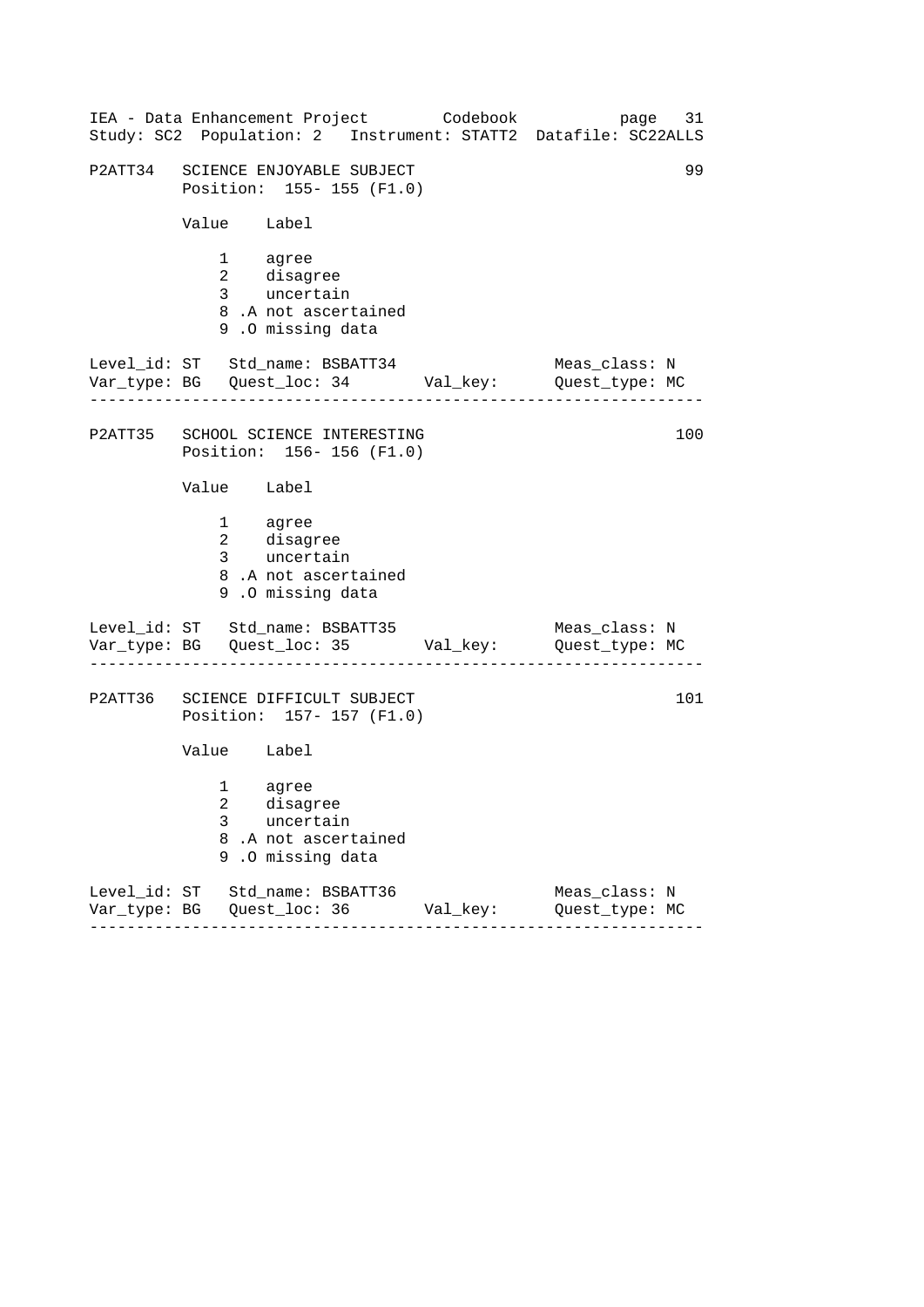```
P2ATT34   SCIENCE ENJOYABLE SUBJECT                              99
          Position:  155- 155 (F1.0)

          Value    Label

              1    agree
              2    disagree
              3    uncertain
              8 .A not ascertained
              9 .O missing data

Level_id: ST   Std_name: BSBATT34                 Meas_class: N
Var_type: BG   Quest_loc: 34       Val_key:       Quest_type: MC
-----------------------------------------------------------------

P2ATT35   SCHOOL SCIENCE INTERESTING                            100
          Position:  156- 156 (F1.0)

          Value    Label

              1    agree
              2    disagree
              3    uncertain
              8 .A not ascertained
              9 .O missing data

Level_id: ST   Std_name: BSBATT35                 Meas_class: N
Var_type: BG   Quest_loc: 35       Val_key:       Quest_type: MC
-----------------------------------------------------------------

P2ATT36   SCIENCE DIFFICULT SUBJECT                             101
          Position:  157- 157 (F1.0)

          Value    Label

              1    agree
              2    disagree
              3    uncertain
              8 .A not ascertained
              9 .O missing data

Level_id: ST   Std_name: BSBATT36                 Meas_class: N
Var_type: BG   Quest_loc: 36       Val_key:       Quest_type: MC
-----------------------------------------------------------------
```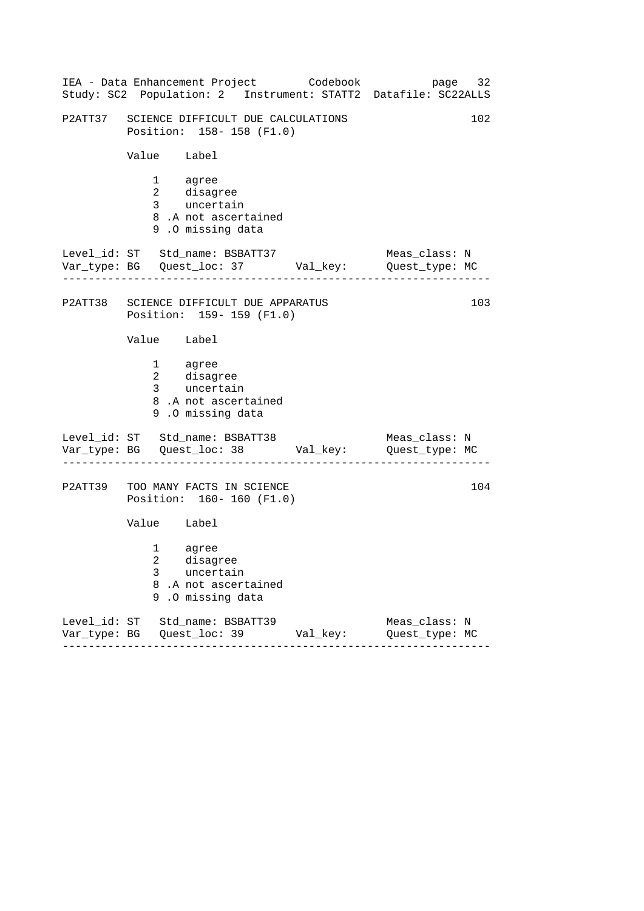P2ATT37 SCIENCE DIFFICULT DUE CALCULATIONS 102
Position: 158- 158 (F1.0)

| Value | Label |
|---|---|
| 1 | agree |
| 2 | disagree |
| 3 | uncertain |
| 8 .A | not ascertained |
| 9 .O | missing data |

Level_id: ST Std_name: BSBATT37 Meas_class: N
Var_type: BG Quest_loc: 37 Val_key: Quest_type: MC

---

P2ATT38 SCIENCE DIFFICULT DUE APPARATUS 103
Position: 159- 159 (F1.0)

| Value | Label |
|---|---|
| 1 | agree |
| 2 | disagree |
| 3 | uncertain |
| 8 .A | not ascertained |
| 9 .O | missing data |

Level_id: ST Std_name: BSBATT38 Meas_class: N
Var_type: BG Quest_loc: 38 Val_key: Quest_type: MC

---

P2ATT39 TOO MANY FACTS IN SCIENCE 104
Position: 160- 160 (F1.0)

| Value | Label |
|---|---|
| 1 | agree |
| 2 | disagree |
| 3 | uncertain |
| 8 .A | not ascertained |
| 9 .O | missing data |

Level_id: ST Std_name: BSBATT39 Meas_class: N
Var_type: BG Quest_loc: 39 Val_key: Quest_type: MC

---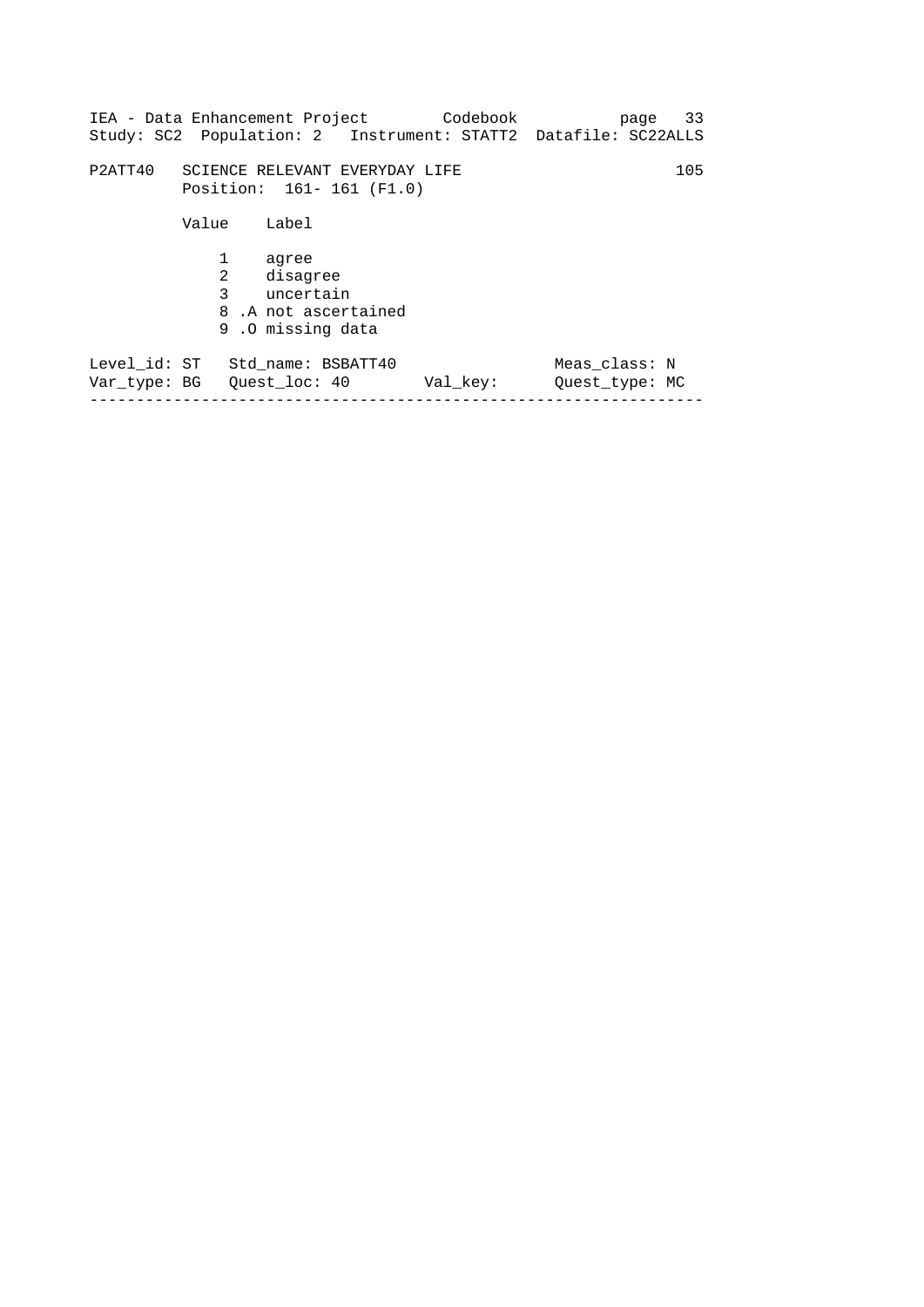P2ATT40   SCIENCE RELEVANT EVERYDAY LIFE                              105
          Position:  161- 161 (F1.0)

| Value | Label |
|---|---|
| 1 | agree |
| 2 | disagree |
| 3 | uncertain |
| 8 .A | not ascertained |
| 9 .O | missing data |

Level_id: ST   Std_name: BSBATT40                Meas_class: N
Var_type: BG   Quest_loc: 40        Val_key:      Quest_type: MC

---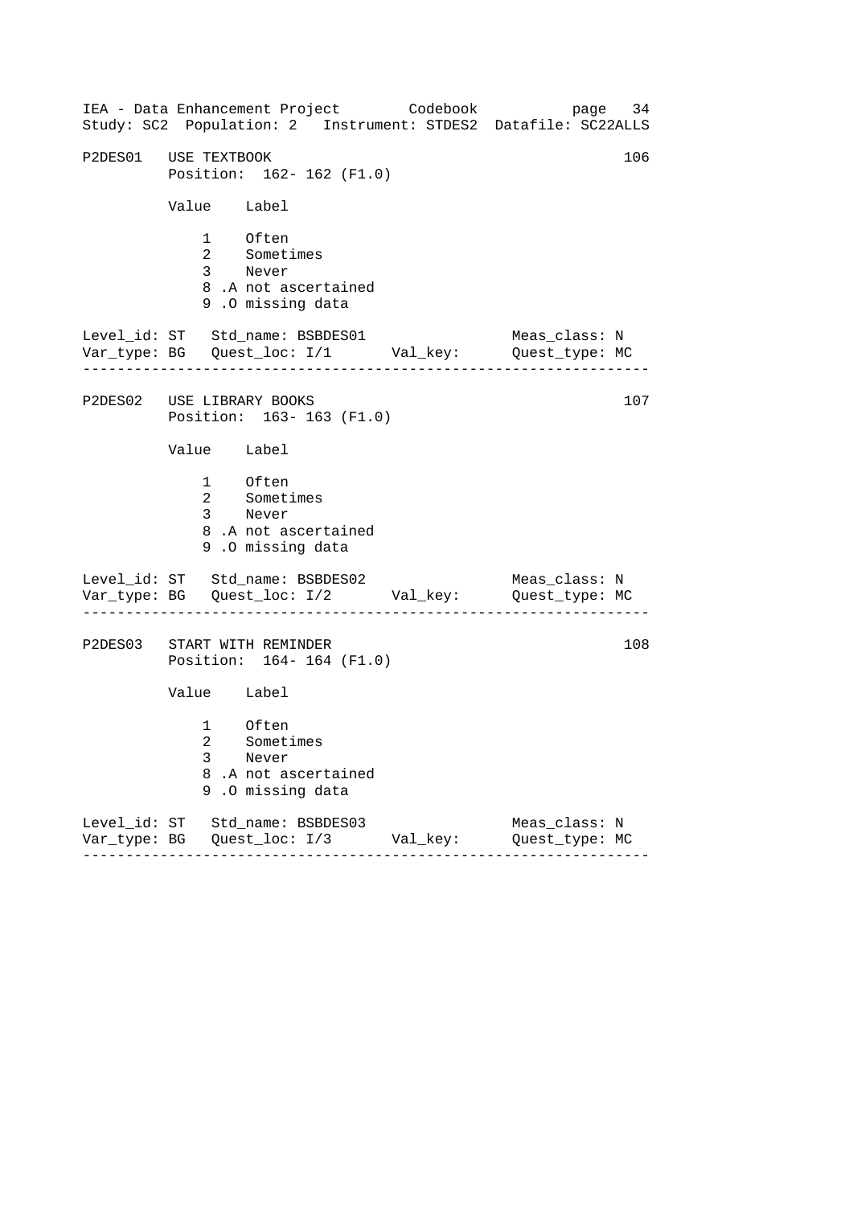IEA - Data Enhancement Project Codebook
Study: SC2 Population: 2 Instrument: STDES2 Datafile: SC22ALLS

```
P2DES01   USE TEXTBOOK                                           106
          Position:  162- 162 (F1.0)

          Value    Label

              1    Often
              2    Sometimes
              3    Never
              8 .A not ascertained
              9 .O missing data

Level_id: ST   Std_name: BSBDES01                Meas_class: N
Var_type: BG   Quest_loc: I/1      Val_key:      Quest_type: MC
------------------------------------------------------------------

P2DES02   USE LIBRARY BOOKS                                      107
          Position:  163- 163 (F1.0)

          Value    Label

              1    Often
              2    Sometimes
              3    Never
              8 .A not ascertained
              9 .O missing data

Level_id: ST   Std_name: BSBDES02                Meas_class: N
Var_type: BG   Quest_loc: I/2      Val_key:      Quest_type: MC
------------------------------------------------------------------

P2DES03   START WITH REMINDER                                    108
          Position:  164- 164 (F1.0)

          Value    Label

              1    Often
              2    Sometimes
              3    Never
              8 .A not ascertained
              9 .O missing data

Level_id: ST   Std_name: BSBDES03                Meas_class: N
Var_type: BG   Quest_loc: I/3      Val_key:      Quest_type: MC
------------------------------------------------------------------
```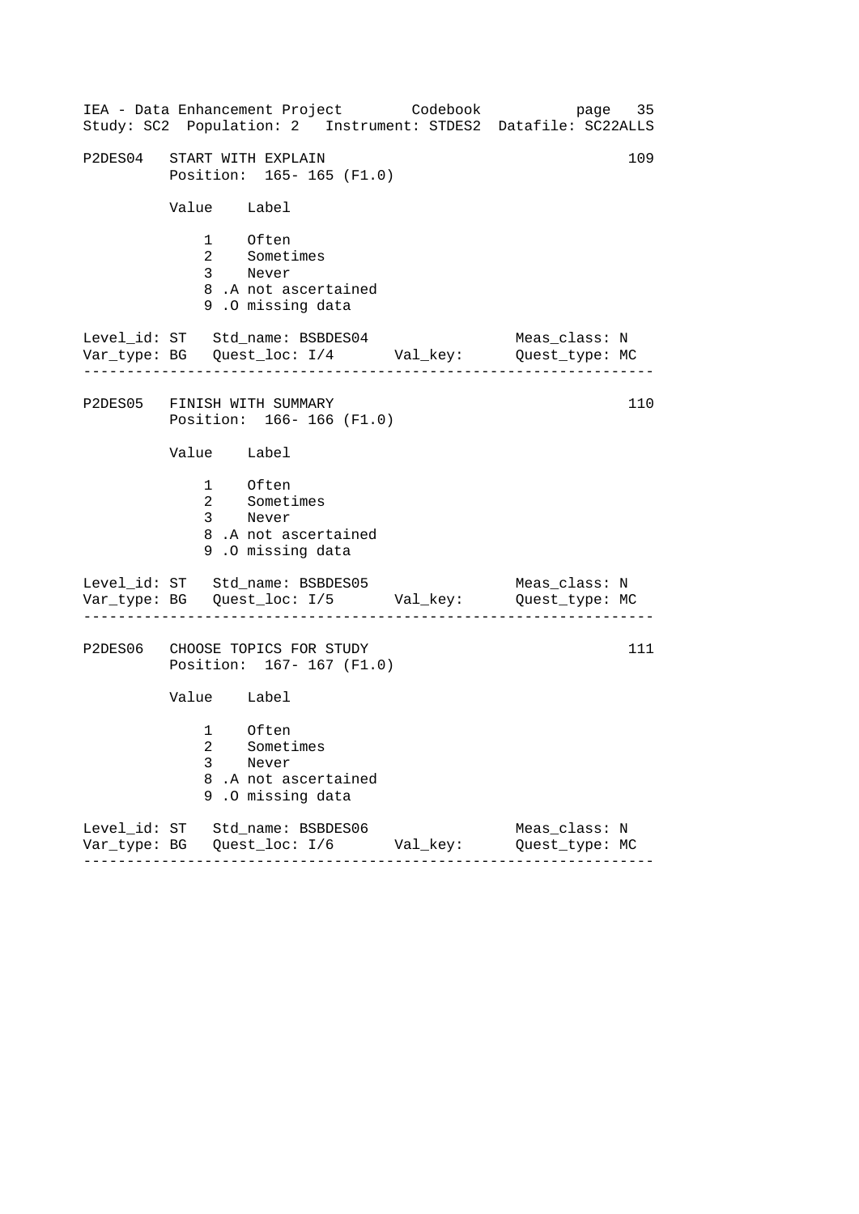P2DES04 START WITH EXPLAIN 109
Position: 165- 165 (F1.0)

| Value | Label |
|---|---|
| 1 | Often |
| 2 | Sometimes |
| 3 | Never |
| 8 | .A not ascertained |
| 9 | .O missing data |

Level_id: ST Std_name: BSBDES04 Meas_class: N
Var_type: BG Quest_loc: I/4 Val_key: Quest_type: MC

---

P2DES05 FINISH WITH SUMMARY 110
Position: 166- 166 (F1.0)

| Value | Label |
|---|---|
| 1 | Often |
| 2 | Sometimes |
| 3 | Never |
| 8 | .A not ascertained |
| 9 | .O missing data |

Level_id: ST Std_name: BSBDES05 Meas_class: N
Var_type: BG Quest_loc: I/5 Val_key: Quest_type: MC

---

P2DES06 CHOOSE TOPICS FOR STUDY 111
Position: 167- 167 (F1.0)

| Value | Label |
|---|---|
| 1 | Often |
| 2 | Sometimes |
| 3 | Never |
| 8 | .A not ascertained |
| 9 | .O missing data |

Level_id: ST Std_name: BSBDES06 Meas_class: N
Var_type: BG Quest_loc: I/6 Val_key: Quest_type: MC

---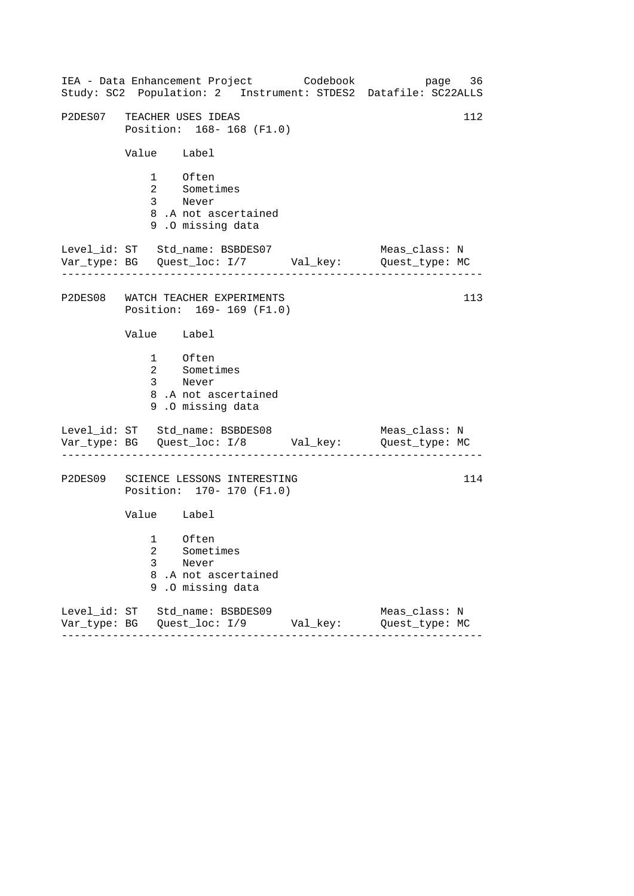```
P2DES07   TEACHER USES IDEAS                                        112
          Position:  168- 168 (F1.0)

          Value    Label

              1    Often
              2    Sometimes
              3    Never
              8 .A not ascertained
              9 .O missing data

Level_id: ST   Std_name: BSBDES07                   Meas_class: N
Var_type: BG   Quest_loc: I/7       Val_key:        Quest_type: MC
-------------------------------------------------------------------

P2DES08   WATCH TEACHER EXPERIMENTS                                 113
          Position:  169- 169 (F1.0)

          Value    Label

              1    Often
              2    Sometimes
              3    Never
              8 .A not ascertained
              9 .O missing data

Level_id: ST   Std_name: BSBDES08                   Meas_class: N
Var_type: BG   Quest_loc: I/8       Val_key:        Quest_type: MC
-------------------------------------------------------------------

P2DES09   SCIENCE LESSONS INTERESTING                               114
          Position:  170- 170 (F1.0)

          Value    Label

              1    Often
              2    Sometimes
              3    Never
              8 .A not ascertained
              9 .O missing data

Level_id: ST   Std_name: BSBDES09                   Meas_class: N
Var_type: BG   Quest_loc: I/9       Val_key:        Quest_type: MC
-------------------------------------------------------------------
```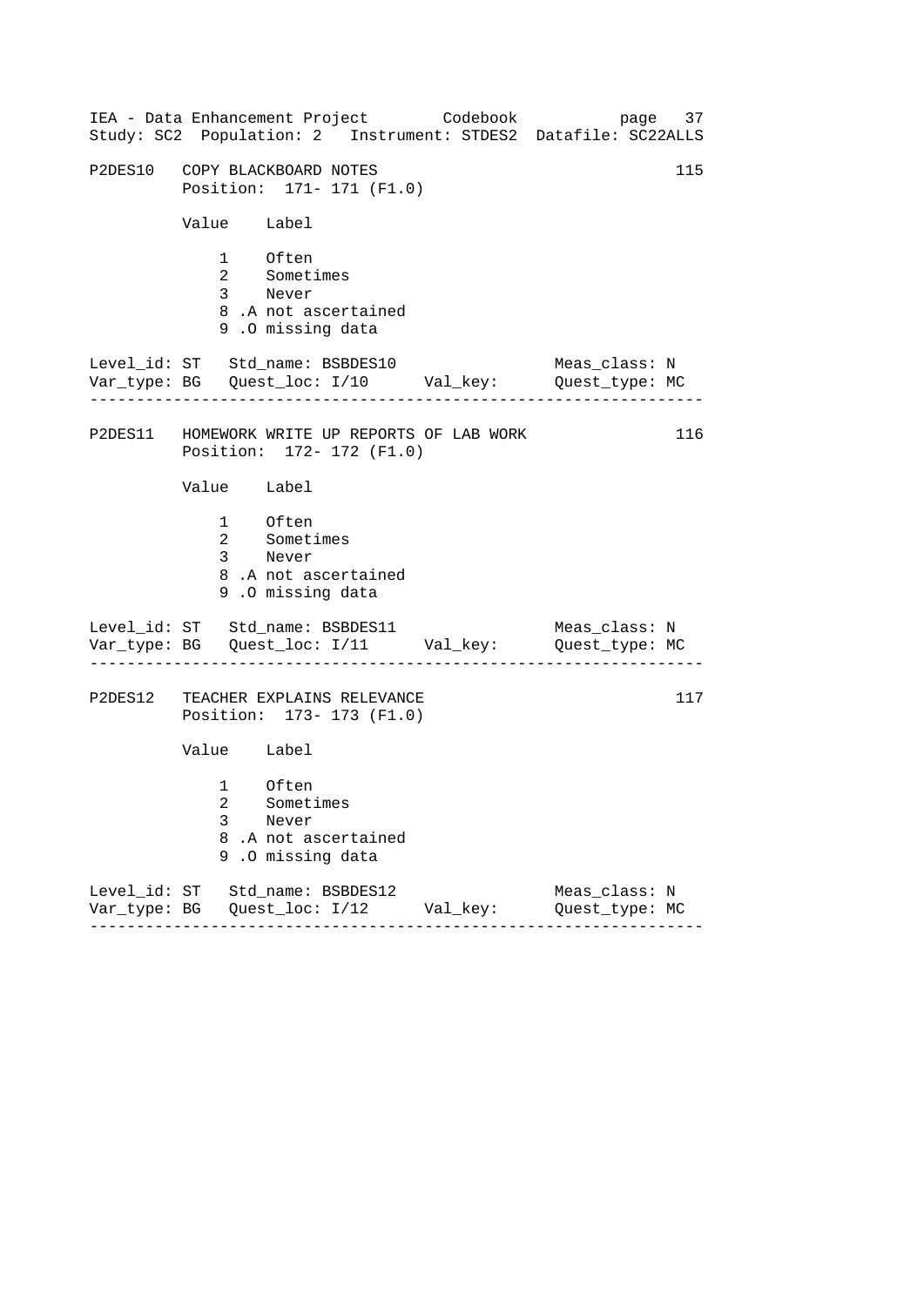P2DES10   COPY BLACKBOARD NOTES                                          115
Position:  171- 171 (F1.0)

| Value | Label |
|---|---|
| 1 | Often |
| 2 | Sometimes |
| 3 | Never |
| 8 | .A not ascertained |
| 9 | .O missing data |

Level_id: ST   Std_name: BSBDES10                    Meas_class: N
Var_type: BG   Quest_loc: I/10      Val_key:         Quest_type: MC

---

P2DES11   HOMEWORK WRITE UP REPORTS OF LAB WORK                          116
Position:  172- 172 (F1.0)

| Value | Label |
|---|---|
| 1 | Often |
| 2 | Sometimes |
| 3 | Never |
| 8 | .A not ascertained |
| 9 | .O missing data |

Level_id: ST   Std_name: BSBDES11                    Meas_class: N
Var_type: BG   Quest_loc: I/11      Val_key:         Quest_type: MC

---

P2DES12   TEACHER EXPLAINS RELEVANCE                                     117
Position:  173- 173 (F1.0)

| Value | Label |
|---|---|
| 1 | Often |
| 2 | Sometimes |
| 3 | Never |
| 8 | .A not ascertained |
| 9 | .O missing data |

Level_id: ST   Std_name: BSBDES12                    Meas_class: N
Var_type: BG   Quest_loc: I/12      Val_key:         Quest_type: MC

---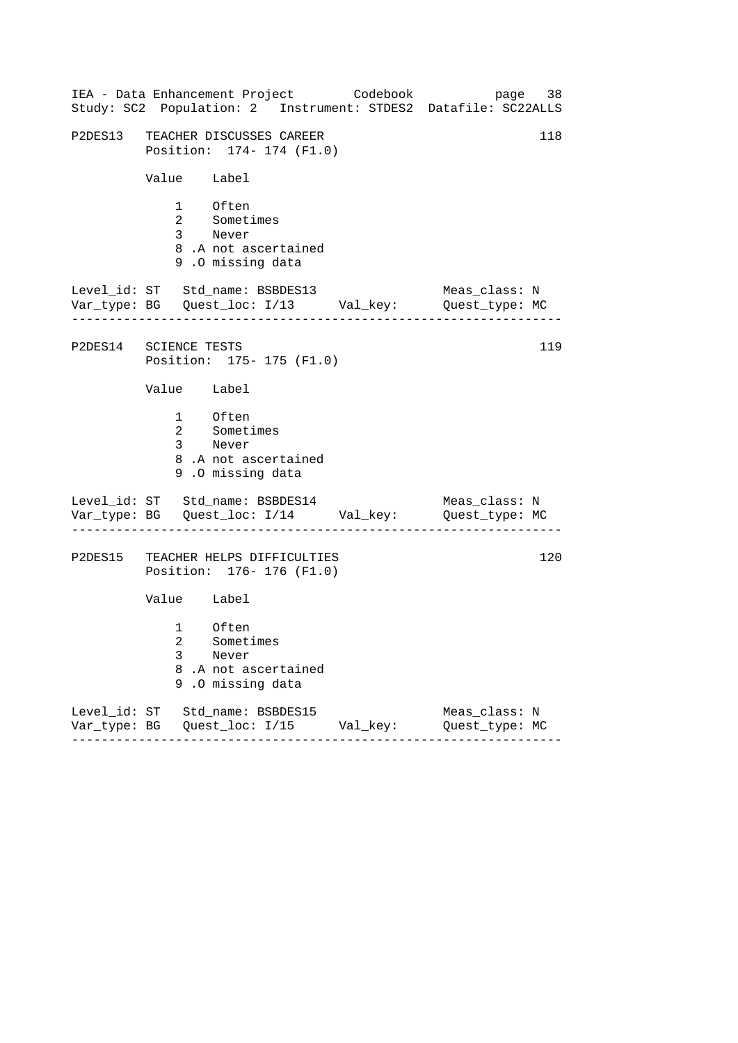P2DES13   TEACHER DISCUSSES CAREER   118

Position: 174- 174 (F1.0)

| Value | Label |
|---|---|
| 1 | Often |
| 2 | Sometimes |
| 3 | Never |
| 8 | .A not ascertained |
| 9 | .O missing data |

Level_id: ST   Std_name: BSBDES13   Meas_class: N
Var_type: BG   Quest_loc: I/13   Val_key:   Quest_type: MC

---

P2DES14   SCIENCE TESTS   119

Position: 175- 175 (F1.0)

| Value | Label |
|---|---|
| 1 | Often |
| 2 | Sometimes |
| 3 | Never |
| 8 | .A not ascertained |
| 9 | .O missing data |

Level_id: ST   Std_name: BSBDES14   Meas_class: N
Var_type: BG   Quest_loc: I/14   Val_key:   Quest_type: MC

---

P2DES15   TEACHER HELPS DIFFICULTIES   120

Position: 176- 176 (F1.0)

| Value | Label |
|---|---|
| 1 | Often |
| 2 | Sometimes |
| 3 | Never |
| 8 | .A not ascertained |
| 9 | .O missing data |

Level_id: ST   Std_name: BSBDES15   Meas_class: N
Var_type: BG   Quest_loc: I/15   Val_key:   Quest_type: MC

---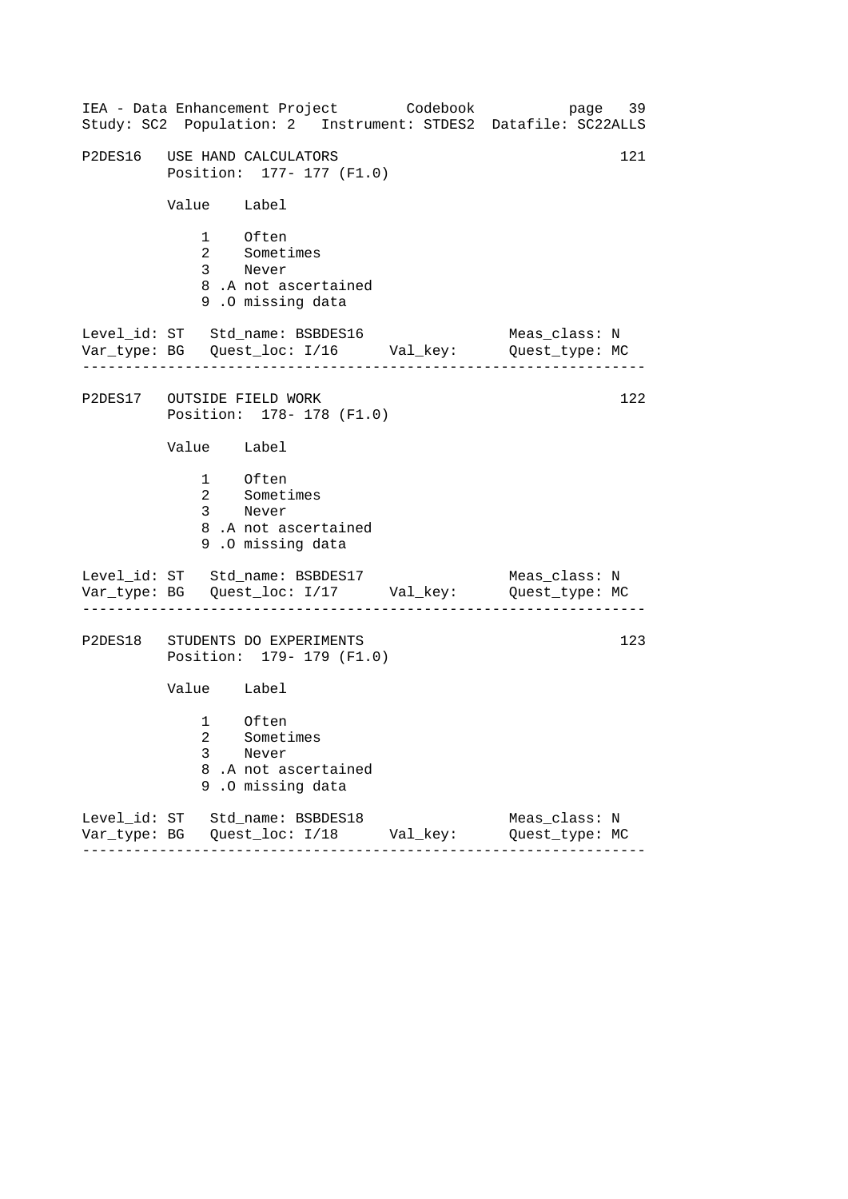P2DES16 USE HAND CALCULATORS 121
Position: 177- 177 (F1.0)

| Value | Label |
|---|---|
| 1 | Often |
| 2 | Sometimes |
| 3 | Never |
| 8 | .A not ascertained |
| 9 | .O missing data |

Level_id: ST Std_name: BSBDES16 Meas_class: N
Var_type: BG Quest_loc: I/16 Val_key: Quest_type: MC

---

P2DES17 OUTSIDE FIELD WORK 122
Position: 178- 178 (F1.0)

| Value | Label |
|---|---|
| 1 | Often |
| 2 | Sometimes |
| 3 | Never |
| 8 | .A not ascertained |
| 9 | .O missing data |

Level_id: ST Std_name: BSBDES17 Meas_class: N
Var_type: BG Quest_loc: I/17 Val_key: Quest_type: MC

---

P2DES18 STUDENTS DO EXPERIMENTS 123
Position: 179- 179 (F1.0)

| Value | Label |
|---|---|
| 1 | Often |
| 2 | Sometimes |
| 3 | Never |
| 8 | .A not ascertained |
| 9 | .O missing data |

Level_id: ST Std_name: BSBDES18 Meas_class: N
Var_type: BG Quest_loc: I/18 Val_key: Quest_type: MC

---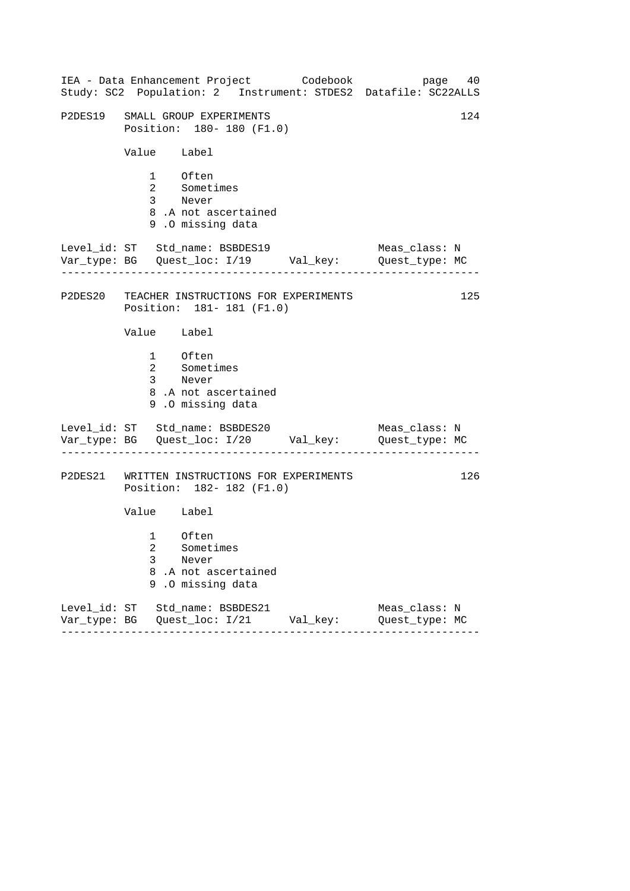## P2DES19 SMALL GROUP EXPERIMENTS (124)

Position: 180- 180 (F1.0)

| Value | Label |
|---|---|
| 1 | Often |
| 2 | Sometimes |
| 3 | Never |
| 8 | .A not ascertained |
| 9 | .O missing data |

Level_id: ST   Std_name: BSBDES19   Meas_class: N
Var_type: BG   Quest_loc: I/19   Val_key:   Quest_type: MC

---

## P2DES20 TEACHER INSTRUCTIONS FOR EXPERIMENTS (125)

Position: 181- 181 (F1.0)

| Value | Label |
|---|---|
| 1 | Often |
| 2 | Sometimes |
| 3 | Never |
| 8 | .A not ascertained |
| 9 | .O missing data |

Level_id: ST   Std_name: BSBDES20   Meas_class: N
Var_type: BG   Quest_loc: I/20   Val_key:   Quest_type: MC

---

## P2DES21 WRITTEN INSTRUCTIONS FOR EXPERIMENTS (126)

Position: 182- 182 (F1.0)

| Value | Label |
|---|---|
| 1 | Often |
| 2 | Sometimes |
| 3 | Never |
| 8 | .A not ascertained |
| 9 | .O missing data |

Level_id: ST   Std_name: BSBDES21   Meas_class: N
Var_type: BG   Quest_loc: I/21   Val_key:   Quest_type: MC

---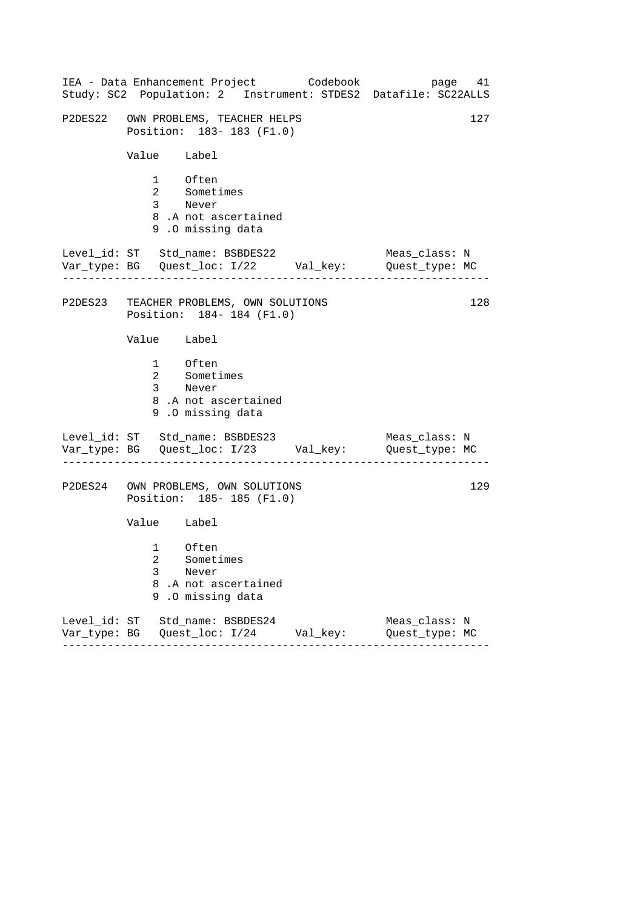```
P2DES22   OWN PROBLEMS, TEACHER HELPS                                127
          Position:  183- 183 (F1.0)

          Value    Label

              1    Often
              2    Sometimes
              3    Never
              8 .A not ascertained
              9 .O missing data

Level_id: ST   Std_name: BSBDES22                    Meas_class: N
Var_type: BG   Quest_loc: I/22      Val_key:         Quest_type: MC
------------------------------------------------------------------

P2DES23   TEACHER PROBLEMS, OWN SOLUTIONS                            128
          Position:  184- 184 (F1.0)

          Value    Label

              1    Often
              2    Sometimes
              3    Never
              8 .A not ascertained
              9 .O missing data

Level_id: ST   Std_name: BSBDES23                    Meas_class: N
Var_type: BG   Quest_loc: I/23      Val_key:         Quest_type: MC
------------------------------------------------------------------

P2DES24   OWN PROBLEMS, OWN SOLUTIONS                                129
          Position:  185- 185 (F1.0)

          Value    Label

              1    Often
              2    Sometimes
              3    Never
              8 .A not ascertained
              9 .O missing data

Level_id: ST   Std_name: BSBDES24                    Meas_class: N
Var_type: BG   Quest_loc: I/24      Val_key:         Quest_type: MC
------------------------------------------------------------------
```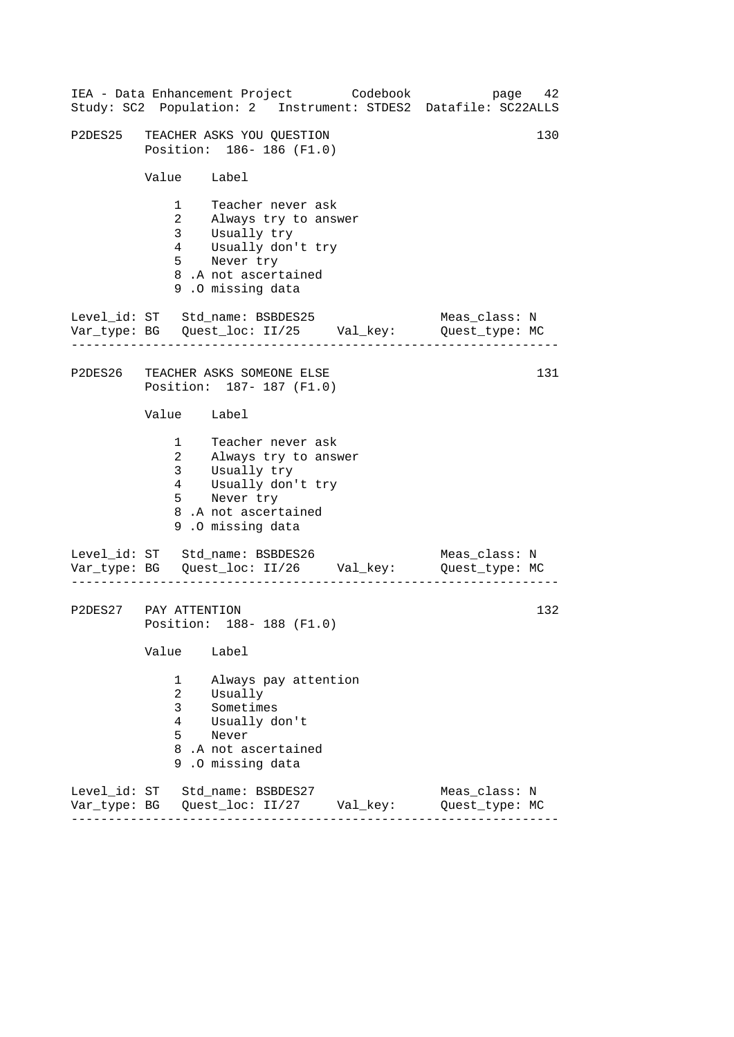IEA - Data Enhancement Project Codebook page 42
Study: SC2 Population: 2 Instrument: STDES2 Datafile: SC22ALLS

```
P2DES25   TEACHER ASKS YOU QUESTION                                130
          Position:  186- 186 (F1.0)

          Value    Label

              1    Teacher never ask
              2    Always try to answer
              3    Usually try
              4    Usually don't try
              5    Never try
              8 .A not ascertained
              9 .O missing data

Level_id: ST   Std_name: BSBDES25               Meas_class: N
Var_type: BG   Quest_loc: II/25     Val_key:    Quest_type: MC
------------------------------------------------------------------

P2DES26   TEACHER ASKS SOMEONE ELSE                                131
          Position:  187- 187 (F1.0)

          Value    Label

              1    Teacher never ask
              2    Always try to answer
              3    Usually try
              4    Usually don't try
              5    Never try
              8 .A not ascertained
              9 .O missing data

Level_id: ST   Std_name: BSBDES26               Meas_class: N
Var_type: BG   Quest_loc: II/26     Val_key:    Quest_type: MC
------------------------------------------------------------------

P2DES27   PAY ATTENTION                                            132
          Position:  188- 188 (F1.0)

          Value    Label

              1    Always pay attention
              2    Usually
              3    Sometimes
              4    Usually don't
              5    Never
              8 .A not ascertained
              9 .O missing data

Level_id: ST   Std_name: BSBDES27               Meas_class: N
Var_type: BG   Quest_loc: II/27     Val_key:    Quest_type: MC
------------------------------------------------------------------
```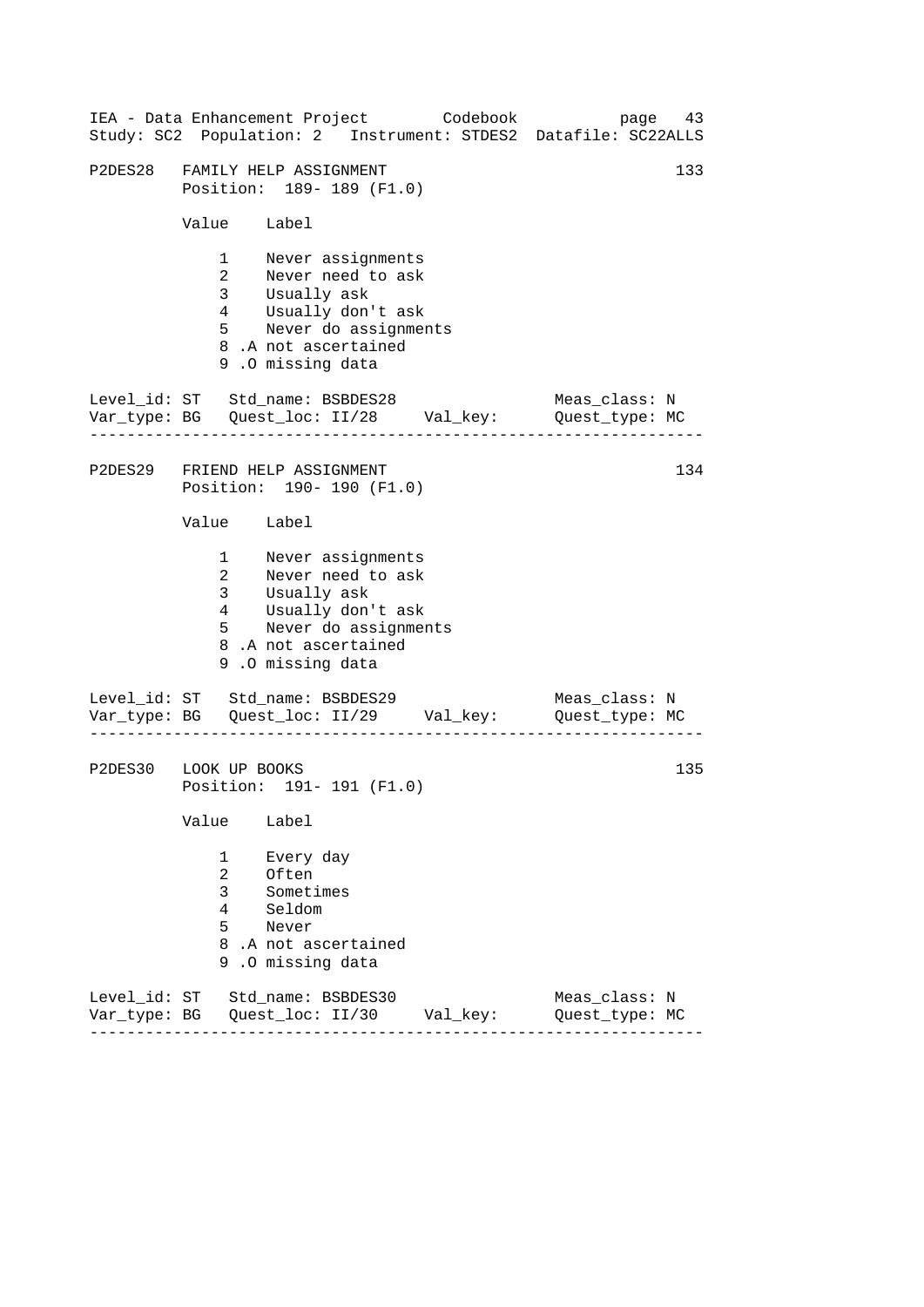P2DES28   FAMILY HELP ASSIGNMENT   133
Position: 189- 189 (F1.0)

| Value | Label |
|---|---|
| 1 | Never assignments |
| 2 | Never need to ask |
| 3 | Usually ask |
| 4 | Usually don't ask |
| 5 | Never do assignments |
| 8 | .A not ascertained |
| 9 | .O missing data |

Level_id: ST   Std_name: BSBDES28   Meas_class: N
Var_type: BG   Quest_loc: II/28   Val_key:   Quest_type: MC

---

P2DES29   FRIEND HELP ASSIGNMENT   134
Position: 190- 190 (F1.0)

| Value | Label |
|---|---|
| 1 | Never assignments |
| 2 | Never need to ask |
| 3 | Usually ask |
| 4 | Usually don't ask |
| 5 | Never do assignments |
| 8 | .A not ascertained |
| 9 | .O missing data |

Level_id: ST   Std_name: BSBDES29   Meas_class: N
Var_type: BG   Quest_loc: II/29   Val_key:   Quest_type: MC

---

P2DES30   LOOK UP BOOKS   135
Position: 191- 191 (F1.0)

| Value | Label |
|---|---|
| 1 | Every day |
| 2 | Often |
| 3 | Sometimes |
| 4 | Seldom |
| 5 | Never |
| 8 | .A not ascertained |
| 9 | .O missing data |

Level_id: ST   Std_name: BSBDES30   Meas_class: N
Var_type: BG   Quest_loc: II/30   Val_key:   Quest_type: MC

---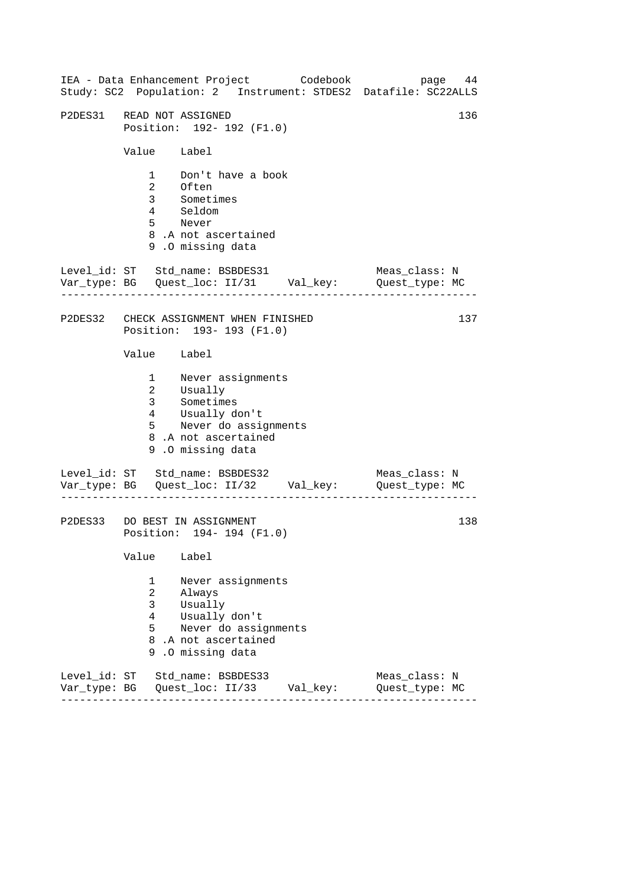IEA - Data Enhancement Project Codebook page 44
Study: SC2 Population: 2 Instrument: STDES2 Datafile: SC22ALLS

```
P2DES31   READ NOT ASSIGNED                                        136
          Position:  192- 192 (F1.0)

          Value    Label

              1    Don't have a book
              2    Often
              3    Sometimes
              4    Seldom
              5    Never
              8 .A not ascertained
              9 .O missing data

Level_id: ST   Std_name: BSBDES31              Meas_class: N
Var_type: BG   Quest_loc: II/31     Val_key:   Quest_type: MC
-----------------------------------------------------------------

P2DES32   CHECK ASSIGNMENT WHEN FINISHED                           137
          Position:  193- 193 (F1.0)

          Value    Label

              1    Never assignments
              2    Usually
              3    Sometimes
              4    Usually don't
              5    Never do assignments
              8 .A not ascertained
              9 .O missing data

Level_id: ST   Std_name: BSBDES32              Meas_class: N
Var_type: BG   Quest_loc: II/32     Val_key:   Quest_type: MC
-----------------------------------------------------------------

P2DES33   DO BEST IN ASSIGNMENT                                    138
          Position:  194- 194 (F1.0)

          Value    Label

              1    Never assignments
              2    Always
              3    Usually
              4    Usually don't
              5    Never do assignments
              8 .A not ascertained
              9 .O missing data

Level_id: ST   Std_name: BSBDES33              Meas_class: N
Var_type: BG   Quest_loc: II/33     Val_key:   Quest_type: MC
-----------------------------------------------------------------
```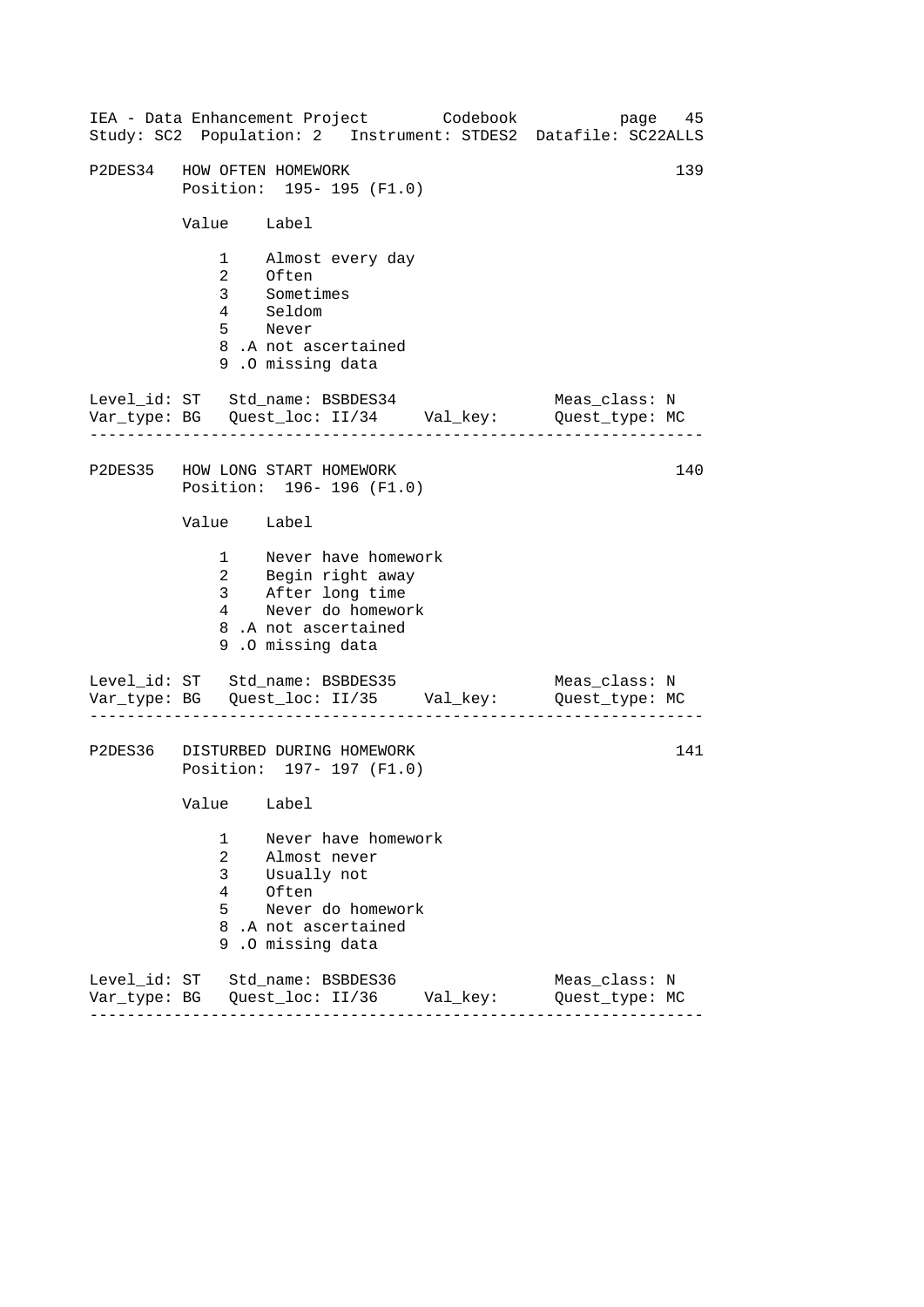P2DES34 HOW OFTEN HOMEWORK 139

Position: 195- 195 (F1.0)

| Value | Label |
|---|---|
| 1 | Almost every day |
| 2 | Often |
| 3 | Sometimes |
| 4 | Seldom |
| 5 | Never |
| 8 | .A not ascertained |
| 9 | .O missing data |

Level_id: ST Std_name: BSBDES34 Meas_class: N
Var_type: BG Quest_loc: II/34 Val_key: Quest_type: MC

---

P2DES35 HOW LONG START HOMEWORK 140

Position: 196- 196 (F1.0)

| Value | Label |
|---|---|
| 1 | Never have homework |
| 2 | Begin right away |
| 3 | After long time |
| 4 | Never do homework |
| 8 | .A not ascertained |
| 9 | .O missing data |

Level_id: ST Std_name: BSBDES35 Meas_class: N
Var_type: BG Quest_loc: II/35 Val_key: Quest_type: MC

---

P2DES36 DISTURBED DURING HOMEWORK 141

Position: 197- 197 (F1.0)

| Value | Label |
|---|---|
| 1 | Never have homework |
| 2 | Almost never |
| 3 | Usually not |
| 4 | Often |
| 5 | Never do homework |
| 8 | .A not ascertained |
| 9 | .O missing data |

Level_id: ST Std_name: BSBDES36 Meas_class: N
Var_type: BG Quest_loc: II/36 Val_key: Quest_type: MC

---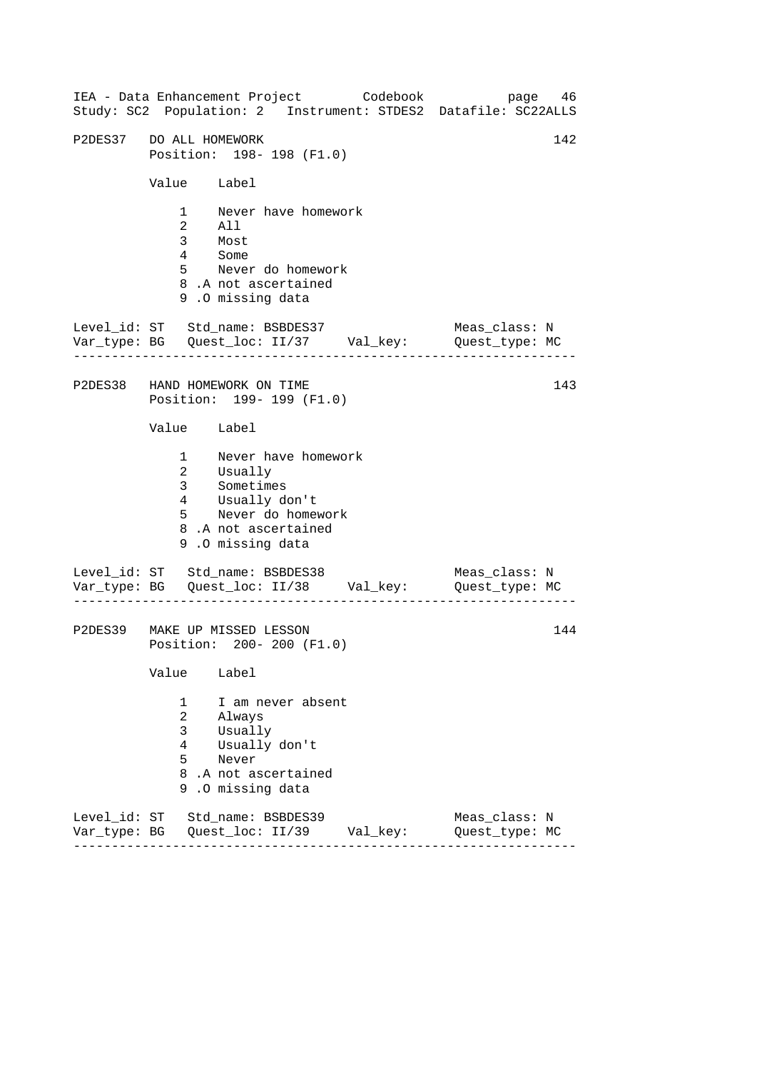P2DES37 DO ALL HOMEWORK 142
Position: 198- 198 (F1.0)

| Value | Label |
|---|---|
| 1 | Never have homework |
| 2 | All |
| 3 | Most |
| 4 | Some |
| 5 | Never do homework |
| 8 | .A not ascertained |
| 9 | .O missing data |

Level_id: ST Std_name: BSBDES37 Meas_class: N
Var_type: BG Quest_loc: II/37 Val_key: Quest_type: MC

---

P2DES38 HAND HOMEWORK ON TIME 143
Position: 199- 199 (F1.0)

| Value | Label |
|---|---|
| 1 | Never have homework |
| 2 | Usually |
| 3 | Sometimes |
| 4 | Usually don't |
| 5 | Never do homework |
| 8 | .A not ascertained |
| 9 | .O missing data |

Level_id: ST Std_name: BSBDES38 Meas_class: N
Var_type: BG Quest_loc: II/38 Val_key: Quest_type: MC

---

P2DES39 MAKE UP MISSED LESSON 144
Position: 200- 200 (F1.0)

| Value | Label |
|---|---|
| 1 | I am never absent |
| 2 | Always |
| 3 | Usually |
| 4 | Usually don't |
| 5 | Never |
| 8 | .A not ascertained |
| 9 | .O missing data |

Level_id: ST Std_name: BSBDES39 Meas_class: N
Var_type: BG Quest_loc: II/39 Val_key: Quest_type: MC

---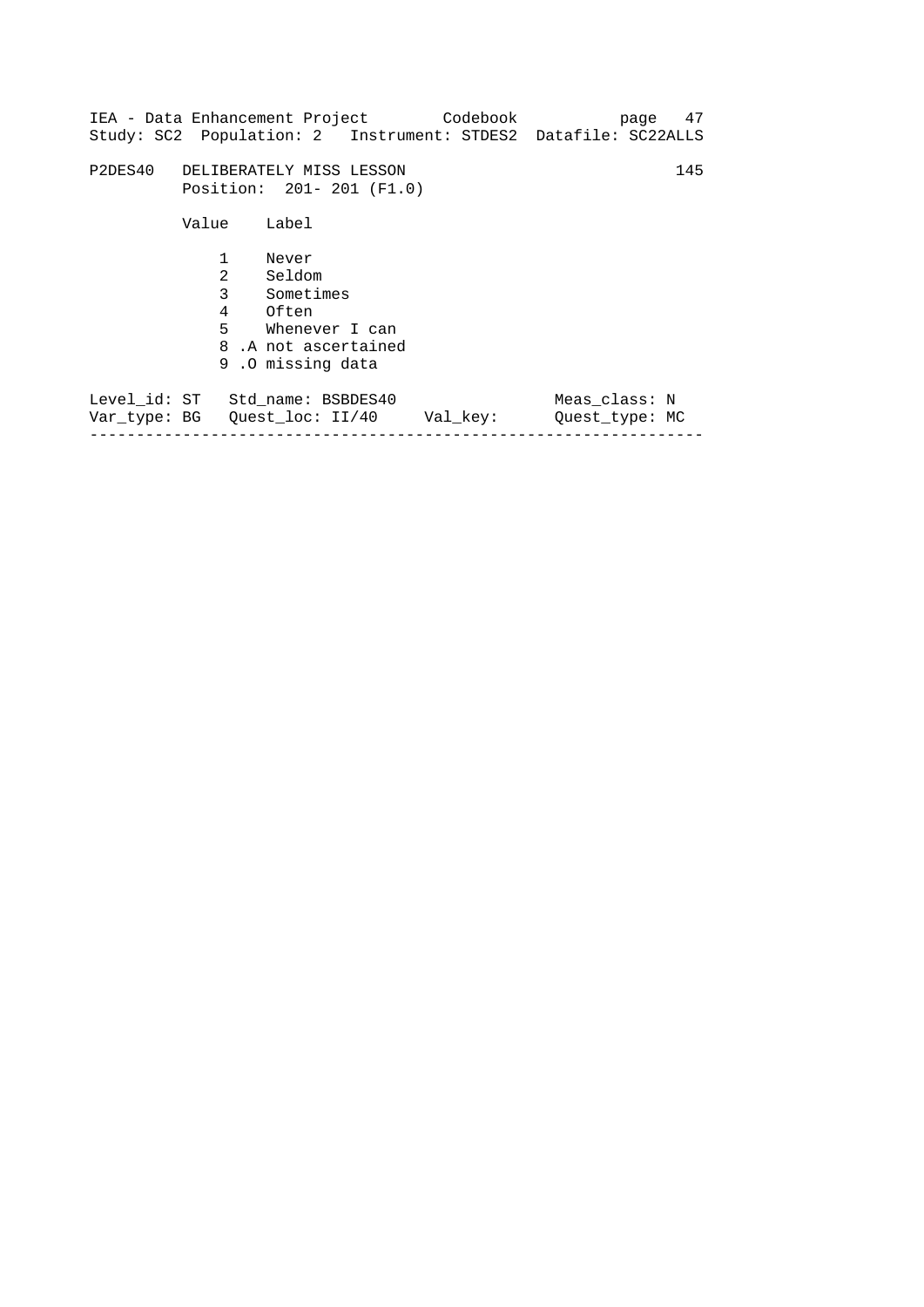P2DES40   DELIBERATELY MISS LESSON   145

Position: 201- 201 (F1.0)

| Value | Label |
|---|---|
| 1 | Never |
| 2 | Seldom |
| 3 | Sometimes |
| 4 | Often |
| 5 | Whenever I can |
| 8 .A | not ascertained |
| 9 .O | missing data |

Level_id: ST   Std_name: BSBDES40   Meas_class: N

Var_type: BG   Quest_loc: II/40   Val_key:   Quest_type: MC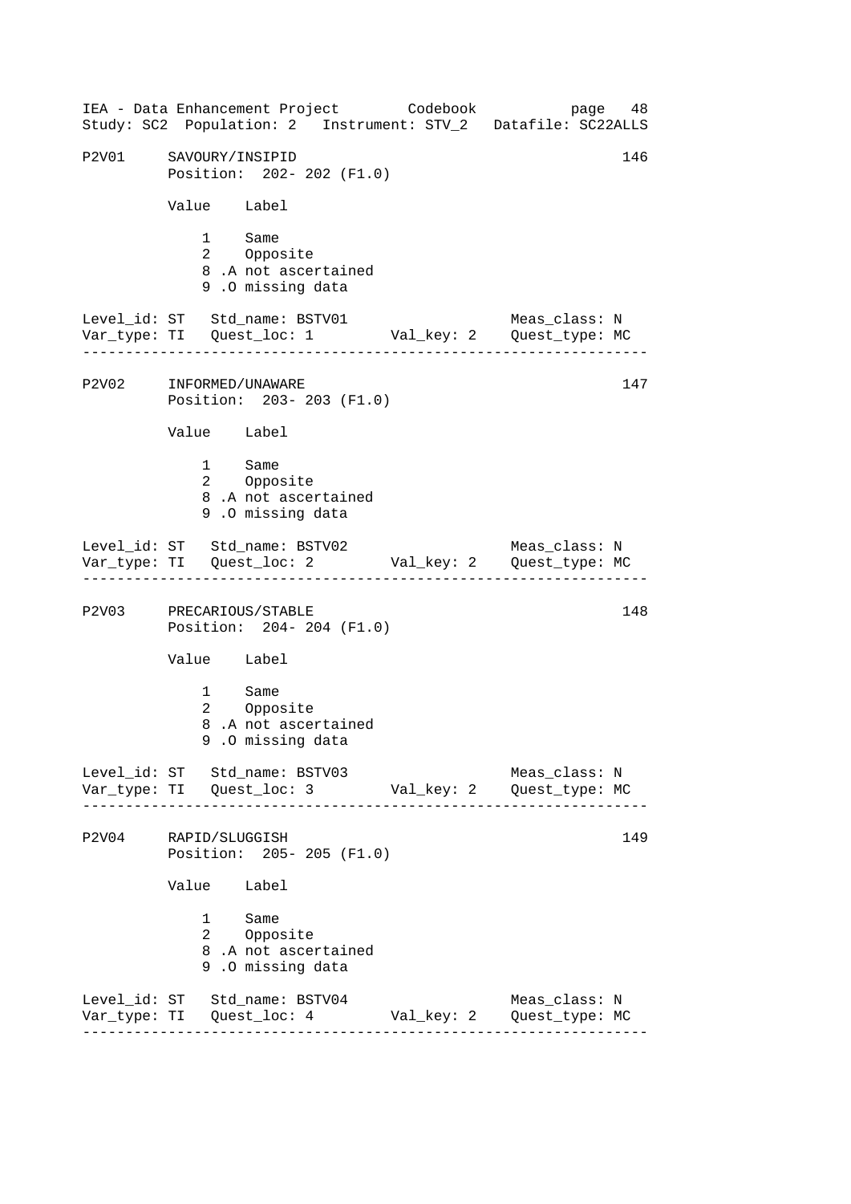P2V01 SAVOURY/INSIPID 146
Position: 202- 202 (F1.0)

| Value | Label |
|---|---|
| 1 | Same |
| 2 | Opposite |
| 8 | .A not ascertained |
| 9 | .O missing data |

Level_id: ST Std_name: BSTV01 Meas_class: N
Var_type: TI Quest_loc: 1 Val_key: 2 Quest_type: MC

---

P2V02 INFORMED/UNAWARE 147
Position: 203- 203 (F1.0)

| Value | Label |
|---|---|
| 1 | Same |
| 2 | Opposite |
| 8 | .A not ascertained |
| 9 | .O missing data |

Level_id: ST Std_name: BSTV02 Meas_class: N
Var_type: TI Quest_loc: 2 Val_key: 2 Quest_type: MC

---

P2V03 PRECARIOUS/STABLE 148
Position: 204- 204 (F1.0)

| Value | Label |
|---|---|
| 1 | Same |
| 2 | Opposite |
| 8 | .A not ascertained |
| 9 | .O missing data |

Level_id: ST Std_name: BSTV03 Meas_class: N
Var_type: TI Quest_loc: 3 Val_key: 2 Quest_type: MC

---

P2V04 RAPID/SLUGGISH 149
Position: 205- 205 (F1.0)

| Value | Label |
|---|---|
| 1 | Same |
| 2 | Opposite |
| 8 | .A not ascertained |
| 9 | .O missing data |

Level_id: ST Std_name: BSTV04 Meas_class: N
Var_type: TI Quest_loc: 4 Val_key: 2 Quest_type: MC

---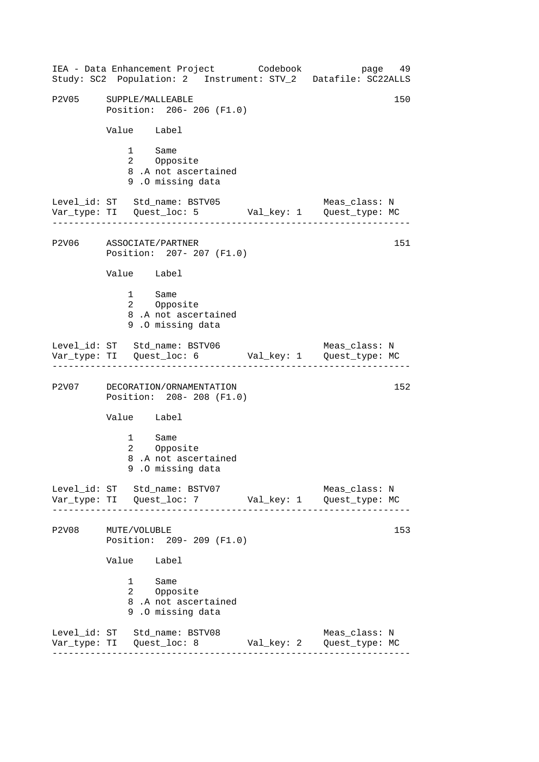```
P2V05     SUPPLE/MALLEABLE                                          150
          Position:  206- 206 (F1.0)

          Value    Label

              1    Same
              2    Opposite
              8 .A not ascertained
              9 .O missing data

Level_id: ST   Std_name: BSTV05                        Meas_class: N
Var_type: TI   Quest_loc: 5         Val_key: 1         Quest_type: MC
--------------------------------------------------------------------

P2V06     ASSOCIATE/PARTNER                                         151
          Position:  207- 207 (F1.0)

          Value    Label

              1    Same
              2    Opposite
              8 .A not ascertained
              9 .O missing data

Level_id: ST   Std_name: BSTV06                        Meas_class: N
Var_type: TI   Quest_loc: 6         Val_key: 1         Quest_type: MC
--------------------------------------------------------------------

P2V07     DECORATION/ORNAMENTATION                                  152
          Position:  208- 208 (F1.0)

          Value    Label

              1    Same
              2    Opposite
              8 .A not ascertained
              9 .O missing data

Level_id: ST   Std_name: BSTV07                        Meas_class: N
Var_type: TI   Quest_loc: 7         Val_key: 1         Quest_type: MC
--------------------------------------------------------------------

P2V08     MUTE/VOLUBLE                                              153
          Position:  209- 209 (F1.0)

          Value    Label

              1    Same
              2    Opposite
              8 .A not ascertained
              9 .O missing data

Level_id: ST   Std_name: BSTV08                        Meas_class: N
Var_type: TI   Quest_loc: 8         Val_key: 2         Quest_type: MC
--------------------------------------------------------------------
```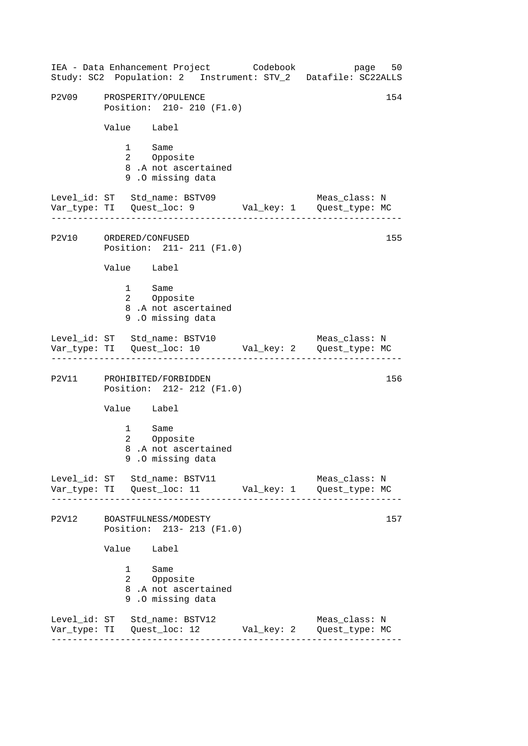```
P2V09     PROSPERITY/OPULENCE                                     154
          Position:  210- 210 (F1.0)

          Value    Label

              1    Same
              2    Opposite
              8 .A not ascertained
              9 .O missing data

Level_id: ST   Std_name: BSTV09                      Meas_class: N
Var_type: TI   Quest_loc: 9        Val_key: 1    Quest_type: MC
-----------------------------------------------------------------

P2V10     ORDERED/CONFUSED                                        155
          Position:  211- 211 (F1.0)

          Value    Label

              1    Same
              2    Opposite
              8 .A not ascertained
              9 .O missing data

Level_id: ST   Std_name: BSTV10                      Meas_class: N
Var_type: TI   Quest_loc: 10       Val_key: 2    Quest_type: MC
-----------------------------------------------------------------

P2V11     PROHIBITED/FORBIDDEN                                    156
          Position:  212- 212 (F1.0)

          Value    Label

              1    Same
              2    Opposite
              8 .A not ascertained
              9 .O missing data

Level_id: ST   Std_name: BSTV11                      Meas_class: N
Var_type: TI   Quest_loc: 11       Val_key: 1    Quest_type: MC
-----------------------------------------------------------------

P2V12     BOASTFULNESS/MODESTY                                    157
          Position:  213- 213 (F1.0)

          Value    Label

              1    Same
              2    Opposite
              8 .A not ascertained
              9 .O missing data

Level_id: ST   Std_name: BSTV12                      Meas_class: N
Var_type: TI   Quest_loc: 12       Val_key: 2    Quest_type: MC
-----------------------------------------------------------------
```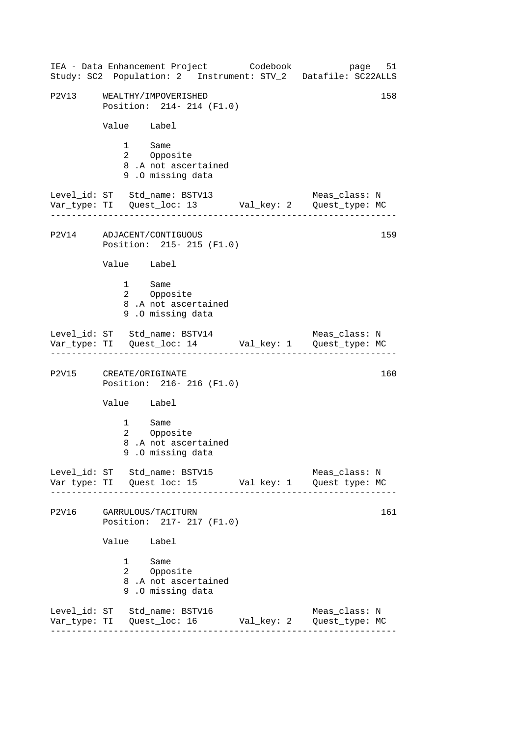P2V13 WEALTHY/IMPOVERISHED 158
Position: 214- 214 (F1.0)

| Value | Label |
|---|---|
| 1 | Same |
| 2 | Opposite |
| 8 .A | not ascertained |
| 9 .O | missing data |

Level_id: ST Std_name: BSTV13 Meas_class: N
Var_type: TI Quest_loc: 13 Val_key: 2 Quest_type: MC

---

P2V14 ADJACENT/CONTIGUOUS 159
Position: 215- 215 (F1.0)

| Value | Label |
|---|---|
| 1 | Same |
| 2 | Opposite |
| 8 .A | not ascertained |
| 9 .O | missing data |

Level_id: ST Std_name: BSTV14 Meas_class: N
Var_type: TI Quest_loc: 14 Val_key: 1 Quest_type: MC

---

P2V15 CREATE/ORIGINATE 160
Position: 216- 216 (F1.0)

| Value | Label |
|---|---|
| 1 | Same |
| 2 | Opposite |
| 8 .A | not ascertained |
| 9 .O | missing data |

Level_id: ST Std_name: BSTV15 Meas_class: N
Var_type: TI Quest_loc: 15 Val_key: 1 Quest_type: MC

---

P2V16 GARRULOUS/TACITURN 161
Position: 217- 217 (F1.0)

| Value | Label |
|---|---|
| 1 | Same |
| 2 | Opposite |
| 8 .A | not ascertained |
| 9 .O | missing data |

Level_id: ST Std_name: BSTV16 Meas_class: N
Var_type: TI Quest_loc: 16 Val_key: 2 Quest_type: MC

---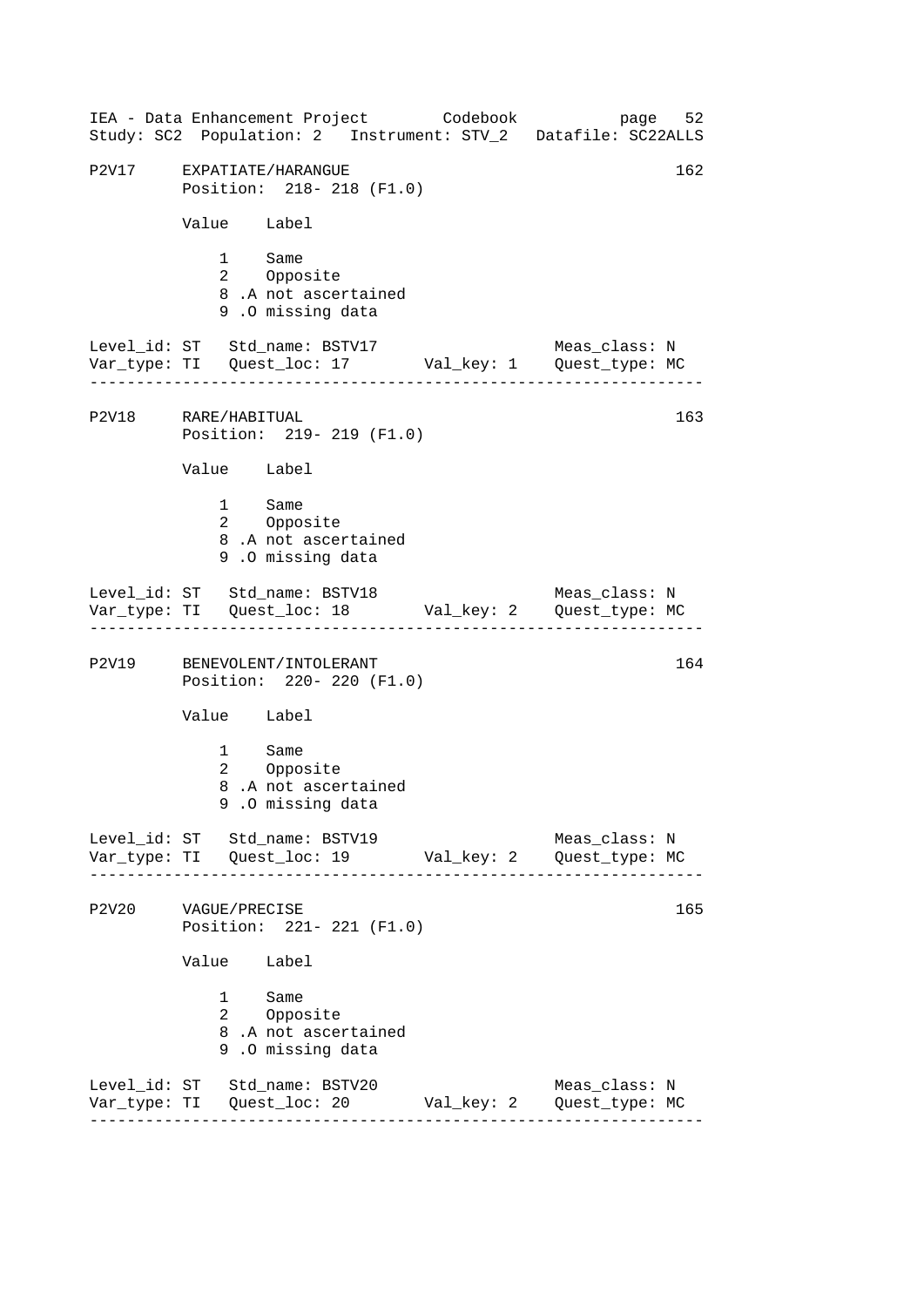```
P2V17     EXPATIATE/HARANGUE                                       162
          Position:  218- 218 (F1.0)

          Value    Label

              1    Same
              2    Opposite
              8 .A not ascertained
              9 .O missing data

Level_id: ST   Std_name: BSTV17                        Meas_class: N
Var_type: TI   Quest_loc: 17       Val_key: 1    Quest_type: MC
--------------------------------------------------------------------

P2V18     RARE/HABITUAL                                            163
          Position:  219- 219 (F1.0)

          Value    Label

              1    Same
              2    Opposite
              8 .A not ascertained
              9 .O missing data

Level_id: ST   Std_name: BSTV18                        Meas_class: N
Var_type: TI   Quest_loc: 18       Val_key: 2    Quest_type: MC
--------------------------------------------------------------------

P2V19     BENEVOLENT/INTOLERANT                                    164
          Position:  220- 220 (F1.0)

          Value    Label

              1    Same
              2    Opposite
              8 .A not ascertained
              9 .O missing data

Level_id: ST   Std_name: BSTV19                        Meas_class: N
Var_type: TI   Quest_loc: 19       Val_key: 2    Quest_type: MC
--------------------------------------------------------------------

P2V20     VAGUE/PRECISE                                            165
          Position:  221- 221 (F1.0)

          Value    Label

              1    Same
              2    Opposite
              8 .A not ascertained
              9 .O missing data

Level_id: ST   Std_name: BSTV20                        Meas_class: N
Var_type: TI   Quest_loc: 20       Val_key: 2    Quest_type: MC
--------------------------------------------------------------------
```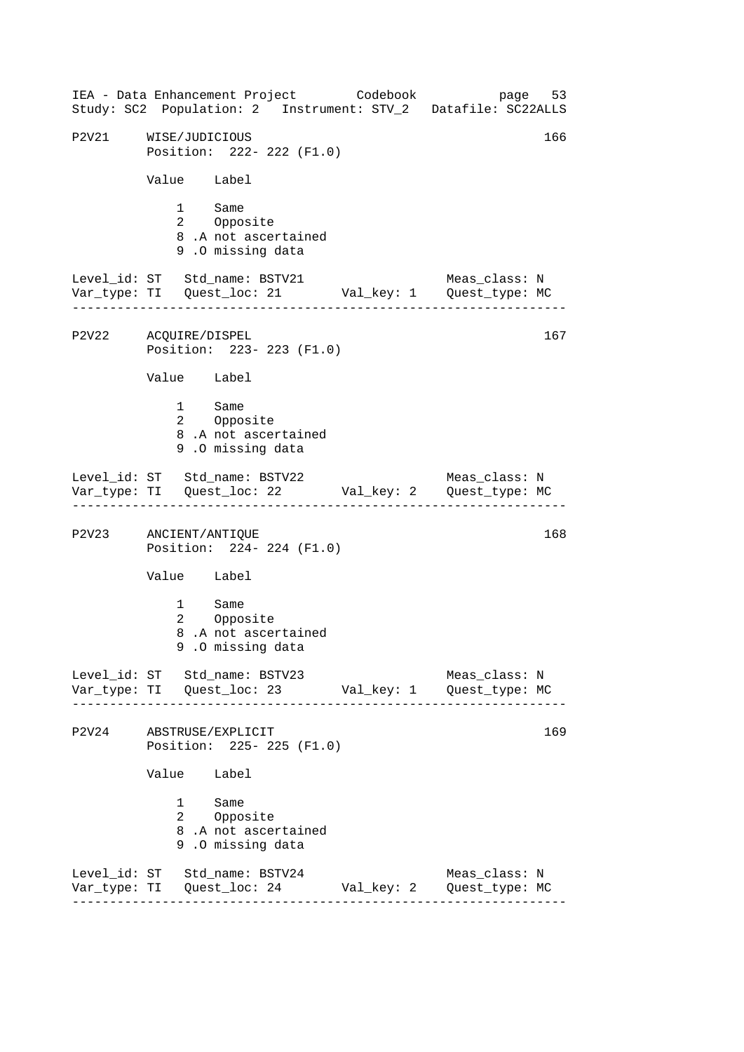P2V21     WISE/JUDICIOUS                                      166
          Position:  222- 222 (F1.0)

| Value | Label |
|---|---|
| 1 | Same |
| 2 | Opposite |
| 8 | .A not ascertained |
| 9 | .O missing data |

Level_id: ST   Std_name: BSTV21                    Meas_class: N
Var_type: TI   Quest_loc: 21       Val_key: 1    Quest_type: MC

---

P2V22     ACQUIRE/DISPEL                                      167
          Position:  223- 223 (F1.0)

| Value | Label |
|---|---|
| 1 | Same |
| 2 | Opposite |
| 8 | .A not ascertained |
| 9 | .O missing data |

Level_id: ST   Std_name: BSTV22                    Meas_class: N
Var_type: TI   Quest_loc: 22       Val_key: 2    Quest_type: MC

---

P2V23     ANCIENT/ANTIQUE                                     168
          Position:  224- 224 (F1.0)

| Value | Label |
|---|---|
| 1 | Same |
| 2 | Opposite |
| 8 | .A not ascertained |
| 9 | .O missing data |

Level_id: ST   Std_name: BSTV23                    Meas_class: N
Var_type: TI   Quest_loc: 23       Val_key: 1    Quest_type: MC

---

P2V24     ABSTRUSE/EXPLICIT                                   169
          Position:  225- 225 (F1.0)

| Value | Label |
|---|---|
| 1 | Same |
| 2 | Opposite |
| 8 | .A not ascertained |
| 9 | .O missing data |

Level_id: ST   Std_name: BSTV24                    Meas_class: N
Var_type: TI   Quest_loc: 24       Val_key: 2    Quest_type: MC

---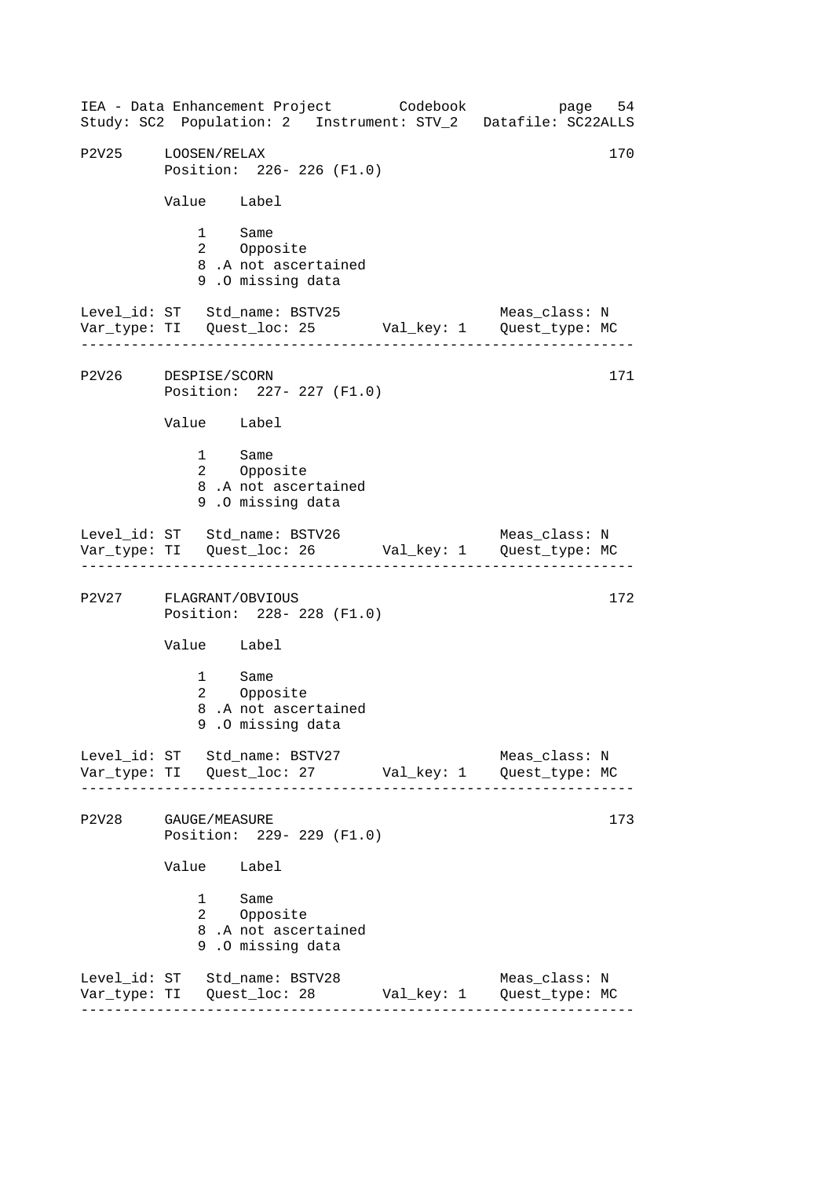P2V25 LOOSEN/RELAX 170
Position: 226- 226 (F1.0)

| Value | Label |
|---|---|
| 1 | Same |
| 2 | Opposite |
| 8 | .A not ascertained |
| 9 | .O missing data |

Level_id: ST Std_name: BSTV25 Meas_class: N
Var_type: TI Quest_loc: 25 Val_key: 1 Quest_type: MC

---

P2V26 DESPISE/SCORN 171
Position: 227- 227 (F1.0)

| Value | Label |
|---|---|
| 1 | Same |
| 2 | Opposite |
| 8 | .A not ascertained |
| 9 | .O missing data |

Level_id: ST Std_name: BSTV26 Meas_class: N
Var_type: TI Quest_loc: 26 Val_key: 1 Quest_type: MC

---

P2V27 FLAGRANT/OBVIOUS 172
Position: 228- 228 (F1.0)

| Value | Label |
|---|---|
| 1 | Same |
| 2 | Opposite |
| 8 | .A not ascertained |
| 9 | .O missing data |

Level_id: ST Std_name: BSTV27 Meas_class: N
Var_type: TI Quest_loc: 27 Val_key: 1 Quest_type: MC

---

P2V28 GAUGE/MEASURE 173
Position: 229- 229 (F1.0)

| Value | Label |
|---|---|
| 1 | Same |
| 2 | Opposite |
| 8 | .A not ascertained |
| 9 | .O missing data |

Level_id: ST Std_name: BSTV28 Meas_class: N
Var_type: TI Quest_loc: 28 Val_key: 1 Quest_type: MC

---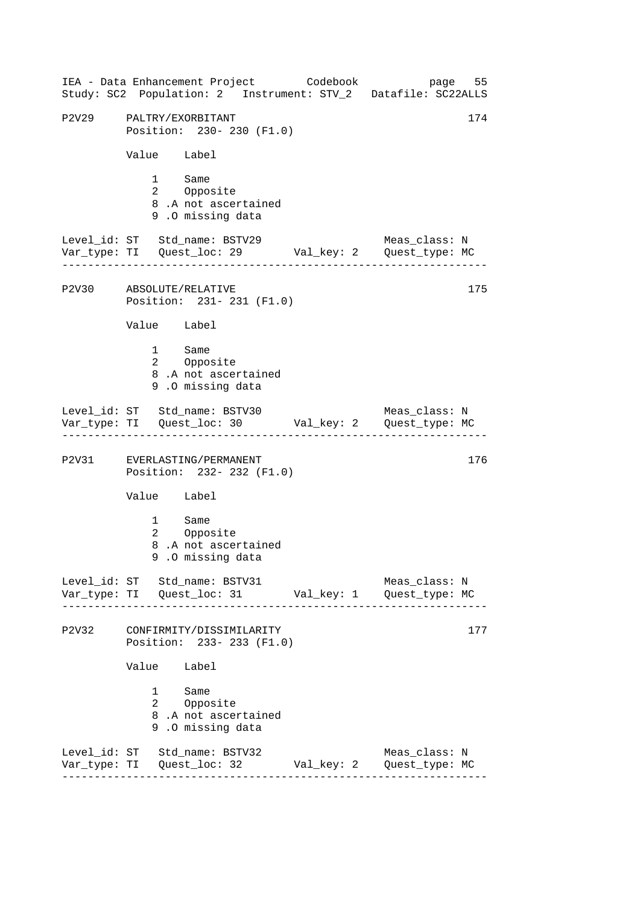IEA - Data Enhancement Project Codebook page 55
Study: SC2 Population: 2 Instrument: STV_2 Datafile: SC22ALLS

```
P2V29     PALTRY/EXORBITANT                                       174
          Position:  230- 230 (F1.0)

          Value    Label

              1    Same
              2    Opposite
              8 .A not ascertained
              9 .O missing data

Level_id: ST   Std_name: BSTV29                    Meas_class: N
Var_type: TI   Quest_loc: 29       Val_key: 2    Quest_type: MC
--------------------------------------------------------------

P2V30     ABSOLUTE/RELATIVE                                       175
          Position:  231- 231 (F1.0)

          Value    Label

              1    Same
              2    Opposite
              8 .A not ascertained
              9 .O missing data

Level_id: ST   Std_name: BSTV30                    Meas_class: N
Var_type: TI   Quest_loc: 30       Val_key: 2    Quest_type: MC
--------------------------------------------------------------

P2V31     EVERLASTING/PERMANENT                                   176
          Position:  232- 232 (F1.0)

          Value    Label

              1    Same
              2    Opposite
              8 .A not ascertained
              9 .O missing data

Level_id: ST   Std_name: BSTV31                    Meas_class: N
Var_type: TI   Quest_loc: 31       Val_key: 1    Quest_type: MC
--------------------------------------------------------------

P2V32     CONFIRMITY/DISSIMILARITY                                177
          Position:  233- 233 (F1.0)

          Value    Label

              1    Same
              2    Opposite
              8 .A not ascertained
              9 .O missing data

Level_id: ST   Std_name: BSTV32                    Meas_class: N
Var_type: TI   Quest_loc: 32       Val_key: 2    Quest_type: MC
--------------------------------------------------------------
```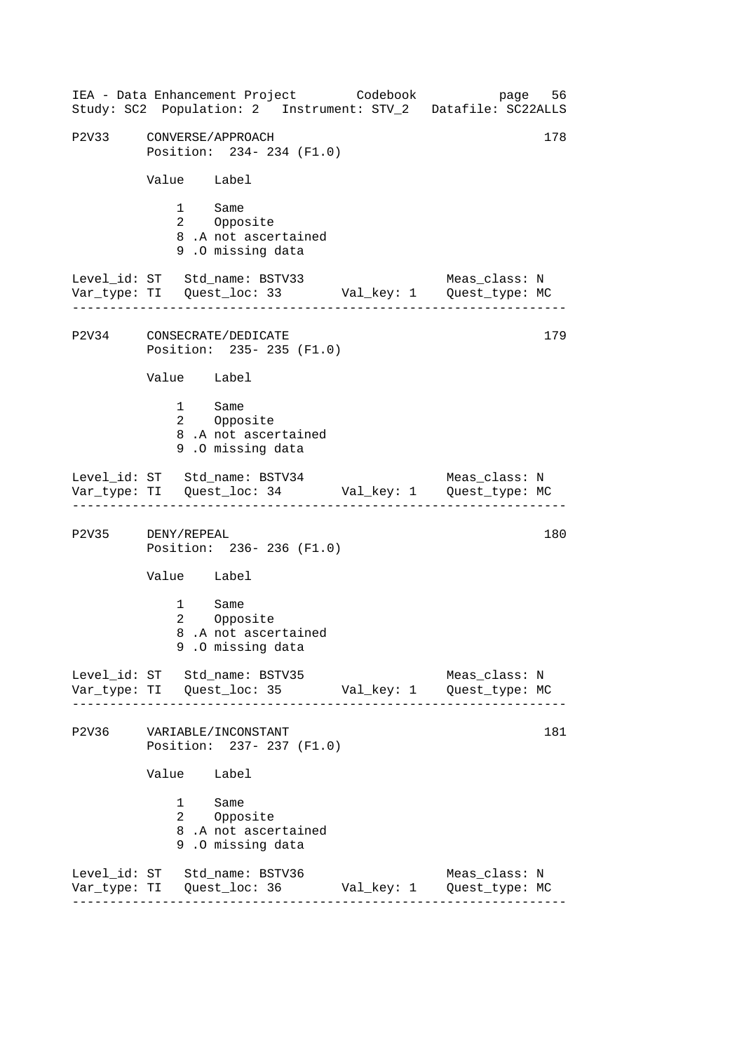P2V33 CONVERSE/APPROACH 178
Position: 234- 234 (F1.0)

| Value | Label |
|---|---|
| 1 | Same |
| 2 | Opposite |
| 8 | .A not ascertained |
| 9 | .O missing data |

Level_id: ST Std_name: BSTV33 Meas_class: N
Var_type: TI Quest_loc: 33 Val_key: 1 Quest_type: MC

---

P2V34 CONSECRATE/DEDICATE 179
Position: 235- 235 (F1.0)

| Value | Label |
|---|---|
| 1 | Same |
| 2 | Opposite |
| 8 | .A not ascertained |
| 9 | .O missing data |

Level_id: ST Std_name: BSTV34 Meas_class: N
Var_type: TI Quest_loc: 34 Val_key: 1 Quest_type: MC

---

P2V35 DENY/REPEAL 180
Position: 236- 236 (F1.0)

| Value | Label |
|---|---|
| 1 | Same |
| 2 | Opposite |
| 8 | .A not ascertained |
| 9 | .O missing data |

Level_id: ST Std_name: BSTV35 Meas_class: N
Var_type: TI Quest_loc: 35 Val_key: 1 Quest_type: MC

---

P2V36 VARIABLE/INCONSTANT 181
Position: 237- 237 (F1.0)

| Value | Label |
|---|---|
| 1 | Same |
| 2 | Opposite |
| 8 | .A not ascertained |
| 9 | .O missing data |

Level_id: ST Std_name: BSTV36 Meas_class: N
Var_type: TI Quest_loc: 36 Val_key: 1 Quest_type: MC

---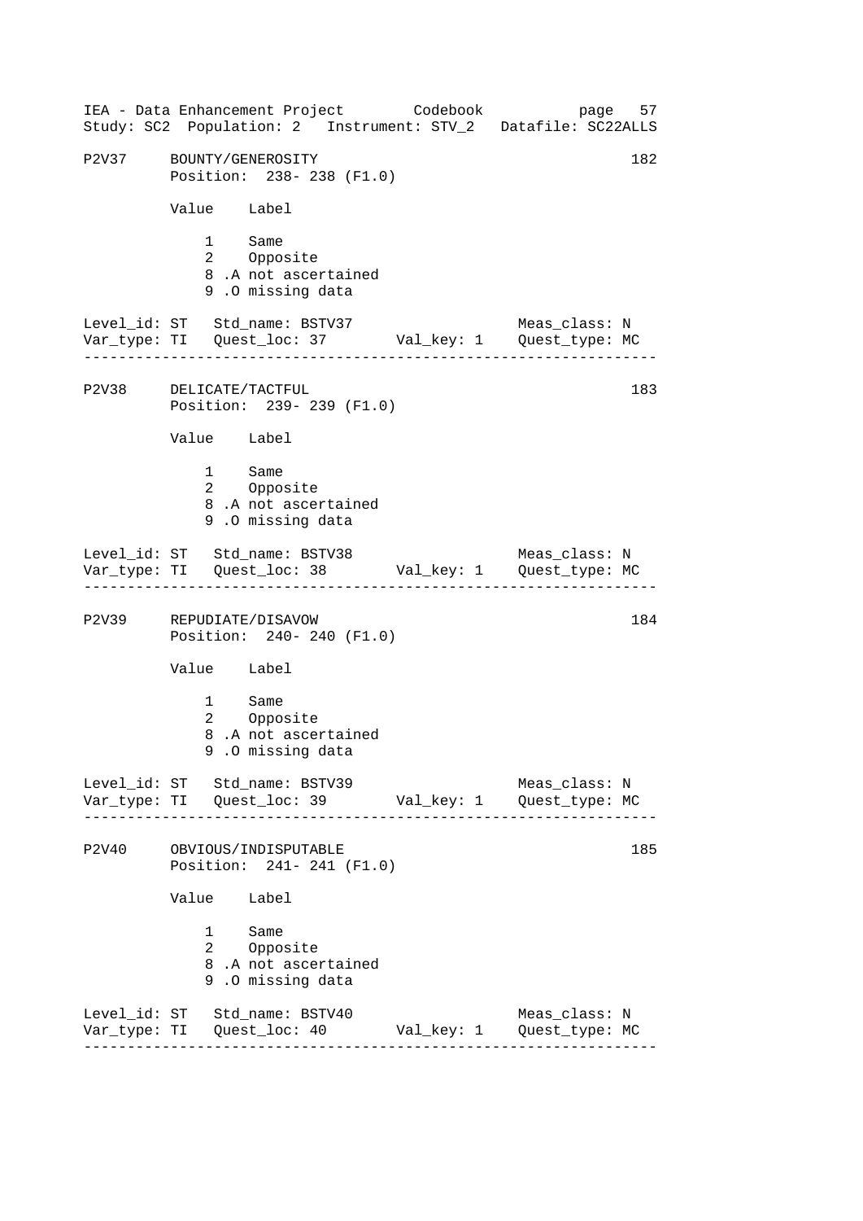P2V37 BOUNTY/GENEROSITY 182
Position: 238- 238 (F1.0)

| Value | Label |
|---|---|
| 1 | Same |
| 2 | Opposite |
| 8 | .A not ascertained |
| 9 | .O missing data |

Level_id: ST Std_name: BSTV37 Meas_class: N
Var_type: TI Quest_loc: 37 Val_key: 1 Quest_type: MC

---

P2V38 DELICATE/TACTFUL 183
Position: 239- 239 (F1.0)

| Value | Label |
|---|---|
| 1 | Same |
| 2 | Opposite |
| 8 | .A not ascertained |
| 9 | .O missing data |

Level_id: ST Std_name: BSTV38 Meas_class: N
Var_type: TI Quest_loc: 38 Val_key: 1 Quest_type: MC

---

P2V39 REPUDIATE/DISAVOW 184
Position: 240- 240 (F1.0)

| Value | Label |
|---|---|
| 1 | Same |
| 2 | Opposite |
| 8 | .A not ascertained |
| 9 | .O missing data |

Level_id: ST Std_name: BSTV39 Meas_class: N
Var_type: TI Quest_loc: 39 Val_key: 1 Quest_type: MC

---

P2V40 OBVIOUS/INDISPUTABLE 185
Position: 241- 241 (F1.0)

| Value | Label |
|---|---|
| 1 | Same |
| 2 | Opposite |
| 8 | .A not ascertained |
| 9 | .O missing data |

Level_id: ST Std_name: BSTV40 Meas_class: N
Var_type: TI Quest_loc: 40 Val_key: 1 Quest_type: MC

---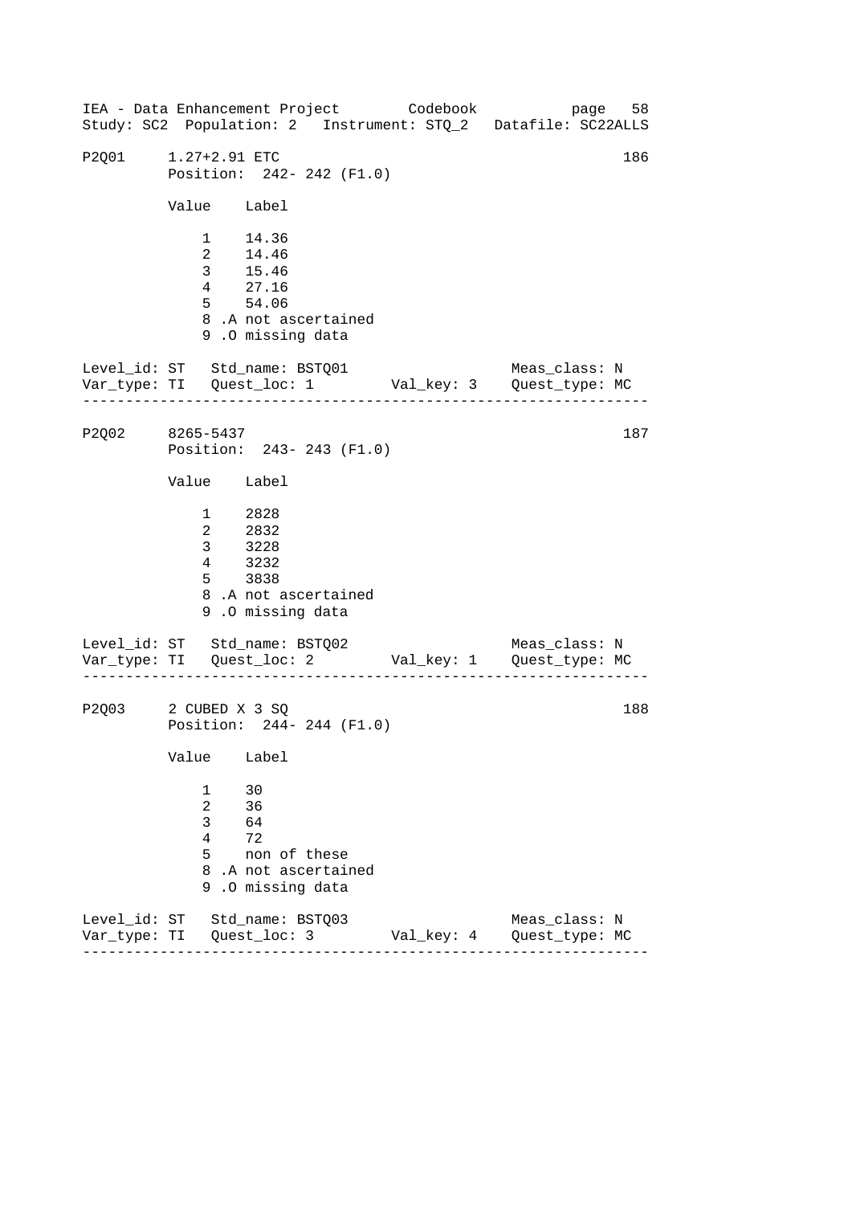IEA - Data Enhancement Project Codebook page 58
Study: SC2 Population: 2 Instrument: STQ_2 Datafile: SC22ALLS

```
P2Q01    1.27+2.91 ETC                                           186
         Position:  242- 242 (F1.0)

         Value    Label

             1    14.36
             2    14.46
             3    15.46
             4    27.16
             5    54.06
             8 .A not ascertained
             9 .O missing data

Level_id: ST   Std_name: BSTQ01                    Meas_class: N
Var_type: TI   Quest_loc: 1        Val_key: 3     Quest_type: MC
-------------------------------------------------------------------

P2Q02    8265-5437                                               187
         Position:  243- 243 (F1.0)

         Value    Label

             1    2828
             2    2832
             3    3228
             4    3232
             5    3838
             8 .A not ascertained
             9 .O missing data

Level_id: ST   Std_name: BSTQ02                    Meas_class: N
Var_type: TI   Quest_loc: 2        Val_key: 1     Quest_type: MC
-------------------------------------------------------------------

P2Q03    2 CUBED X 3 SQ                                          188
         Position:  244- 244 (F1.0)

         Value    Label

             1    30
             2    36
             3    64
             4    72
             5    non of these
             8 .A not ascertained
             9 .O missing data

Level_id: ST   Std_name: BSTQ03                    Meas_class: N
Var_type: TI   Quest_loc: 3        Val_key: 4     Quest_type: MC
-------------------------------------------------------------------
```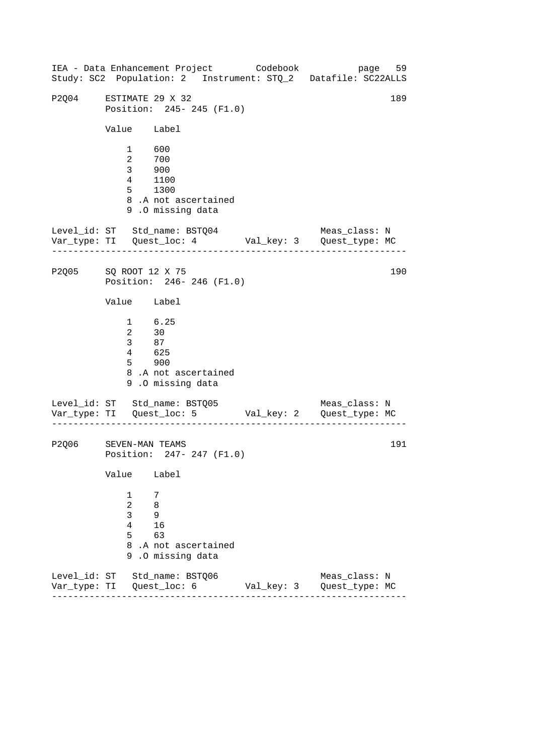P2Q04 ESTIMATE 29 X 32 — 189

Position: 245- 245 (F1.0)

| Value | Label |
|---|---|
| 1 | 600 |
| 2 | 700 |
| 3 | 900 |
| 4 | 1100 |
| 5 | 1300 |
| 8 | .A not ascertained |
| 9 | .O missing data |

Level_id: ST   Std_name: BSTQ04   Meas_class: N
Var_type: TI   Quest_loc: 4   Val_key: 3   Quest_type: MC

---

P2Q05 SQ ROOT 12 X 75 — 190

Position: 246- 246 (F1.0)

| Value | Label |
|---|---|
| 1 | 6.25 |
| 2 | 30 |
| 3 | 87 |
| 4 | 625 |
| 5 | 900 |
| 8 | .A not ascertained |
| 9 | .O missing data |

Level_id: ST   Std_name: BSTQ05   Meas_class: N
Var_type: TI   Quest_loc: 5   Val_key: 2   Quest_type: MC

---

P2Q06 SEVEN-MAN TEAMS — 191

Position: 247- 247 (F1.0)

| Value | Label |
|---|---|
| 1 | 7 |
| 2 | 8 |
| 3 | 9 |
| 4 | 16 |
| 5 | 63 |
| 8 | .A not ascertained |
| 9 | .O missing data |

Level_id: ST   Std_name: BSTQ06   Meas_class: N
Var_type: TI   Quest_loc: 6   Val_key: 3   Quest_type: MC

---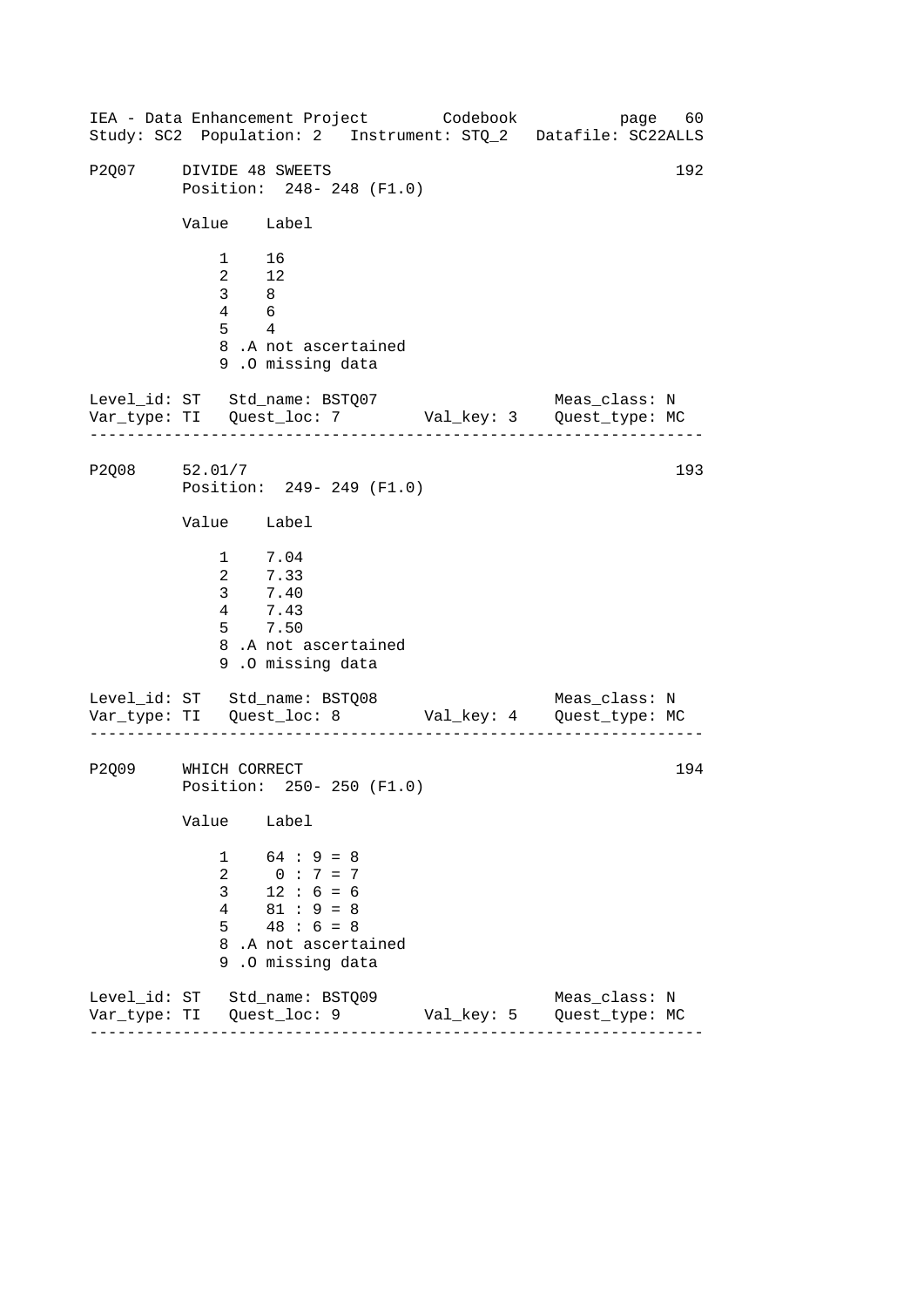P2Q07 DIVIDE 48 SWEETS 192

Position: 248- 248 (F1.0)

| Value | Label |
|---|---|
| 1 | 16 |
| 2 | 12 |
| 3 | 8 |
| 4 | 6 |
| 5 | 4 |
| 8 | .A not ascertained |
| 9 | .O missing data |

Level_id: ST Std_name: BSTQ07 Meas_class: N
Var_type: TI Quest_loc: 7 Val_key: 3 Quest_type: MC

---

P2Q08 52.01/7 193

Position: 249- 249 (F1.0)

| Value | Label |
|---|---|
| 1 | 7.04 |
| 2 | 7.33 |
| 3 | 7.40 |
| 4 | 7.43 |
| 5 | 7.50 |
| 8 | .A not ascertained |
| 9 | .O missing data |

Level_id: ST Std_name: BSTQ08 Meas_class: N
Var_type: TI Quest_loc: 8 Val_key: 4 Quest_type: MC

---

P2Q09 WHICH CORRECT 194

Position: 250- 250 (F1.0)

| Value | Label |
|---|---|
| 1 | 64 : 9 = 8 |
| 2 | 0 : 7 = 7 |
| 3 | 12 : 6 = 6 |
| 4 | 81 : 9 = 8 |
| 5 | 48 : 6 = 8 |
| 8 | .A not ascertained |
| 9 | .O missing data |

Level_id: ST Std_name: BSTQ09 Meas_class: N
Var_type: TI Quest_loc: 9 Val_key: 5 Quest_type: MC

---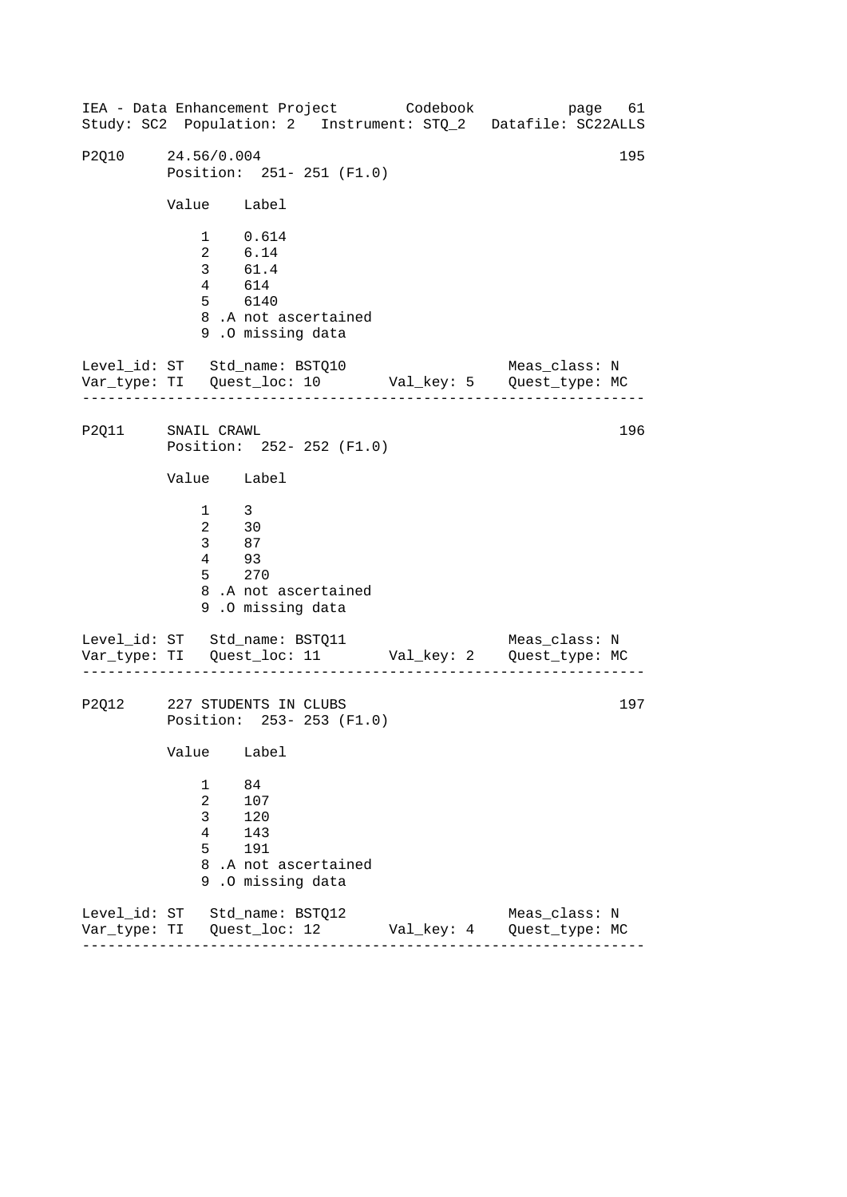IEA - Data Enhancement Project        Codebook            page  61
Study: SC2  Population: 2   Instrument: STQ_2   Datafile: SC22ALLS

```
P2Q10     24.56/0.004                                          195
          Position:  251- 251 (F1.0)

          Value    Label

              1    0.614
              2    6.14
              3    61.4
              4    614
              5    6140
              8 .A not ascertained
              9 .O missing data

Level_id: ST   Std_name: BSTQ10                   Meas_class: N
Var_type: TI   Quest_loc: 10       Val_key: 5    Quest_type: MC
-----------------------------------------------------------------

P2Q11     SNAIL CRAWL                                          196
          Position:  252- 252 (F1.0)

          Value    Label

              1    3
              2    30
              3    87
              4    93
              5    270
              8 .A not ascertained
              9 .O missing data

Level_id: ST   Std_name: BSTQ11                   Meas_class: N
Var_type: TI   Quest_loc: 11       Val_key: 2    Quest_type: MC
-----------------------------------------------------------------

P2Q12     227 STUDENTS IN CLUBS                                197
          Position:  253- 253 (F1.0)

          Value    Label

              1    84
              2    107
              3    120
              4    143
              5    191
              8 .A not ascertained
              9 .O missing data

Level_id: ST   Std_name: BSTQ12                   Meas_class: N
Var_type: TI   Quest_loc: 12       Val_key: 4    Quest_type: MC
-----------------------------------------------------------------
```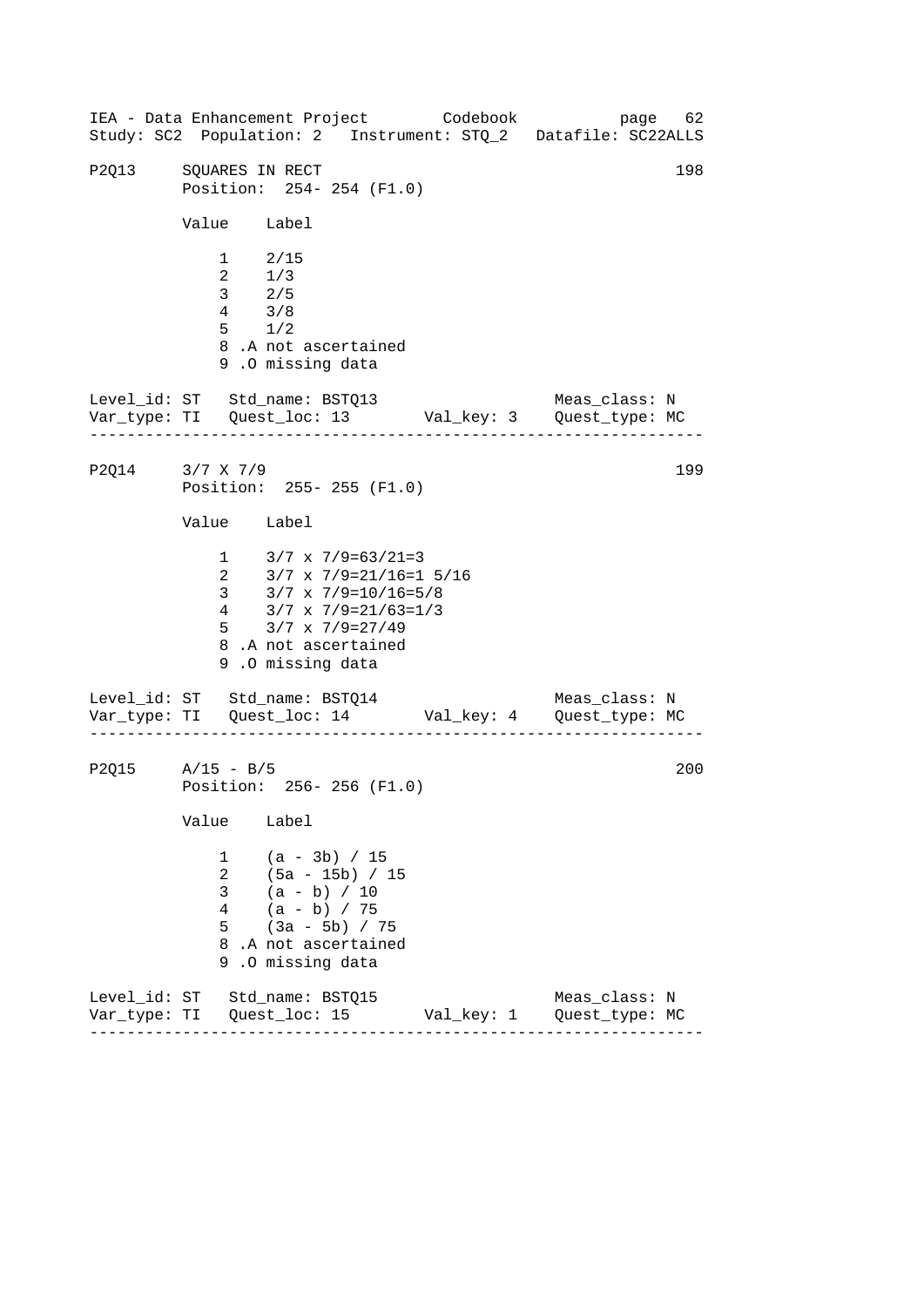IEA - Data Enhancement Project        Codebook
Study: SC2  Population: 2   Instrument: STQ_2   Datafile: SC22ALLS

```
P2Q13     SQUARES IN RECT                                          198
          Position:  254- 254 (F1.0)

          Value    Label

              1    2/15
              2    1/3
              3    2/5
              4    3/8
              5    1/2
              8 .A not ascertained
              9 .O missing data

Level_id: ST   Std_name: BSTQ13                   Meas_class: N
Var_type: TI   Quest_loc: 13       Val_key: 3    Quest_type: MC
-------------------------------------------------------------------
```

```
P2Q14     3/7 X 7/9                                                199
          Position:  255- 255 (F1.0)

          Value    Label

              1    3/7 x 7/9=63/21=3
              2    3/7 x 7/9=21/16=1 5/16
              3    3/7 x 7/9=10/16=5/8
              4    3/7 x 7/9=21/63=1/3
              5    3/7 x 7/9=27/49
              8 .A not ascertained
              9 .O missing data

Level_id: ST   Std_name: BSTQ14                   Meas_class: N
Var_type: TI   Quest_loc: 14       Val_key: 4    Quest_type: MC
-------------------------------------------------------------------
```

```
P2Q15     A/15 - B/5                                               200
          Position:  256- 256 (F1.0)

          Value    Label

              1    (a - 3b) / 15
              2    (5a - 15b) / 15
              3    (a - b) / 10
              4    (a - b) / 75
              5    (3a - 5b) / 75
              8 .A not ascertained
              9 .O missing data

Level_id: ST   Std_name: BSTQ15                   Meas_class: N
Var_type: TI   Quest_loc: 15       Val_key: 1    Quest_type: MC
-------------------------------------------------------------------
```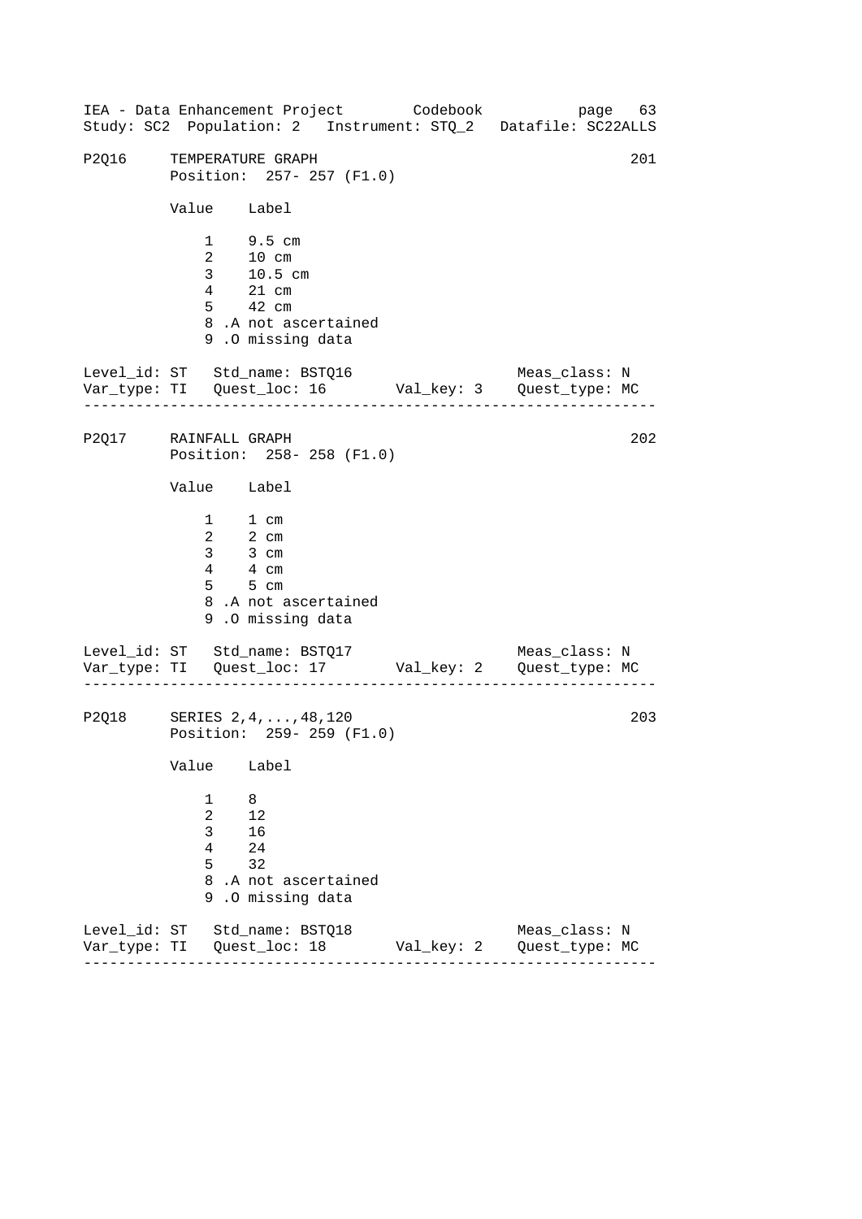IEA - Data Enhancement Project Codebook page 63
Study: SC2 Population: 2 Instrument: STQ_2 Datafile: SC22ALLS

```
P2Q16     TEMPERATURE GRAPH                                        201
          Position:  257- 257 (F1.0)

          Value    Label

              1    9.5 cm
              2    10 cm
              3    10.5 cm
              4    21 cm
              5    42 cm
              8 .A not ascertained
              9 .O missing data

Level_id: ST   Std_name: BSTQ16                     Meas_class: N
Var_type: TI   Quest_loc: 16        Val_key: 3    Quest_type: MC
------------------------------------------------------------------

P2Q17     RAINFALL GRAPH                                           202
          Position:  258- 258 (F1.0)

          Value    Label

              1    1 cm
              2    2 cm
              3    3 cm
              4    4 cm
              5    5 cm
              8 .A not ascertained
              9 .O missing data

Level_id: ST   Std_name: BSTQ17                     Meas_class: N
Var_type: TI   Quest_loc: 17        Val_key: 2    Quest_type: MC
------------------------------------------------------------------

P2Q18     SERIES 2,4,...,48,120                                    203
          Position:  259- 259 (F1.0)

          Value    Label

              1    8
              2    12
              3    16
              4    24
              5    32
              8 .A not ascertained
              9 .O missing data

Level_id: ST   Std_name: BSTQ18                     Meas_class: N
Var_type: TI   Quest_loc: 18        Val_key: 2    Quest_type: MC
------------------------------------------------------------------
```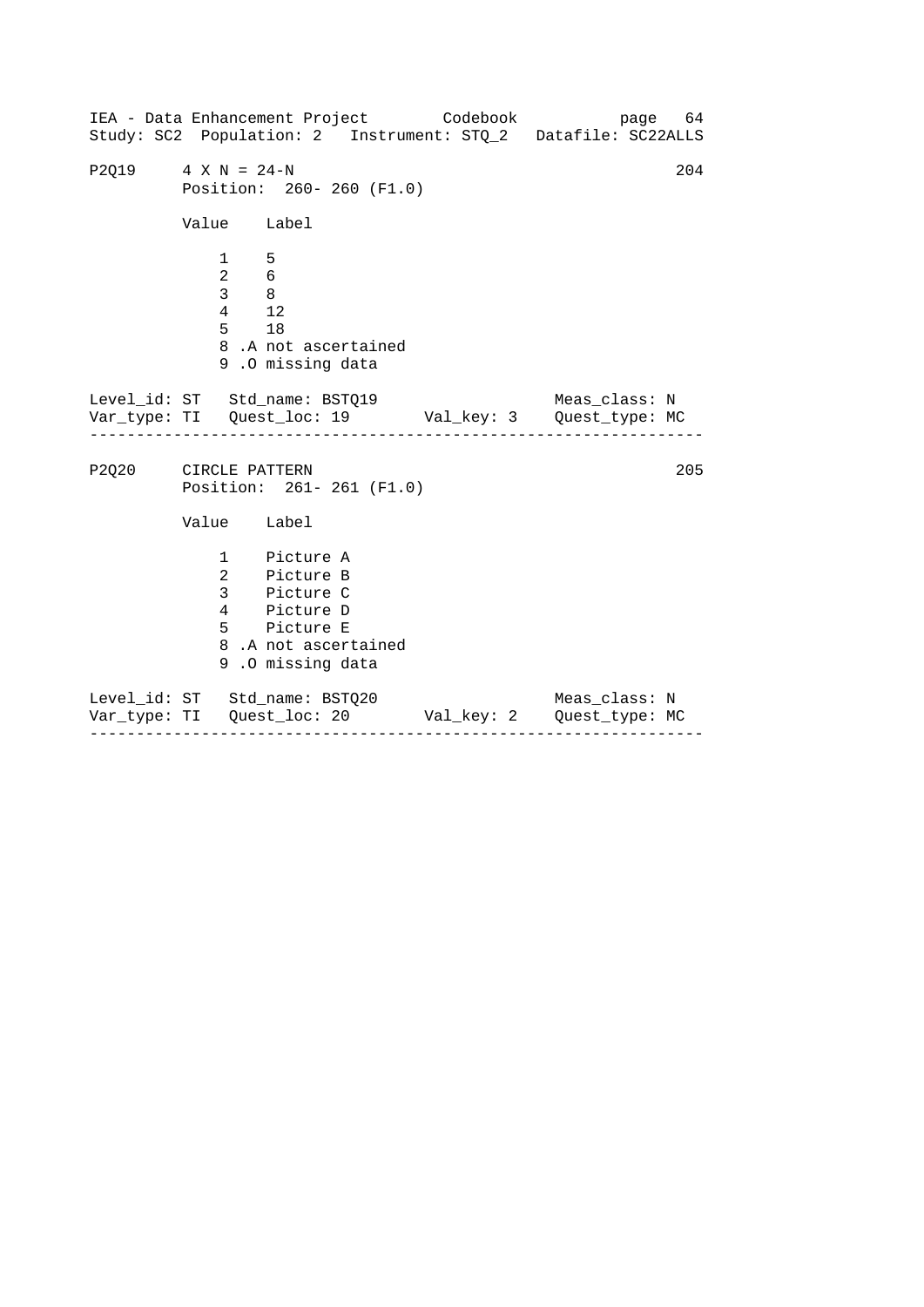P2Q19 4 X N = 24-N 204
Position: 260- 260 (F1.0)

| Value | Label |
| --- | --- |
| 1 | 5 |
| 2 | 6 |
| 3 | 8 |
| 4 | 12 |
| 5 | 18 |
| 8 | .A not ascertained |
| 9 | .O missing data |

Level_id: ST Std_name: BSTQ19 Meas_class: N
Var_type: TI Quest_loc: 19 Val_key: 3 Quest_type: MC

---

P2Q20 CIRCLE PATTERN 205
Position: 261- 261 (F1.0)

| Value | Label |
| --- | --- |
| 1 | Picture A |
| 2 | Picture B |
| 3 | Picture C |
| 4 | Picture D |
| 5 | Picture E |
| 8 | .A not ascertained |
| 9 | .O missing data |

Level_id: ST Std_name: BSTQ20 Meas_class: N
Var_type: TI Quest_loc: 20 Val_key: 2 Quest_type: MC

---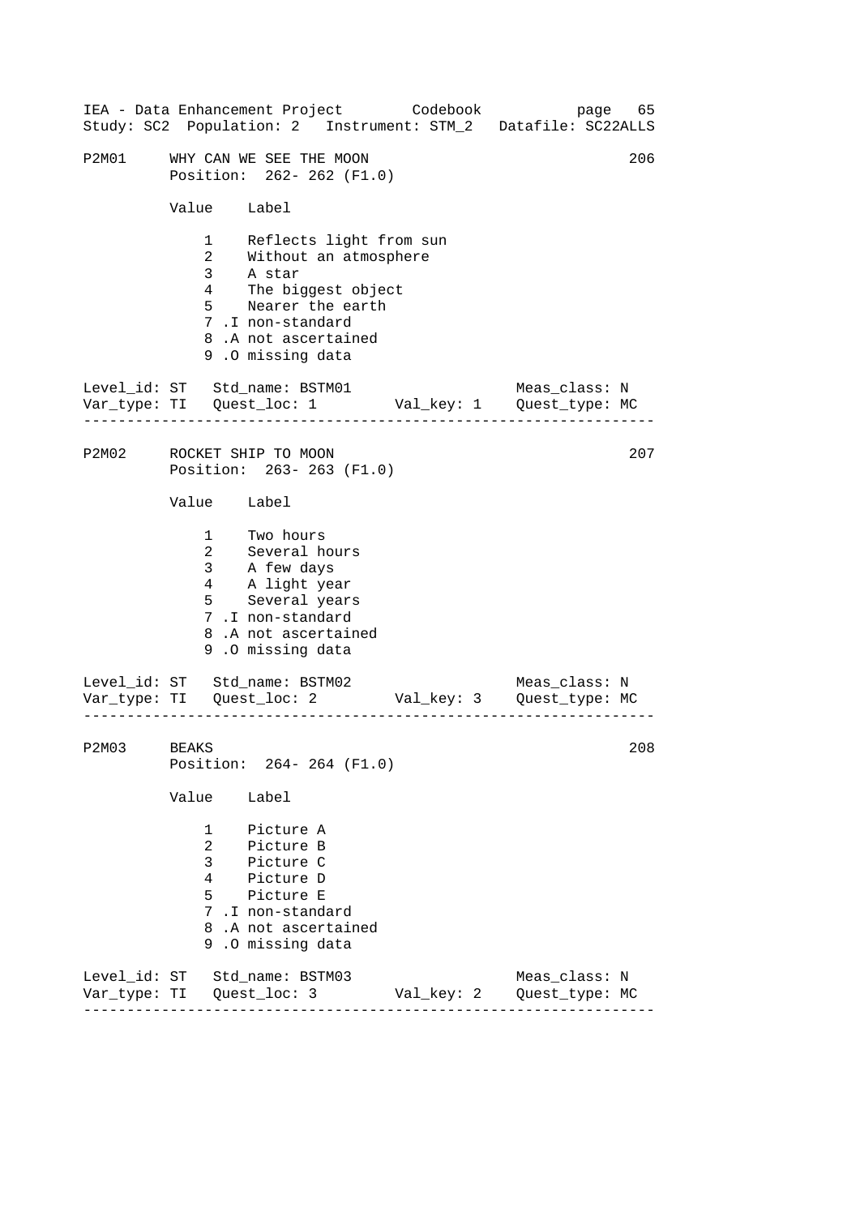P2M01 WHY CAN WE SEE THE MOON 206
Position: 262- 262 (F1.0)

| Value | Label |
|---|---|
| 1 | Reflects light from sun |
| 2 | Without an atmosphere |
| 3 | A star |
| 4 | The biggest object |
| 5 | Nearer the earth |
| 7 .I | non-standard |
| 8 .A | not ascertained |
| 9 .O | missing data |

Level_id: ST Std_name: BSTM01 Meas_class: N
Var_type: TI Quest_loc: 1 Val_key: 1 Quest_type: MC

---

P2M02 ROCKET SHIP TO MOON 207
Position: 263- 263 (F1.0)

| Value | Label |
|---|---|
| 1 | Two hours |
| 2 | Several hours |
| 3 | A few days |
| 4 | A light year |
| 5 | Several years |
| 7 .I | non-standard |
| 8 .A | not ascertained |
| 9 .O | missing data |

Level_id: ST Std_name: BSTM02 Meas_class: N
Var_type: TI Quest_loc: 2 Val_key: 3 Quest_type: MC

---

P2M03 BEAKS 208
Position: 264- 264 (F1.0)

| Value | Label |
|---|---|
| 1 | Picture A |
| 2 | Picture B |
| 3 | Picture C |
| 4 | Picture D |
| 5 | Picture E |
| 7 .I | non-standard |
| 8 .A | not ascertained |
| 9 .O | missing data |

Level_id: ST Std_name: BSTM03 Meas_class: N
Var_type: TI Quest_loc: 3 Val_key: 2 Quest_type: MC

---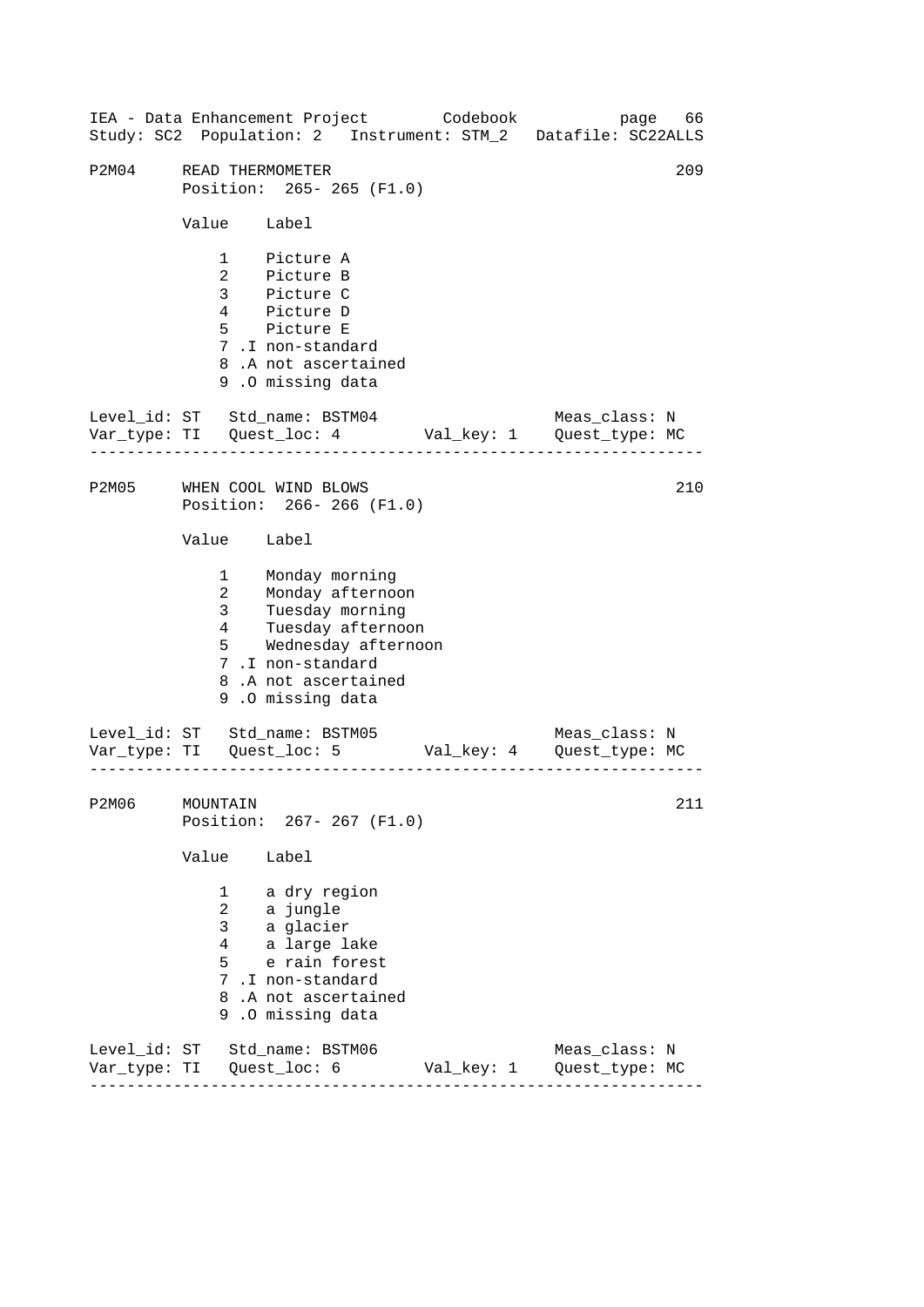## P2M04 READ THERMOMETER — 209

Position: 265- 265 (F1.0)

| Value | Label |
|---|---|
| 1 | Picture A |
| 2 | Picture B |
| 3 | Picture C |
| 4 | Picture D |
| 5 | Picture E |
| 7 .I | non-standard |
| 8 .A | not ascertained |
| 9 .O | missing data |

Level_id: ST   Std_name: BSTM04   Meas_class: N
Var_type: TI   Quest_loc: 4   Val_key: 1   Quest_type: MC

---

## P2M05 WHEN COOL WIND BLOWS — 210

Position: 266- 266 (F1.0)

| Value | Label |
|---|---|
| 1 | Monday morning |
| 2 | Monday afternoon |
| 3 | Tuesday morning |
| 4 | Tuesday afternoon |
| 5 | Wednesday afternoon |
| 7 .I | non-standard |
| 8 .A | not ascertained |
| 9 .O | missing data |

Level_id: ST   Std_name: BSTM05   Meas_class: N
Var_type: TI   Quest_loc: 5   Val_key: 4   Quest_type: MC

---

## P2M06 MOUNTAIN — 211

Position: 267- 267 (F1.0)

| Value | Label |
|---|---|
| 1 | a dry region |
| 2 | a jungle |
| 3 | a glacier |
| 4 | a large lake |
| 5 | e rain forest |
| 7 .I | non-standard |
| 8 .A | not ascertained |
| 9 .O | missing data |

Level_id: ST   Std_name: BSTM06   Meas_class: N
Var_type: TI   Quest_loc: 6   Val_key: 1   Quest_type: MC

---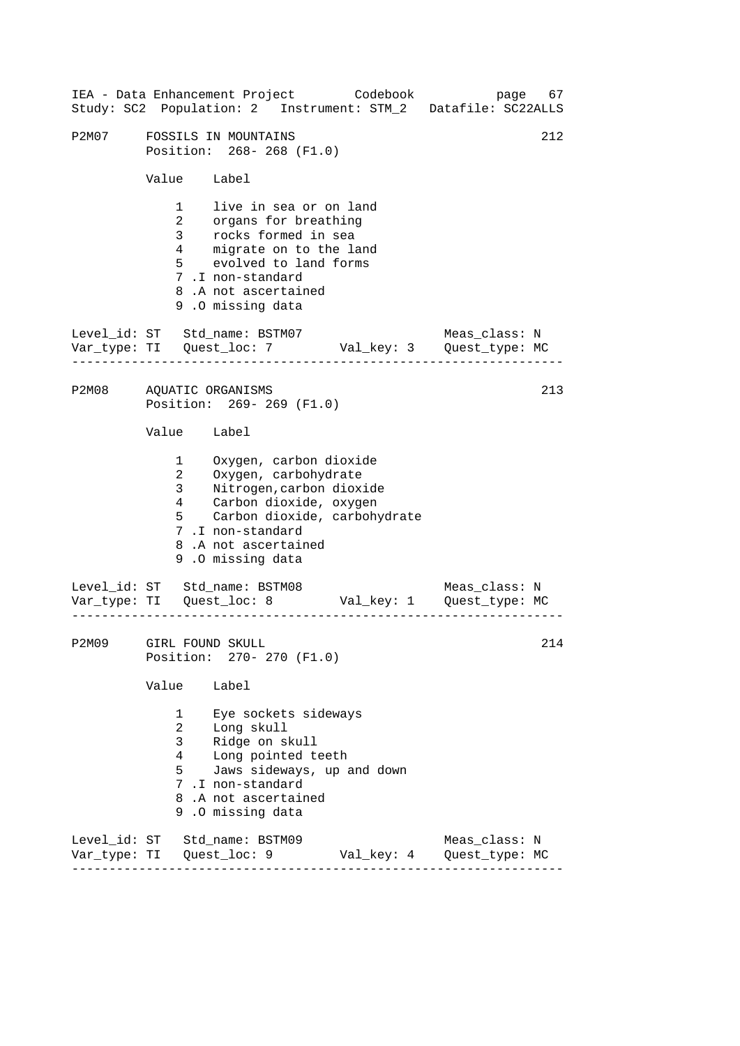P2M07 FOSSILS IN MOUNTAINS 212
Position: 268- 268 (F1.0)

| Value | Label |
|---|---|
| 1 | live in sea or on land |
| 2 | organs for breathing |
| 3 | rocks formed in sea |
| 4 | migrate on to the land |
| 5 | evolved to land forms |
| 7 .I | non-standard |
| 8 .A | not ascertained |
| 9 .O | missing data |

Level_id: ST Std_name: BSTM07 Meas_class: N
Var_type: TI Quest_loc: 7 Val_key: 3 Quest_type: MC

---

P2M08 AQUATIC ORGANISMS 213
Position: 269- 269 (F1.0)

| Value | Label |
|---|---|
| 1 | Oxygen, carbon dioxide |
| 2 | Oxygen, carbohydrate |
| 3 | Nitrogen,carbon dioxide |
| 4 | Carbon dioxide, oxygen |
| 5 | Carbon dioxide, carbohydrate |
| 7 .I | non-standard |
| 8 .A | not ascertained |
| 9 .O | missing data |

Level_id: ST Std_name: BSTM08 Meas_class: N
Var_type: TI Quest_loc: 8 Val_key: 1 Quest_type: MC

---

P2M09 GIRL FOUND SKULL 214
Position: 270- 270 (F1.0)

| Value | Label |
|---|---|
| 1 | Eye sockets sideways |
| 2 | Long skull |
| 3 | Ridge on skull |
| 4 | Long pointed teeth |
| 5 | Jaws sideways, up and down |
| 7 .I | non-standard |
| 8 .A | not ascertained |
| 9 .O | missing data |

Level_id: ST Std_name: BSTM09 Meas_class: N
Var_type: TI Quest_loc: 9 Val_key: 4 Quest_type: MC

---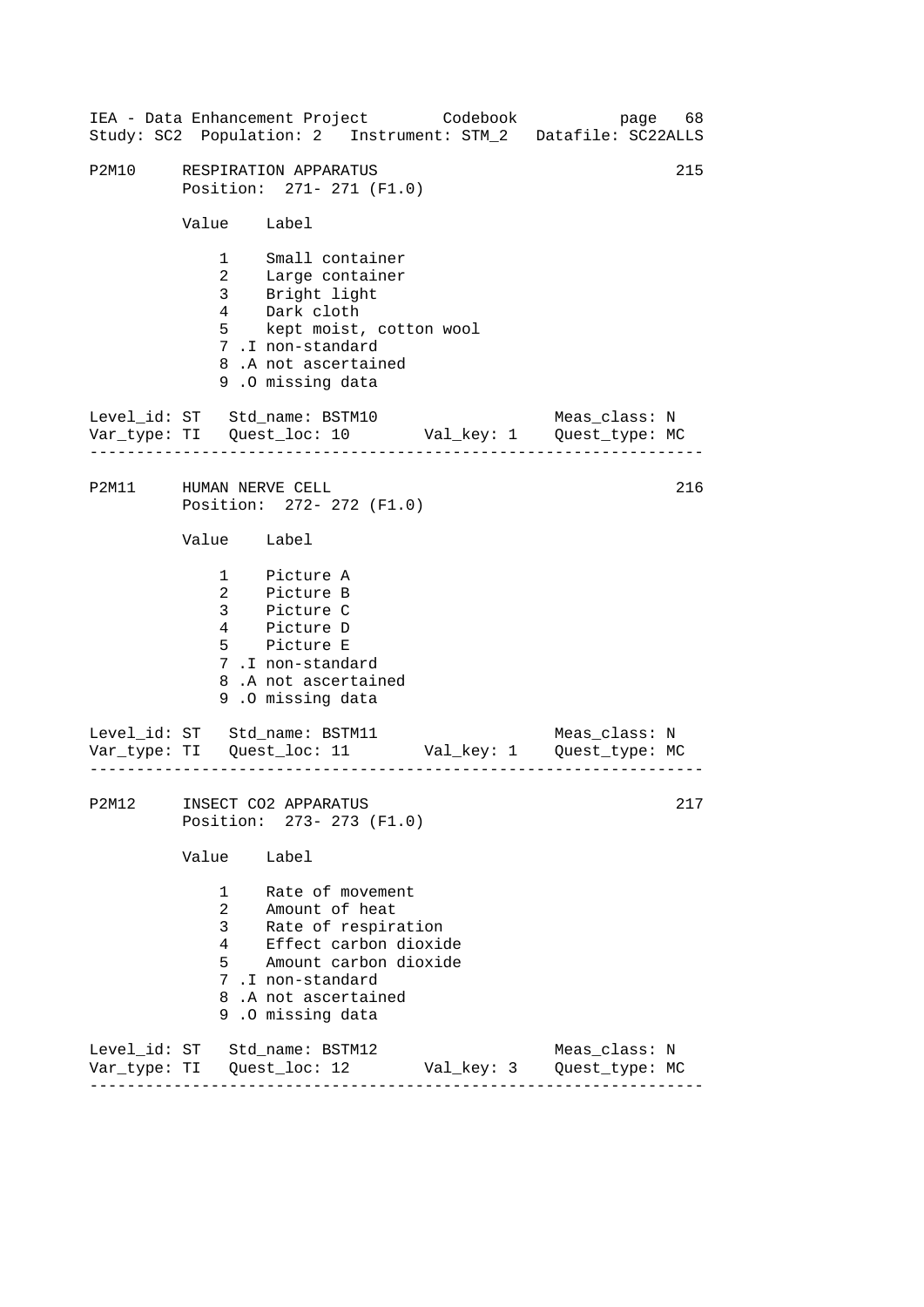IEA - Data Enhancement Project Codebook page 68
Study: SC2 Population: 2 Instrument: STM_2 Datafile: SC22ALLS

```
P2M10    RESPIRATION APPARATUS                                    215
         Position:  271- 271 (F1.0)

         Value    Label

             1    Small container
             2    Large container
             3    Bright light
             4    Dark cloth
             5    kept moist, cotton wool
             7 .I non-standard
             8 .A not ascertained
             9 .O missing data

Level_id: ST   Std_name: BSTM10                     Meas_class: N
Var_type: TI   Quest_loc: 10       Val_key: 1    Quest_type: MC
-------------------------------------------------------------------

P2M11    HUMAN NERVE CELL                                         216
         Position:  272- 272 (F1.0)

         Value    Label

             1    Picture A
             2    Picture B
             3    Picture C
             4    Picture D
             5    Picture E
             7 .I non-standard
             8 .A not ascertained
             9 .O missing data

Level_id: ST   Std_name: BSTM11                     Meas_class: N
Var_type: TI   Quest_loc: 11       Val_key: 1    Quest_type: MC
-------------------------------------------------------------------

P2M12    INSECT CO2 APPARATUS                                     217
         Position:  273- 273 (F1.0)

         Value    Label

             1    Rate of movement
             2    Amount of heat
             3    Rate of respiration
             4    Effect carbon dioxide
             5    Amount carbon dioxide
             7 .I non-standard
             8 .A not ascertained
             9 .O missing data

Level_id: ST   Std_name: BSTM12                     Meas_class: N
Var_type: TI   Quest_loc: 12       Val_key: 3    Quest_type: MC
-------------------------------------------------------------------
```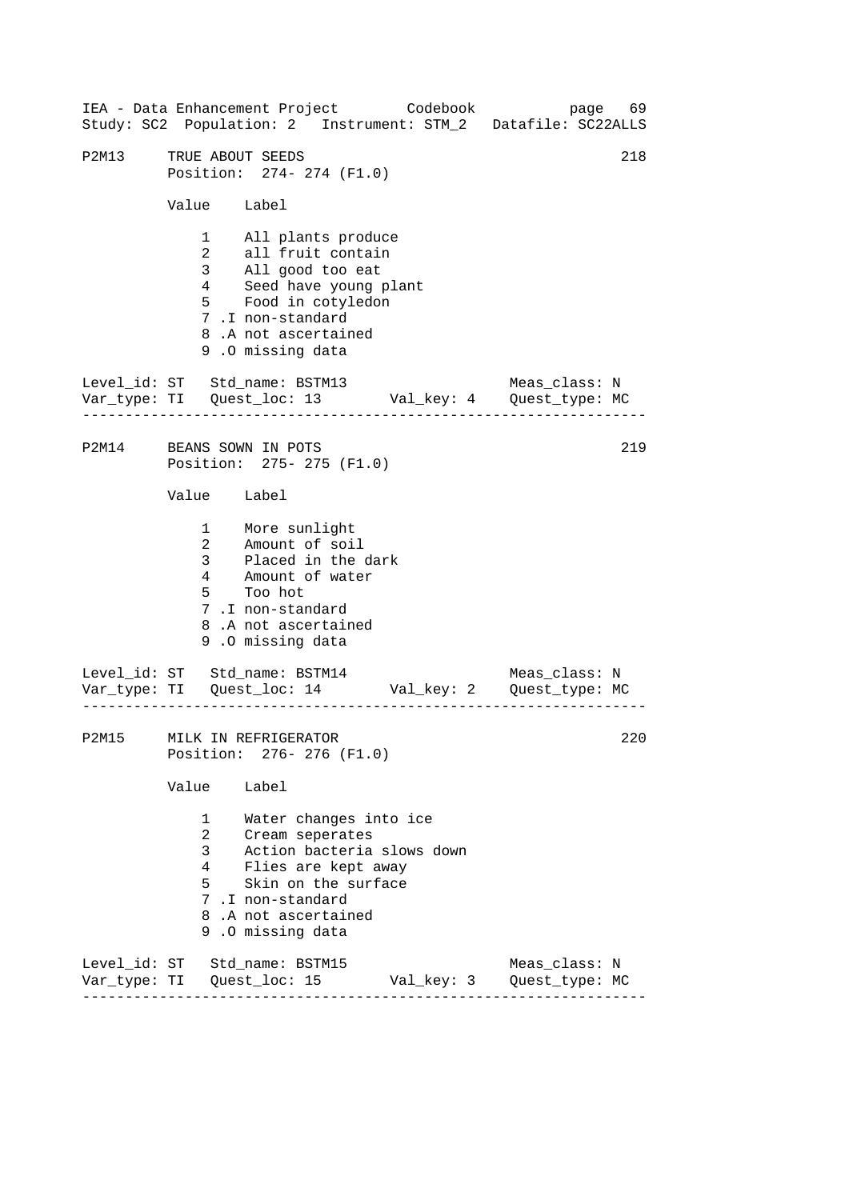IEA - Data Enhancement Project Codebook page 69
Study: SC2 Population: 2 Instrument: STM_2 Datafile: SC22ALLS

```
P2M13     TRUE ABOUT SEEDS                                        218
          Position:  274- 274 (F1.0)

          Value    Label

              1    All plants produce
              2    all fruit contain
              3    All good too eat
              4    Seed have young plant
              5    Food in cotyledon
              7 .I non-standard
              8 .A not ascertained
              9 .O missing data

Level_id: ST   Std_name: BSTM13                  Meas_class: N
Var_type: TI   Quest_loc: 13       Val_key: 4    Quest_type: MC
-----------------------------------------------------------------

P2M14     BEANS SOWN IN POTS                                      219
          Position:  275- 275 (F1.0)

          Value    Label

              1    More sunlight
              2    Amount of soil
              3    Placed in the dark
              4    Amount of water
              5    Too hot
              7 .I non-standard
              8 .A not ascertained
              9 .O missing data

Level_id: ST   Std_name: BSTM14                  Meas_class: N
Var_type: TI   Quest_loc: 14       Val_key: 2    Quest_type: MC
-----------------------------------------------------------------

P2M15     MILK IN REFRIGERATOR                                    220
          Position:  276- 276 (F1.0)

          Value    Label

              1    Water changes into ice
              2    Cream seperates
              3    Action bacteria slows down
              4    Flies are kept away
              5    Skin on the surface
              7 .I non-standard
              8 .A not ascertained
              9 .O missing data

Level_id: ST   Std_name: BSTM15                  Meas_class: N
Var_type: TI   Quest_loc: 15       Val_key: 3    Quest_type: MC
-----------------------------------------------------------------
```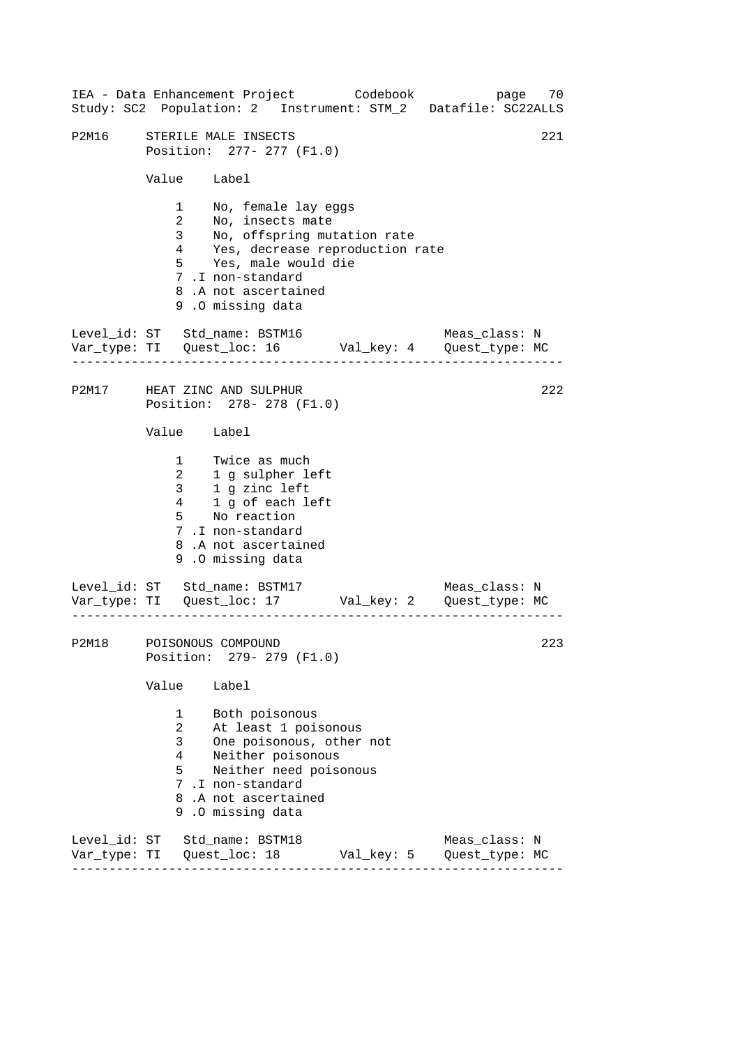P2M16 STERILE MALE INSECTS 221
Position: 277- 277 (F1.0)

| Value | Label |
|---|---|
| 1 | No, female lay eggs |
| 2 | No, insects mate |
| 3 | No, offspring mutation rate |
| 4 | Yes, decrease reproduction rate |
| 5 | Yes, male would die |
| 7 .I | non-standard |
| 8 .A | not ascertained |
| 9 .O | missing data |

Level_id: ST Std_name: BSTM16 Meas_class: N
Var_type: TI Quest_loc: 16 Val_key: 4 Quest_type: MC

---

P2M17 HEAT ZINC AND SULPHUR 222
Position: 278- 278 (F1.0)

| Value | Label |
|---|---|
| 1 | Twice as much |
| 2 | 1 g sulpher left |
| 3 | 1 g zinc left |
| 4 | 1 g of each left |
| 5 | No reaction |
| 7 .I | non-standard |
| 8 .A | not ascertained |
| 9 .O | missing data |

Level_id: ST Std_name: BSTM17 Meas_class: N
Var_type: TI Quest_loc: 17 Val_key: 2 Quest_type: MC

---

P2M18 POISONOUS COMPOUND 223
Position: 279- 279 (F1.0)

| Value | Label |
|---|---|
| 1 | Both poisonous |
| 2 | At least 1 poisonous |
| 3 | One poisonous, other not |
| 4 | Neither poisonous |
| 5 | Neither need poisonous |
| 7 .I | non-standard |
| 8 .A | not ascertained |
| 9 .O | missing data |

Level_id: ST Std_name: BSTM18 Meas_class: N
Var_type: TI Quest_loc: 18 Val_key: 5 Quest_type: MC

---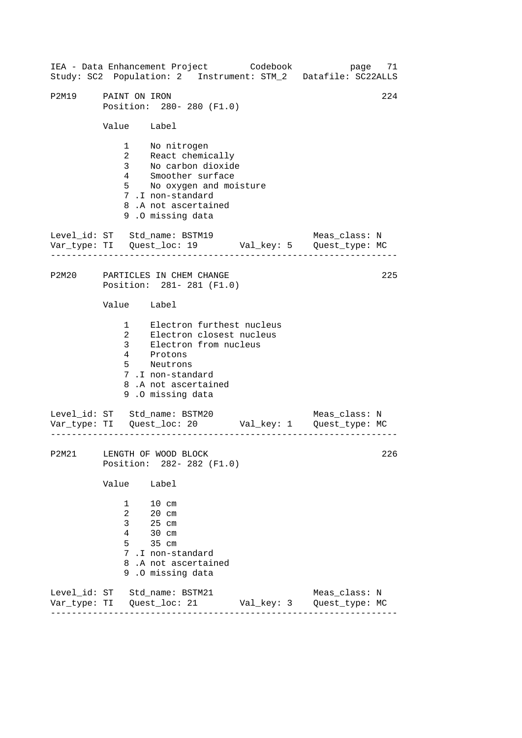P2M19 PAINT ON IRON 224
Position: 280- 280 (F1.0)

| Value | Label |
|---|---|
| 1 | No nitrogen |
| 2 | React chemically |
| 3 | No carbon dioxide |
| 4 | Smoother surface |
| 5 | No oxygen and moisture |
| 7 .I | non-standard |
| 8 .A | not ascertained |
| 9 .O | missing data |

Level_id: ST Std_name: BSTM19 Meas_class: N
Var_type: TI Quest_loc: 19 Val_key: 5 Quest_type: MC

---

P2M20 PARTICLES IN CHEM CHANGE 225
Position: 281- 281 (F1.0)

| Value | Label |
|---|---|
| 1 | Electron furthest nucleus |
| 2 | Electron closest nucleus |
| 3 | Electron from nucleus |
| 4 | Protons |
| 5 | Neutrons |
| 7 .I | non-standard |
| 8 .A | not ascertained |
| 9 .O | missing data |

Level_id: ST Std_name: BSTM20 Meas_class: N
Var_type: TI Quest_loc: 20 Val_key: 1 Quest_type: MC

---

P2M21 LENGTH OF WOOD BLOCK 226
Position: 282- 282 (F1.0)

| Value | Label |
|---|---|
| 1 | 10 cm |
| 2 | 20 cm |
| 3 | 25 cm |
| 4 | 30 cm |
| 5 | 35 cm |
| 7 .I | non-standard |
| 8 .A | not ascertained |
| 9 .O | missing data |

Level_id: ST Std_name: BSTM21 Meas_class: N
Var_type: TI Quest_loc: 21 Val_key: 3 Quest_type: MC

---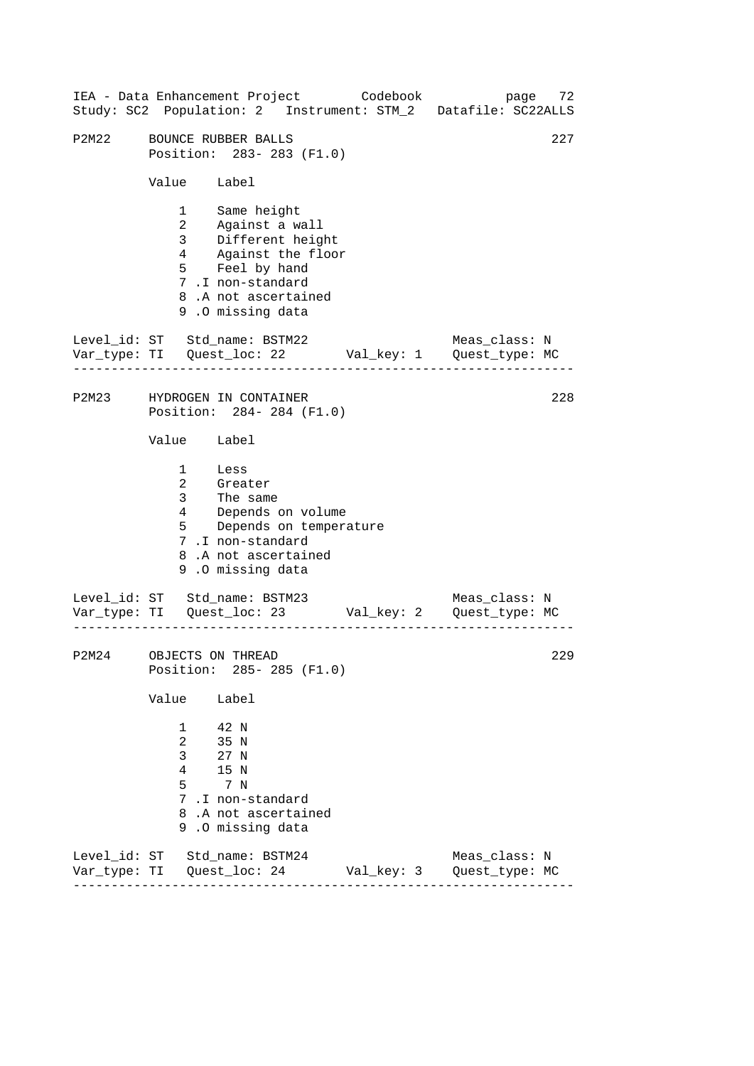P2M22 BOUNCE RUBBER BALLS 227
Position: 283- 283 (F1.0)

| Value | Label |
|---|---|
| 1 | Same height |
| 2 | Against a wall |
| 3 | Different height |
| 4 | Against the floor |
| 5 | Feel by hand |
| 7 .I | non-standard |
| 8 .A | not ascertained |
| 9 .O | missing data |

Level_id: ST Std_name: BSTM22 Meas_class: N
Var_type: TI Quest_loc: 22 Val_key: 1 Quest_type: MC

---

P2M23 HYDROGEN IN CONTAINER 228
Position: 284- 284 (F1.0)

| Value | Label |
|---|---|
| 1 | Less |
| 2 | Greater |
| 3 | The same |
| 4 | Depends on volume |
| 5 | Depends on temperature |
| 7 .I | non-standard |
| 8 .A | not ascertained |
| 9 .O | missing data |

Level_id: ST Std_name: BSTM23 Meas_class: N
Var_type: TI Quest_loc: 23 Val_key: 2 Quest_type: MC

---

P2M24 OBJECTS ON THREAD 229
Position: 285- 285 (F1.0)

| Value | Label |
|---|---|
| 1 | 42 N |
| 2 | 35 N |
| 3 | 27 N |
| 4 | 15 N |
| 5 | 7 N |
| 7 .I | non-standard |
| 8 .A | not ascertained |
| 9 .O | missing data |

Level_id: ST Std_name: BSTM24 Meas_class: N
Var_type: TI Quest_loc: 24 Val_key: 3 Quest_type: MC

---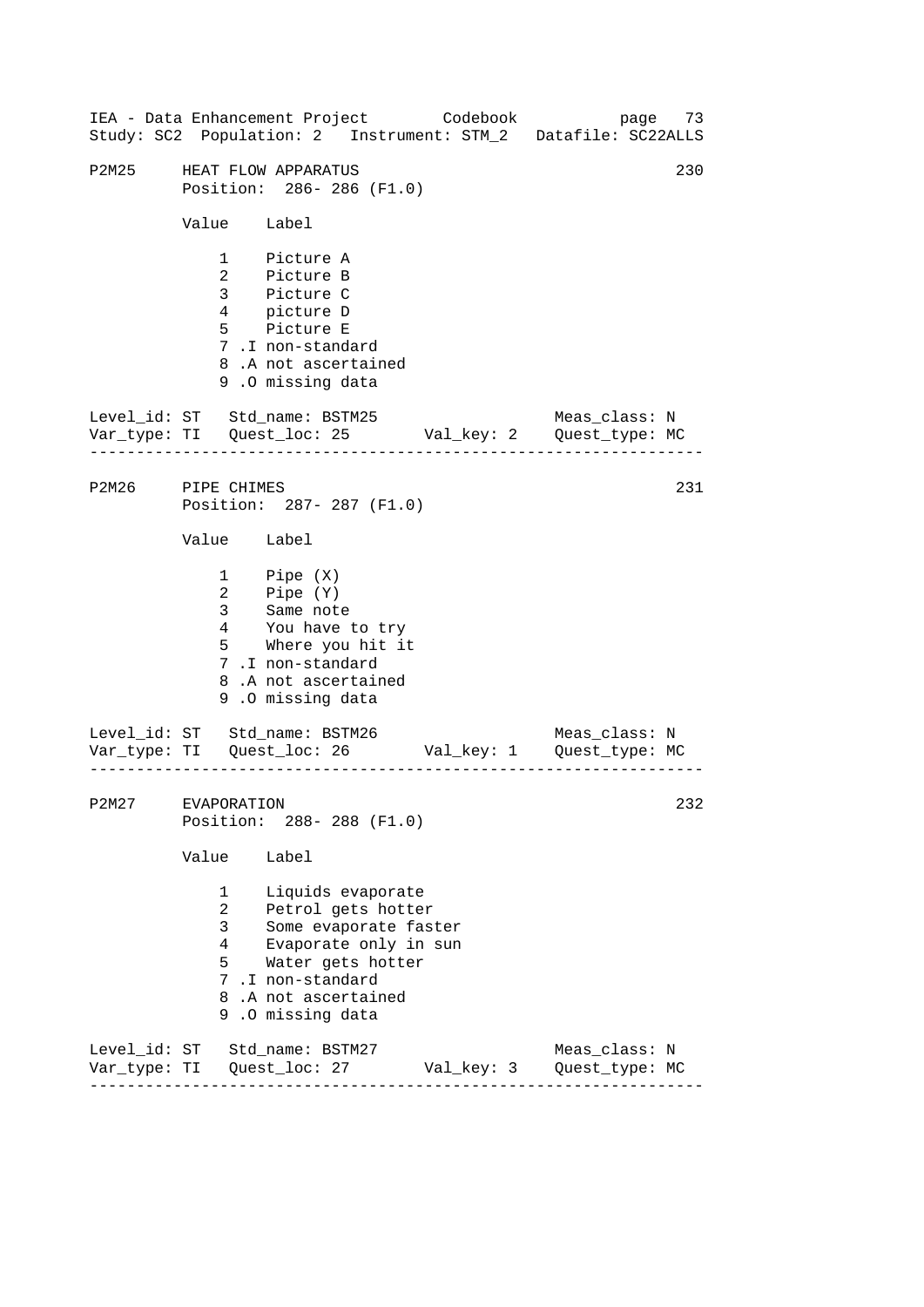P2M25 HEAT FLOW APPARATUS 230
Position: 286- 286 (F1.0)

| Value | Label |
|---|---|
| 1 | Picture A |
| 2 | Picture B |
| 3 | Picture C |
| 4 | picture D |
| 5 | Picture E |
| 7 .I | non-standard |
| 8 .A | not ascertained |
| 9 .O | missing data |

Level_id: ST   Std_name: BSTM25   Meas_class: N
Var_type: TI   Quest_loc: 25   Val_key: 2   Quest_type: MC

---

P2M26 PIPE CHIMES 231
Position: 287- 287 (F1.0)

| Value | Label |
|---|---|
| 1 | Pipe (X) |
| 2 | Pipe (Y) |
| 3 | Same note |
| 4 | You have to try |
| 5 | Where you hit it |
| 7 .I | non-standard |
| 8 .A | not ascertained |
| 9 .O | missing data |

Level_id: ST   Std_name: BSTM26   Meas_class: N
Var_type: TI   Quest_loc: 26   Val_key: 1   Quest_type: MC

---

P2M27 EVAPORATION 232
Position: 288- 288 (F1.0)

| Value | Label |
|---|---|
| 1 | Liquids evaporate |
| 2 | Petrol gets hotter |
| 3 | Some evaporate faster |
| 4 | Evaporate only in sun |
| 5 | Water gets hotter |
| 7 .I | non-standard |
| 8 .A | not ascertained |
| 9 .O | missing data |

Level_id: ST   Std_name: BSTM27   Meas_class: N
Var_type: TI   Quest_loc: 27   Val_key: 3   Quest_type: MC

---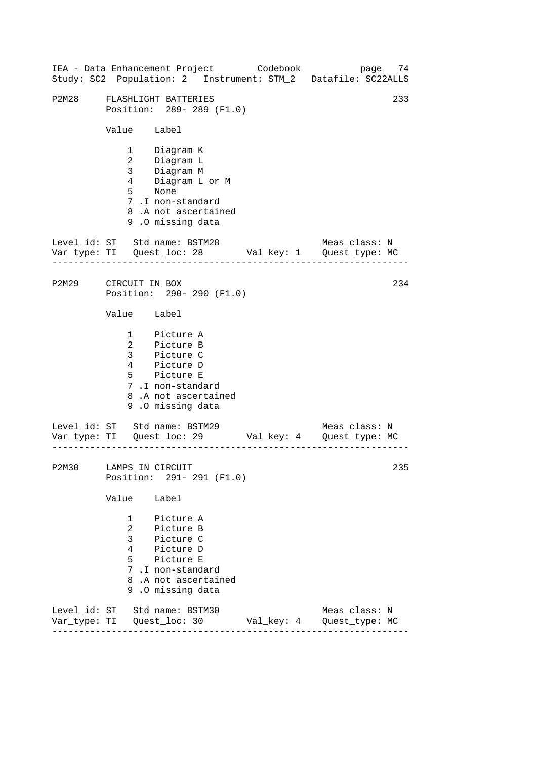IEA - Data Enhancement Project Codebook page 74
Study: SC2 Population: 2 Instrument: STM_2 Datafile: SC22ALLS

```
P2M28     FLASHLIGHT BATTERIES                                      233
          Position:  289- 289 (F1.0)

          Value    Label

              1    Diagram K
              2    Diagram L
              3    Diagram M
              4    Diagram L or M
              5    None
              7 .I non-standard
              8 .A not ascertained
              9 .O missing data

Level_id: ST   Std_name: BSTM28                    Meas_class: N
Var_type: TI   Quest_loc: 28       Val_key: 1    Quest_type: MC
-------------------------------------------------------------------

P2M29     CIRCUIT IN BOX                                            234
          Position:  290- 290 (F1.0)

          Value    Label

              1    Picture A
              2    Picture B
              3    Picture C
              4    Picture D
              5    Picture E
              7 .I non-standard
              8 .A not ascertained
              9 .O missing data

Level_id: ST   Std_name: BSTM29                    Meas_class: N
Var_type: TI   Quest_loc: 29       Val_key: 4    Quest_type: MC
-------------------------------------------------------------------

P2M30     LAMPS IN CIRCUIT                                          235
          Position:  291- 291 (F1.0)

          Value    Label

              1    Picture A
              2    Picture B
              3    Picture C
              4    Picture D
              5    Picture E
              7 .I non-standard
              8 .A not ascertained
              9 .O missing data

Level_id: ST   Std_name: BSTM30                    Meas_class: N
Var_type: TI   Quest_loc: 30       Val_key: 4    Quest_type: MC
-------------------------------------------------------------------
```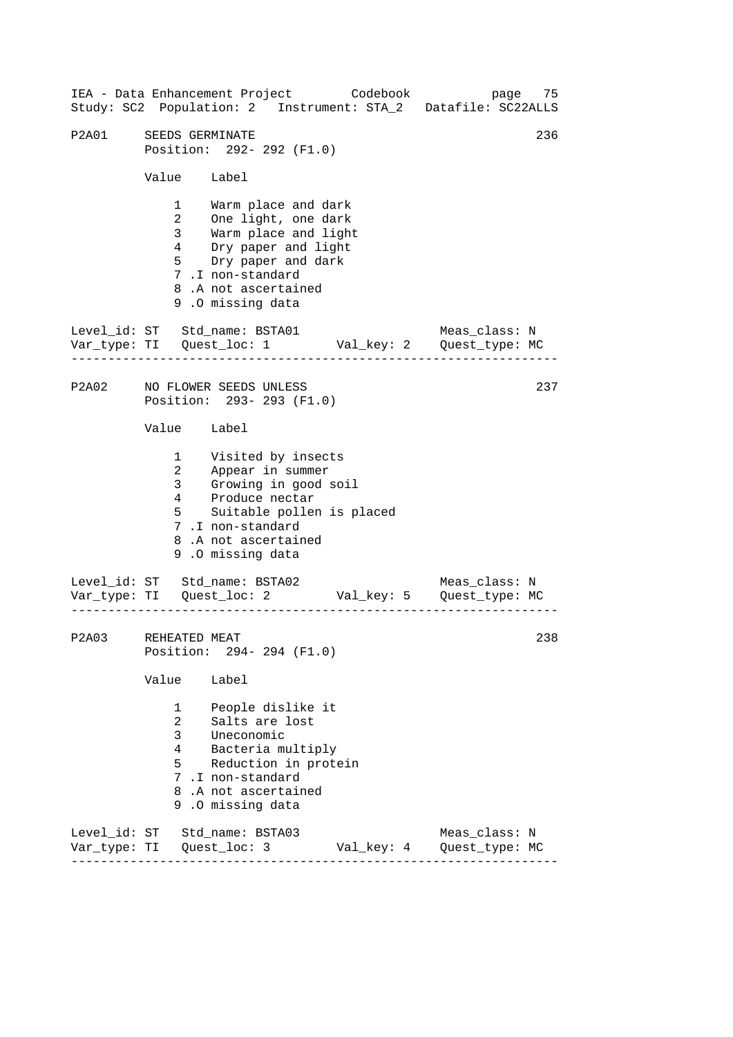```
P2A01     SEEDS GERMINATE                                              236
          Position:  292- 292 (F1.0)

          Value    Label

              1    Warm place and dark
              2    One light, one dark
              3    Warm place and light
              4    Dry paper and light
              5    Dry paper and dark
              7 .I non-standard
              8 .A not ascertained
              9 .O missing data

Level_id: ST   Std_name: BSTA01                     Meas_class: N
Var_type: TI   Quest_loc: 1        Val_key: 2      Quest_type: MC
-------------------------------------------------------------------

P2A02     NO FLOWER SEEDS UNLESS                                       237
          Position:  293- 293 (F1.0)

          Value    Label

              1    Visited by insects
              2    Appear in summer
              3    Growing in good soil
              4    Produce nectar
              5    Suitable pollen is placed
              7 .I non-standard
              8 .A not ascertained
              9 .O missing data

Level_id: ST   Std_name: BSTA02                     Meas_class: N
Var_type: TI   Quest_loc: 2        Val_key: 5      Quest_type: MC
-------------------------------------------------------------------

P2A03     REHEATED MEAT                                                238
          Position:  294- 294 (F1.0)

          Value    Label

              1    People dislike it
              2    Salts are lost
              3    Uneconomic
              4    Bacteria multiply
              5    Reduction in protein
              7 .I non-standard
              8 .A not ascertained
              9 .O missing data

Level_id: ST   Std_name: BSTA03                     Meas_class: N
Var_type: TI   Quest_loc: 3        Val_key: 4      Quest_type: MC
-------------------------------------------------------------------
```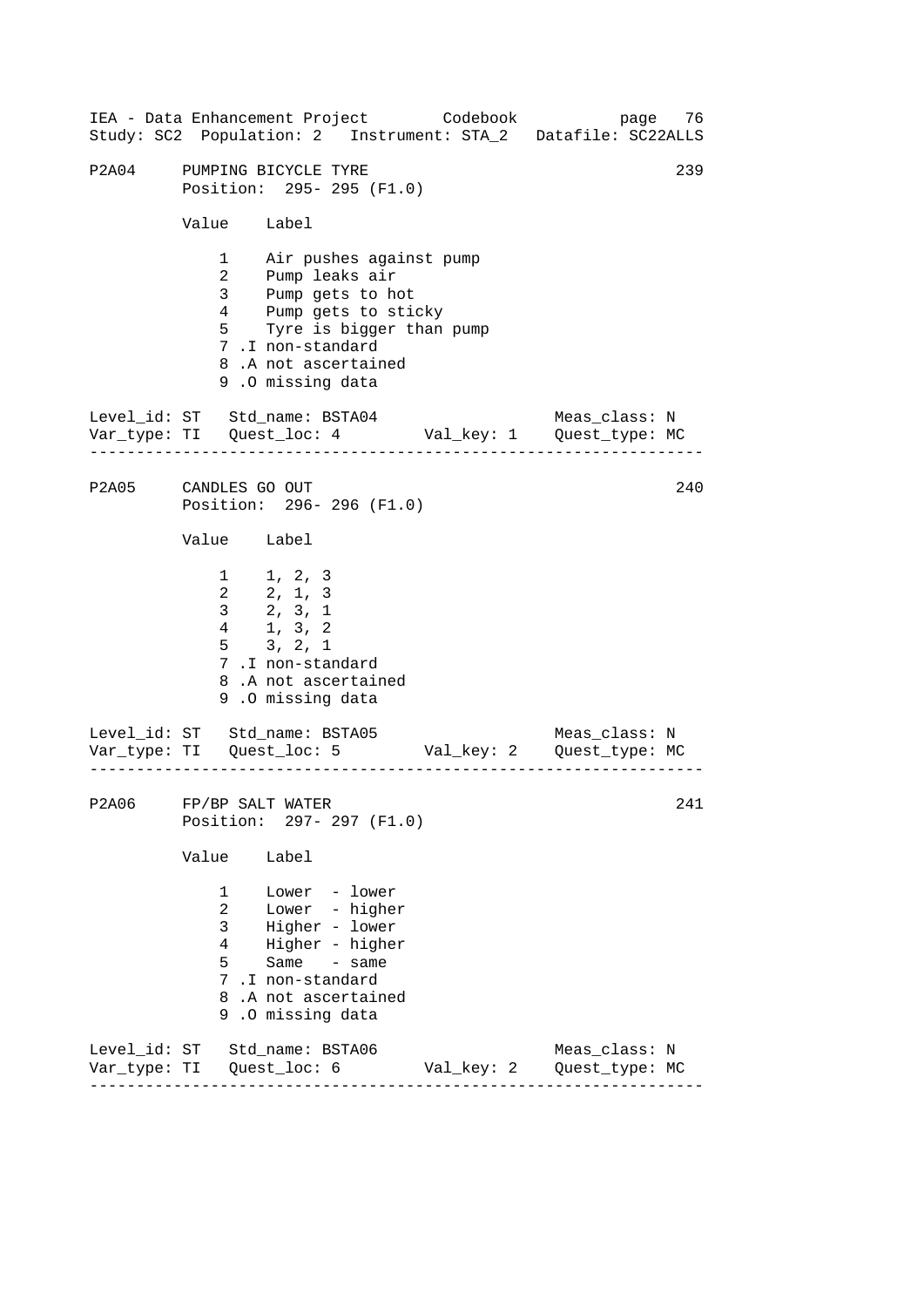P2A04 PUMPING BICYCLE TYRE 239

Position: 295- 295 (F1.0)

| Value | Label |
|---|---|
| 1 | Air pushes against pump |
| 2 | Pump leaks air |
| 3 | Pump gets to hot |
| 4 | Pump gets to sticky |
| 5 | Tyre is bigger than pump |
| 7 .I | non-standard |
| 8 .A | not ascertained |
| 9 .O | missing data |

Level_id: ST Std_name: BSTA04 Meas_class: N
Var_type: TI Quest_loc: 4 Val_key: 1 Quest_type: MC

---

P2A05 CANDLES GO OUT 240

Position: 296- 296 (F1.0)

| Value | Label |
|---|---|
| 1 | 1, 2, 3 |
| 2 | 2, 1, 3 |
| 3 | 2, 3, 1 |
| 4 | 1, 3, 2 |
| 5 | 3, 2, 1 |
| 7 .I | non-standard |
| 8 .A | not ascertained |
| 9 .O | missing data |

Level_id: ST Std_name: BSTA05 Meas_class: N
Var_type: TI Quest_loc: 5 Val_key: 2 Quest_type: MC

---

P2A06 FP/BP SALT WATER 241

Position: 297- 297 (F1.0)

| Value | Label |
|---|---|
| 1 | Lower - lower |
| 2 | Lower - higher |
| 3 | Higher - lower |
| 4 | Higher - higher |
| 5 | Same - same |
| 7 .I | non-standard |
| 8 .A | not ascertained |
| 9 .O | missing data |

Level_id: ST Std_name: BSTA06 Meas_class: N
Var_type: TI Quest_loc: 6 Val_key: 2 Quest_type: MC

---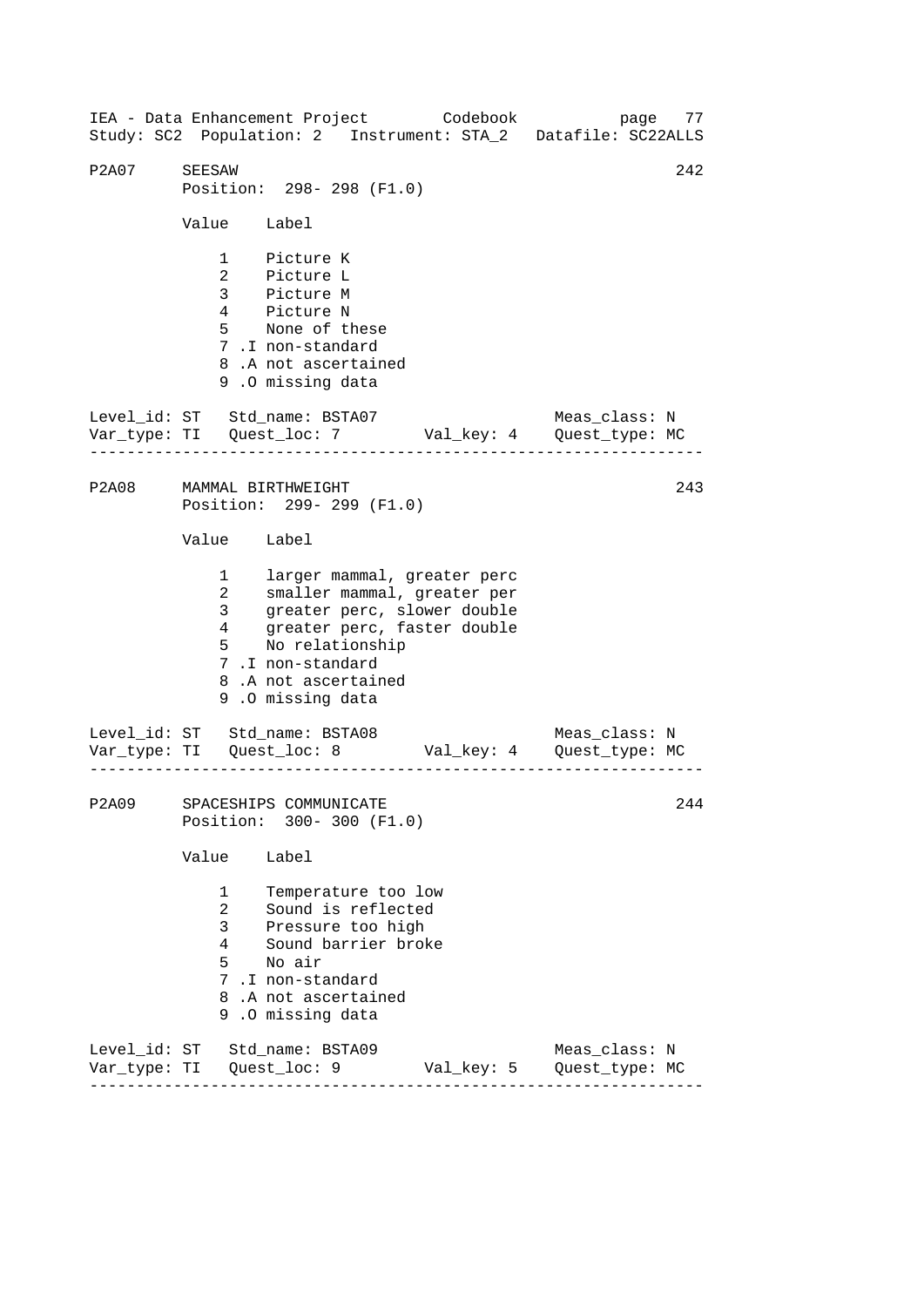## P2A07 SEESAW 242

Position: 298- 298 (F1.0)

| Value | Label |
|---|---|
| 1 | Picture K |
| 2 | Picture L |
| 3 | Picture M |
| 4 | Picture N |
| 5 | None of these |
| 7 .I | non-standard |
| 8 .A | not ascertained |
| 9 .O | missing data |

Level_id: ST   Std_name: BSTA07   Meas_class: N
Var_type: TI   Quest_loc: 7   Val_key: 4   Quest_type: MC

---

## P2A08 MAMMAL BIRTHWEIGHT 243

Position: 299- 299 (F1.0)

| Value | Label |
|---|---|
| 1 | larger mammal, greater perc |
| 2 | smaller mammal, greater per |
| 3 | greater perc, slower double |
| 4 | greater perc, faster double |
| 5 | No relationship |
| 7 .I | non-standard |
| 8 .A | not ascertained |
| 9 .O | missing data |

Level_id: ST   Std_name: BSTA08   Meas_class: N
Var_type: TI   Quest_loc: 8   Val_key: 4   Quest_type: MC

---

## P2A09 SPACESHIPS COMMUNICATE 244

Position: 300- 300 (F1.0)

| Value | Label |
|---|---|
| 1 | Temperature too low |
| 2 | Sound is reflected |
| 3 | Pressure too high |
| 4 | Sound barrier broke |
| 5 | No air |
| 7 .I | non-standard |
| 8 .A | not ascertained |
| 9 .O | missing data |

Level_id: ST   Std_name: BSTA09   Meas_class: N
Var_type: TI   Quest_loc: 9   Val_key: 5   Quest_type: MC

---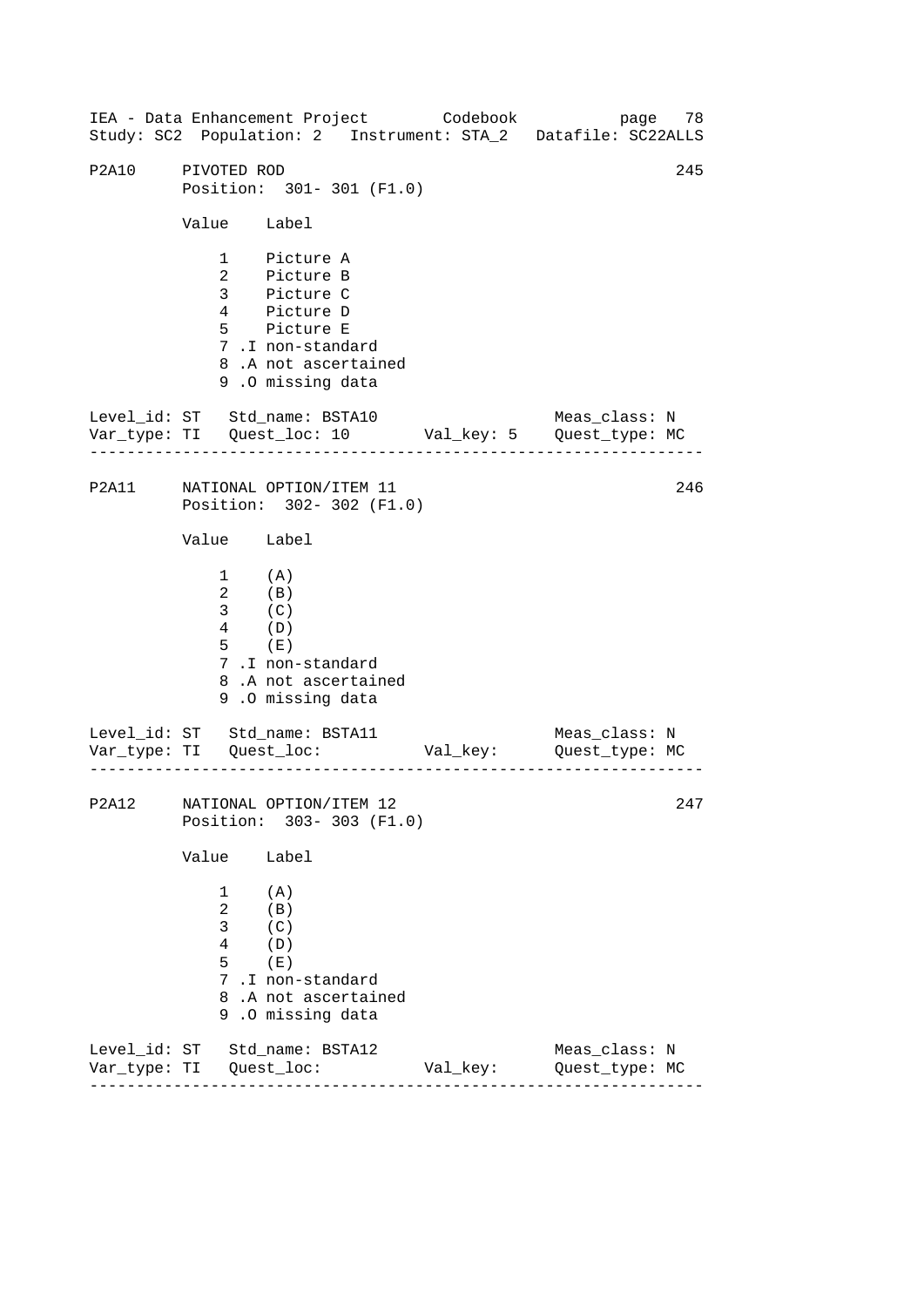P2A10 PIVOTED ROD 245
Position: 301- 301 (F1.0)

| Value | Label |
|---|---|
| 1 | Picture A |
| 2 | Picture B |
| 3 | Picture C |
| 4 | Picture D |
| 5 | Picture E |
| 7 | .I non-standard |
| 8 | .A not ascertained |
| 9 | .O missing data |

Level_id: ST Std_name: BSTA10 Meas_class: N
Var_type: TI Quest_loc: 10 Val_key: 5 Quest_type: MC

---

P2A11 NATIONAL OPTION/ITEM 11 246
Position: 302- 302 (F1.0)

| Value | Label |
|---|---|
| 1 | (A) |
| 2 | (B) |
| 3 | (C) |
| 4 | (D) |
| 5 | (E) |
| 7 | .I non-standard |
| 8 | .A not ascertained |
| 9 | .O missing data |

Level_id: ST Std_name: BSTA11 Meas_class: N
Var_type: TI Quest_loc: Val_key: Quest_type: MC

---

P2A12 NATIONAL OPTION/ITEM 12 247
Position: 303- 303 (F1.0)

| Value | Label |
|---|---|
| 1 | (A) |
| 2 | (B) |
| 3 | (C) |
| 4 | (D) |
| 5 | (E) |
| 7 | .I non-standard |
| 8 | .A not ascertained |
| 9 | .O missing data |

Level_id: ST Std_name: BSTA12 Meas_class: N
Var_type: TI Quest_loc: Val_key: Quest_type: MC

---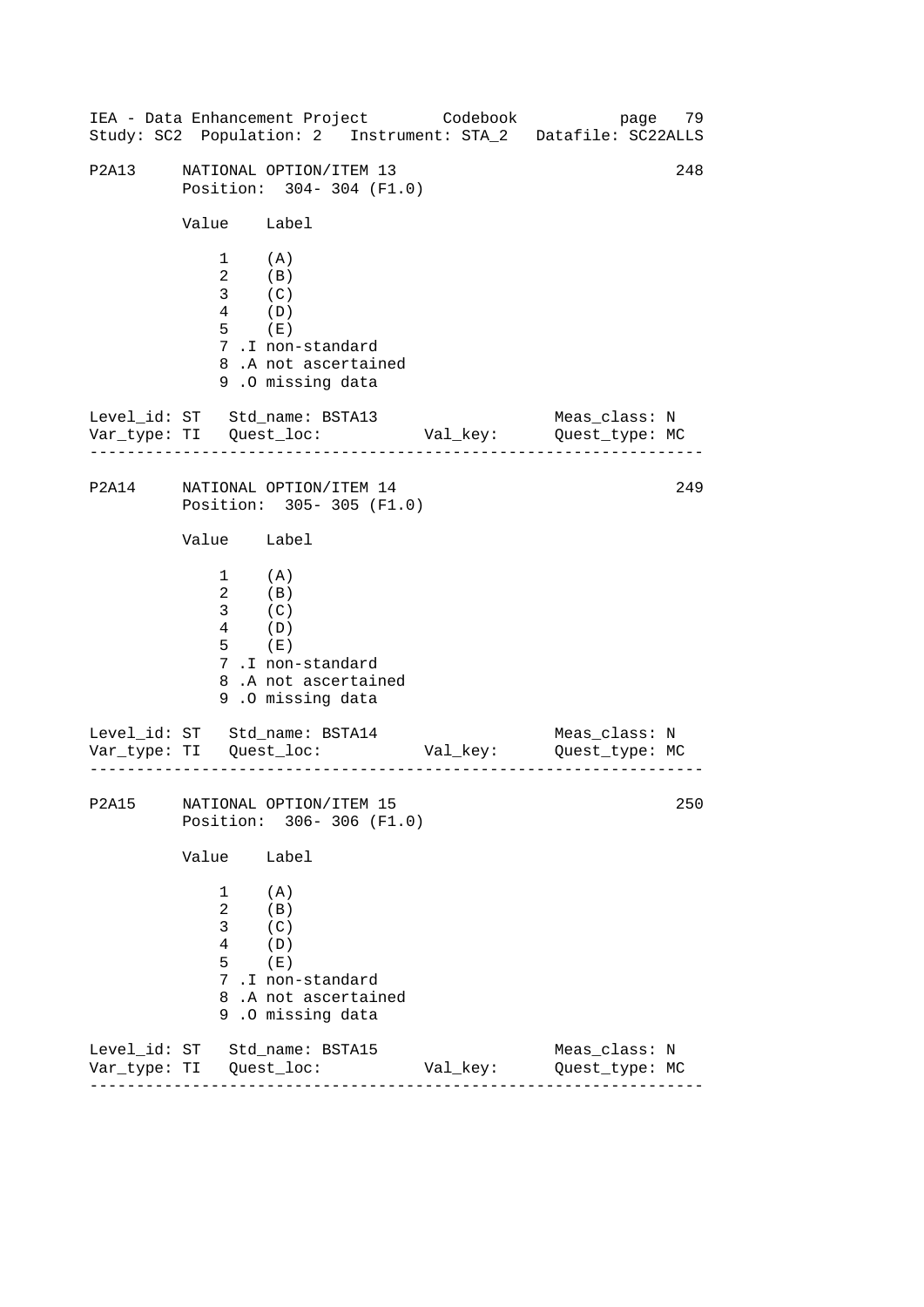## P2A13 NATIONAL OPTION/ITEM 13 — 248

Position: 304- 304 (F1.0)

| Value | Label |
|---|---|
| 1 | (A) |
| 2 | (B) |
| 3 | (C) |
| 4 | (D) |
| 5 | (E) |
| 7 | .I non-standard |
| 8 | .A not ascertained |
| 9 | .O missing data |

Level_id: ST   Std_name: BSTA13   Meas_class: N
Var_type: TI   Quest_loc:   Val_key:   Quest_type: MC

---

## P2A14 NATIONAL OPTION/ITEM 14 — 249

Position: 305- 305 (F1.0)

| Value | Label |
|---|---|
| 1 | (A) |
| 2 | (B) |
| 3 | (C) |
| 4 | (D) |
| 5 | (E) |
| 7 | .I non-standard |
| 8 | .A not ascertained |
| 9 | .O missing data |

Level_id: ST   Std_name: BSTA14   Meas_class: N
Var_type: TI   Quest_loc:   Val_key:   Quest_type: MC

---

## P2A15 NATIONAL OPTION/ITEM 15 — 250

Position: 306- 306 (F1.0)

| Value | Label |
|---|---|
| 1 | (A) |
| 2 | (B) |
| 3 | (C) |
| 4 | (D) |
| 5 | (E) |
| 7 | .I non-standard |
| 8 | .A not ascertained |
| 9 | .O missing data |

Level_id: ST   Std_name: BSTA15   Meas_class: N
Var_type: TI   Quest_loc:   Val_key:   Quest_type: MC

---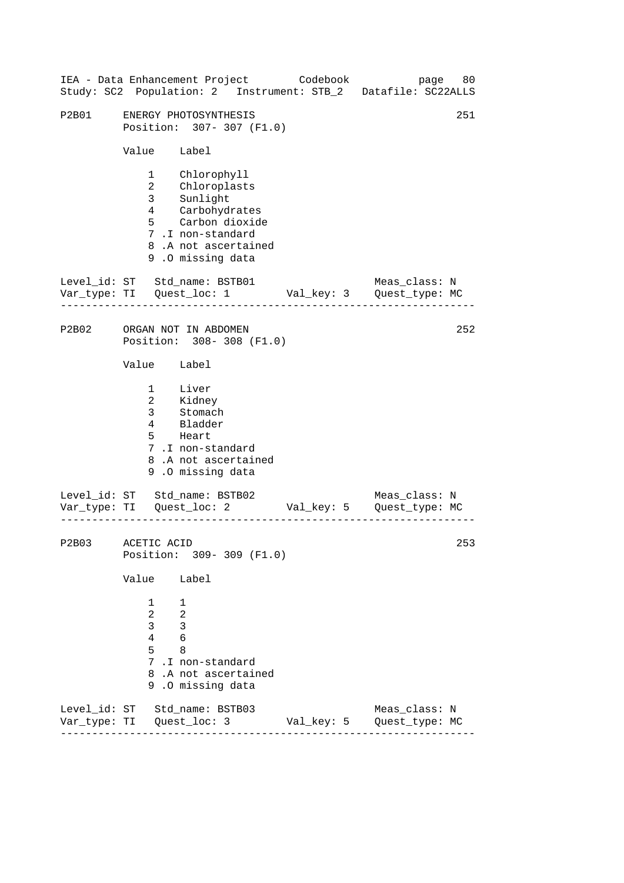```
P2B01     ENERGY PHOTOSYNTHESIS                                   251
          Position:  307- 307 (F1.0)

          Value    Label

              1    Chlorophyll
              2    Chloroplasts
              3    Sunlight
              4    Carbohydrates
              5    Carbon dioxide
              7 .I non-standard
              8 .A not ascertained
              9 .O missing data

Level_id: ST   Std_name: BSTB01                    Meas_class: N
Var_type: TI   Quest_loc: 1        Val_key: 3    Quest_type: MC
------------------------------------------------------------------

P2B02     ORGAN NOT IN ABDOMEN                                    252
          Position:  308- 308 (F1.0)

          Value    Label

              1    Liver
              2    Kidney
              3    Stomach
              4    Bladder
              5    Heart
              7 .I non-standard
              8 .A not ascertained
              9 .O missing data

Level_id: ST   Std_name: BSTB02                    Meas_class: N
Var_type: TI   Quest_loc: 2        Val_key: 5    Quest_type: MC
------------------------------------------------------------------

P2B03     ACETIC ACID                                             253
          Position:  309- 309 (F1.0)

          Value    Label

              1    1
              2    2
              3    3
              4    6
              5    8
              7 .I non-standard
              8 .A not ascertained
              9 .O missing data

Level_id: ST   Std_name: BSTB03                    Meas_class: N
Var_type: TI   Quest_loc: 3        Val_key: 5    Quest_type: MC
------------------------------------------------------------------
```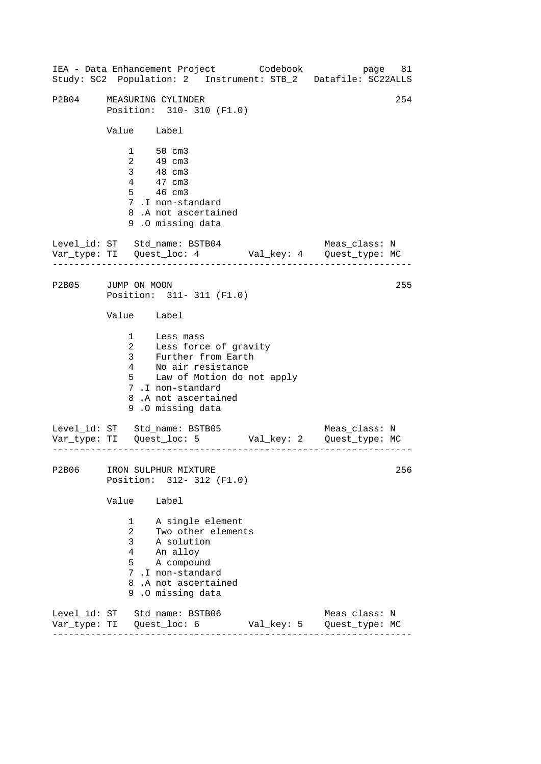## P2B04 MEASURING CYLINDER — 254

Position: 310- 310 (F1.0)

| Value | Label |
|---|---|
| 1 | 50 cm3 |
| 2 | 49 cm3 |
| 3 | 48 cm3 |
| 4 | 47 cm3 |
| 5 | 46 cm3 |
| 7 | .I non-standard |
| 8 | .A not ascertained |
| 9 | .O missing data |

Level_id: ST   Std_name: BSTB04   Meas_class: N
Var_type: TI   Quest_loc: 4   Val_key: 4   Quest_type: MC

---

## P2B05 JUMP ON MOON — 255

Position: 311- 311 (F1.0)

| Value | Label |
|---|---|
| 1 | Less mass |
| 2 | Less force of gravity |
| 3 | Further from Earth |
| 4 | No air resistance |
| 5 | Law of Motion do not apply |
| 7 | .I non-standard |
| 8 | .A not ascertained |
| 9 | .O missing data |

Level_id: ST   Std_name: BSTB05   Meas_class: N
Var_type: TI   Quest_loc: 5   Val_key: 2   Quest_type: MC

---

## P2B06 IRON SULPHUR MIXTURE — 256

Position: 312- 312 (F1.0)

| Value | Label |
|---|---|
| 1 | A single element |
| 2 | Two other elements |
| 3 | A solution |
| 4 | An alloy |
| 5 | A compound |
| 7 | .I non-standard |
| 8 | .A not ascertained |
| 9 | .O missing data |

Level_id: ST   Std_name: BSTB06   Meas_class: N
Var_type: TI   Quest_loc: 6   Val_key: 5   Quest_type: MC

---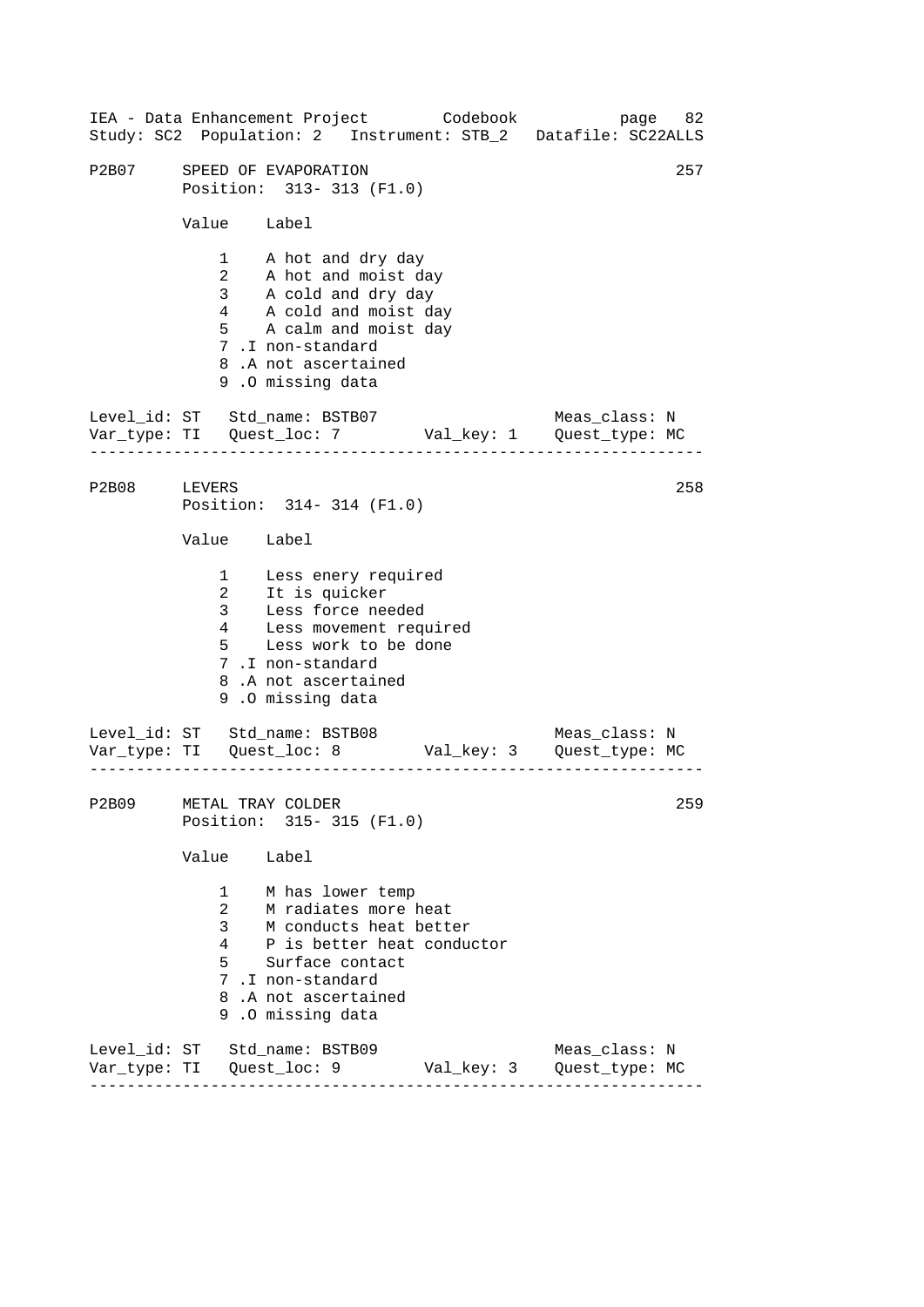P2B07 SPEED OF EVAPORATION 257
Position: 313- 313 (F1.0)

| Value | Label |
|---|---|
| 1 | A hot and dry day |
| 2 | A hot and moist day |
| 3 | A cold and dry day |
| 4 | A cold and moist day |
| 5 | A calm and moist day |
| 7 .I | non-standard |
| 8 .A | not ascertained |
| 9 .O | missing data |

Level_id: ST   Std_name: BSTB07   Meas_class: N
Var_type: TI   Quest_loc: 7   Val_key: 1   Quest_type: MC

---

P2B08 LEVERS 258
Position: 314- 314 (F1.0)

| Value | Label |
|---|---|
| 1 | Less enery required |
| 2 | It is quicker |
| 3 | Less force needed |
| 4 | Less movement required |
| 5 | Less work to be done |
| 7 .I | non-standard |
| 8 .A | not ascertained |
| 9 .O | missing data |

Level_id: ST   Std_name: BSTB08   Meas_class: N
Var_type: TI   Quest_loc: 8   Val_key: 3   Quest_type: MC

---

P2B09 METAL TRAY COLDER 259
Position: 315- 315 (F1.0)

| Value | Label |
|---|---|
| 1 | M has lower temp |
| 2 | M radiates more heat |
| 3 | M conducts heat better |
| 4 | P is better heat conductor |
| 5 | Surface contact |
| 7 .I | non-standard |
| 8 .A | not ascertained |
| 9 .O | missing data |

Level_id: ST   Std_name: BSTB09   Meas_class: N
Var_type: TI   Quest_loc: 9   Val_key: 3   Quest_type: MC

---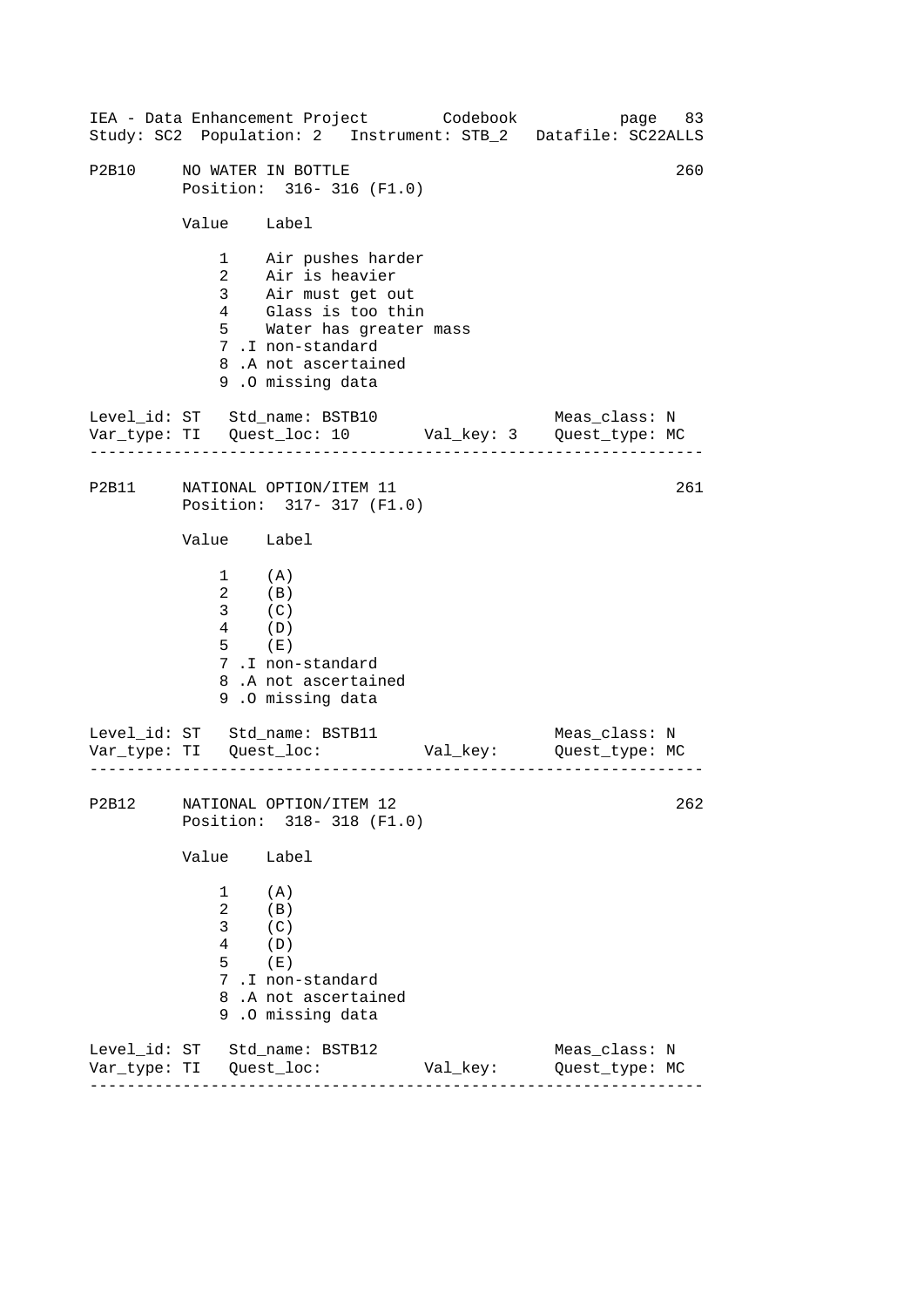IEA - Data Enhancement Project Codebook page 83
Study: SC2 Population: 2 Instrument: STB_2 Datafile: SC22ALLS

```
P2B10     NO WATER IN BOTTLE                                         260
          Position:  316- 316 (F1.0)

          Value    Label

              1    Air pushes harder
              2    Air is heavier
              3    Air must get out
              4    Glass is too thin
              5    Water has greater mass
              7 .I non-standard
              8 .A not ascertained
              9 .O missing data

Level_id: ST   Std_name: BSTB10                  Meas_class: N
Var_type: TI   Quest_loc: 10       Val_key: 3    Quest_type: MC
-------------------------------------------------------------------

P2B11     NATIONAL OPTION/ITEM 11                                    261
          Position:  317- 317 (F1.0)

          Value    Label

              1    (A)
              2    (B)
              3    (C)
              4    (D)
              5    (E)
              7 .I non-standard
              8 .A not ascertained
              9 .O missing data

Level_id: ST   Std_name: BSTB11                  Meas_class: N
Var_type: TI   Quest_loc:          Val_key:      Quest_type: MC
-------------------------------------------------------------------

P2B12     NATIONAL OPTION/ITEM 12                                    262
          Position:  318- 318 (F1.0)

          Value    Label

              1    (A)
              2    (B)
              3    (C)
              4    (D)
              5    (E)
              7 .I non-standard
              8 .A not ascertained
              9 .O missing data

Level_id: ST   Std_name: BSTB12                  Meas_class: N
Var_type: TI   Quest_loc:          Val_key:      Quest_type: MC
-------------------------------------------------------------------
```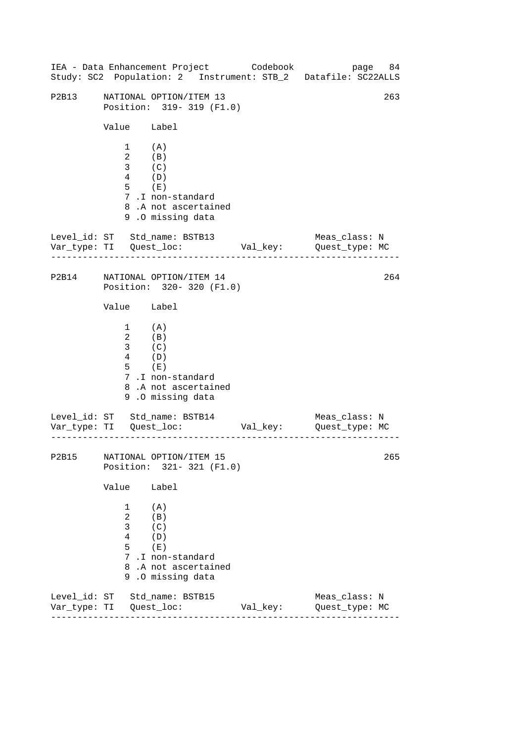```
P2B13     NATIONAL OPTION/ITEM 13                                    263
          Position:  319- 319 (F1.0)

          Value    Label

              1    (A)
              2    (B)
              3    (C)
              4    (D)
              5    (E)
              7 .I non-standard
              8 .A not ascertained
              9 .O missing data

Level_id: ST   Std_name: BSTB13                     Meas_class: N
Var_type: TI   Quest_loc:           Val_key:        Quest_type: MC
--------------------------------------------------------------------

P2B14     NATIONAL OPTION/ITEM 14                                    264
          Position:  320- 320 (F1.0)

          Value    Label

              1    (A)
              2    (B)
              3    (C)
              4    (D)
              5    (E)
              7 .I non-standard
              8 .A not ascertained
              9 .O missing data

Level_id: ST   Std_name: BSTB14                     Meas_class: N
Var_type: TI   Quest_loc:           Val_key:        Quest_type: MC
--------------------------------------------------------------------

P2B15     NATIONAL OPTION/ITEM 15                                    265
          Position:  321- 321 (F1.0)

          Value    Label

              1    (A)
              2    (B)
              3    (C)
              4    (D)
              5    (E)
              7 .I non-standard
              8 .A not ascertained
              9 .O missing data

Level_id: ST   Std_name: BSTB15                     Meas_class: N
Var_type: TI   Quest_loc:           Val_key:        Quest_type: MC
--------------------------------------------------------------------
```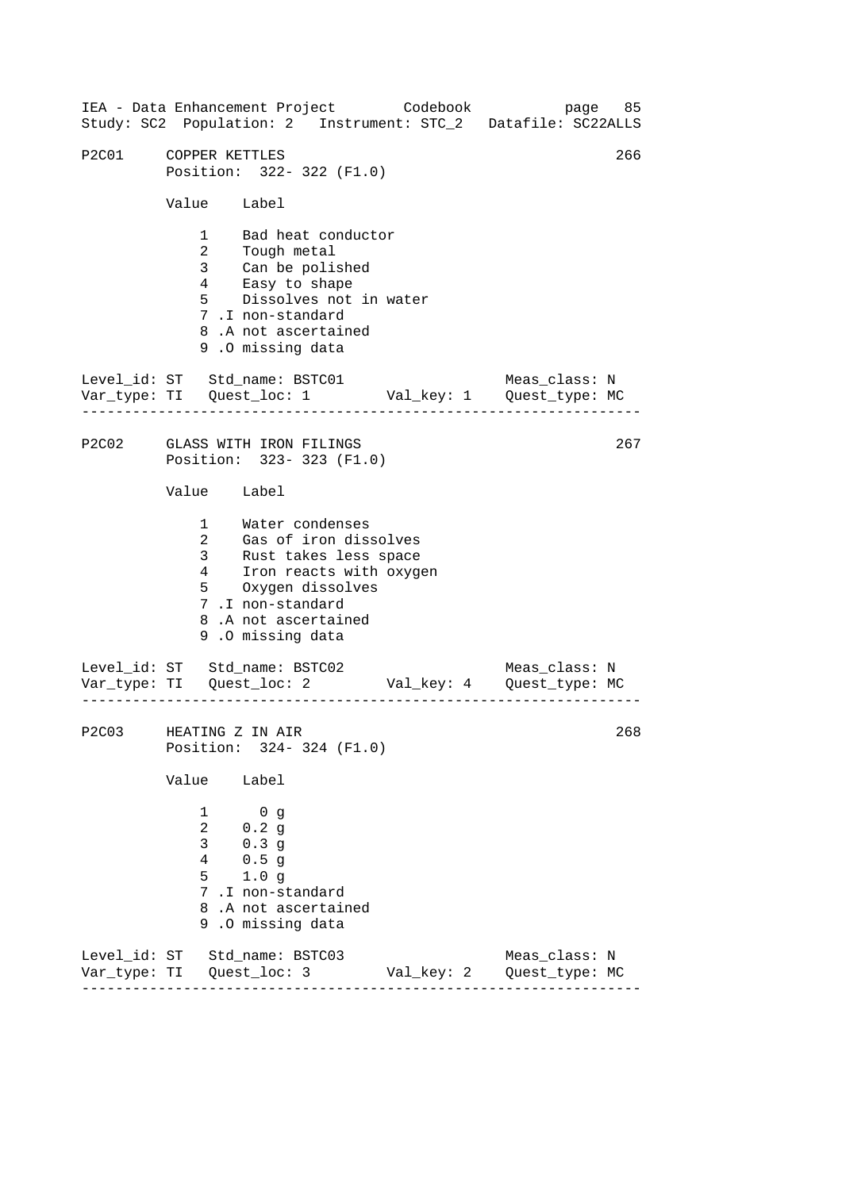P2C01 COPPER KETTLES 266
Position: 322- 322 (F1.0)

| Value | Label |
| --- | --- |
| 1 | Bad heat conductor |
| 2 | Tough metal |
| 3 | Can be polished |
| 4 | Easy to shape |
| 5 | Dissolves not in water |
| 7 .I | non-standard |
| 8 .A | not ascertained |
| 9 .O | missing data |

Level_id: ST Std_name: BSTC01 Meas_class: N
Var_type: TI Quest_loc: 1 Val_key: 1 Quest_type: MC

---

P2C02 GLASS WITH IRON FILINGS 267
Position: 323- 323 (F1.0)

| Value | Label |
| --- | --- |
| 1 | Water condenses |
| 2 | Gas of iron dissolves |
| 3 | Rust takes less space |
| 4 | Iron reacts with oxygen |
| 5 | Oxygen dissolves |
| 7 .I | non-standard |
| 8 .A | not ascertained |
| 9 .O | missing data |

Level_id: ST Std_name: BSTC02 Meas_class: N
Var_type: TI Quest_loc: 2 Val_key: 4 Quest_type: MC

---

P2C03 HEATING Z IN AIR 268
Position: 324- 324 (F1.0)

| Value | Label |
| --- | --- |
| 1 | 0 g |
| 2 | 0.2 g |
| 3 | 0.3 g |
| 4 | 0.5 g |
| 5 | 1.0 g |
| 7 .I | non-standard |
| 8 .A | not ascertained |
| 9 .O | missing data |

Level_id: ST Std_name: BSTC03 Meas_class: N
Var_type: TI Quest_loc: 3 Val_key: 2 Quest_type: MC

---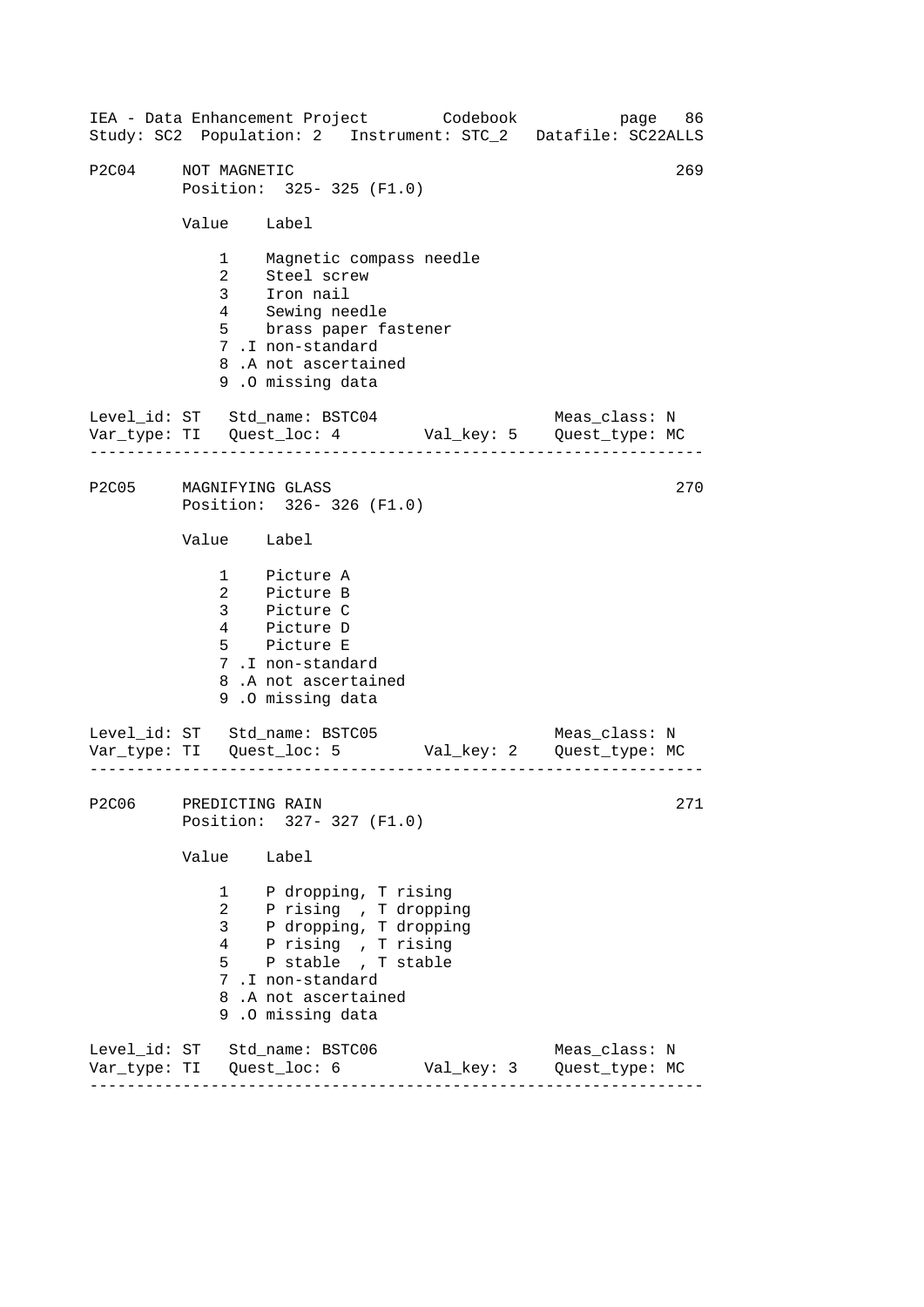P2C04 NOT MAGNETIC 269
Position: 325- 325 (F1.0)

| Value | Label |
|---|---|
| 1 | Magnetic compass needle |
| 2 | Steel screw |
| 3 | Iron nail |
| 4 | Sewing needle |
| 5 | brass paper fastener |
| 7 .I | non-standard |
| 8 .A | not ascertained |
| 9 .O | missing data |

Level_id: ST Std_name: BSTC04 Meas_class: N
Var_type: TI Quest_loc: 4 Val_key: 5 Quest_type: MC

---

P2C05 MAGNIFYING GLASS 270
Position: 326- 326 (F1.0)

| Value | Label |
|---|---|
| 1 | Picture A |
| 2 | Picture B |
| 3 | Picture C |
| 4 | Picture D |
| 5 | Picture E |
| 7 .I | non-standard |
| 8 .A | not ascertained |
| 9 .O | missing data |

Level_id: ST Std_name: BSTC05 Meas_class: N
Var_type: TI Quest_loc: 5 Val_key: 2 Quest_type: MC

---

P2C06 PREDICTING RAIN 271
Position: 327- 327 (F1.0)

| Value | Label |
|---|---|
| 1 | P dropping, T rising |
| 2 | P rising , T dropping |
| 3 | P dropping, T dropping |
| 4 | P rising , T rising |
| 5 | P stable , T stable |
| 7 .I | non-standard |
| 8 .A | not ascertained |
| 9 .O | missing data |

Level_id: ST Std_name: BSTC06 Meas_class: N
Var_type: TI Quest_loc: 6 Val_key: 3 Quest_type: MC

---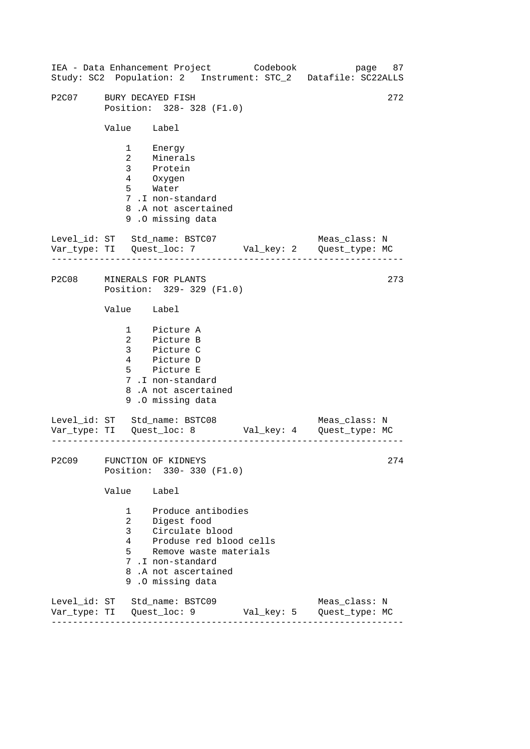IEA - Data Enhancement Project        Codebook           page  87
Study: SC2  Population: 2   Instrument: STC_2   Datafile: SC22ALLS

```
P2C07     BURY DECAYED FISH                                      272
          Position:  328- 328 (F1.0)

          Value    Label

              1    Energy
              2    Minerals
              3    Protein
              4    Oxygen
              5    Water
              7 .I non-standard
              8 .A not ascertained
              9 .O missing data

Level_id: ST   Std_name: BSTC07                    Meas_class: N
Var_type: TI   Quest_loc: 7        Val_key: 2    Quest_type: MC
------------------------------------------------------------------

P2C08     MINERALS FOR PLANTS                                    273
          Position:  329- 329 (F1.0)

          Value    Label

              1    Picture A
              2    Picture B
              3    Picture C
              4    Picture D
              5    Picture E
              7 .I non-standard
              8 .A not ascertained
              9 .O missing data

Level_id: ST   Std_name: BSTC08                    Meas_class: N
Var_type: TI   Quest_loc: 8        Val_key: 4    Quest_type: MC
------------------------------------------------------------------

P2C09     FUNCTION OF KIDNEYS                                    274
          Position:  330- 330 (F1.0)

          Value    Label

              1    Produce antibodies
              2    Digest food
              3    Circulate blood
              4    Produse red blood cells
              5    Remove waste materials
              7 .I non-standard
              8 .A not ascertained
              9 .O missing data

Level_id: ST   Std_name: BSTC09                    Meas_class: N
Var_type: TI   Quest_loc: 9        Val_key: 5    Quest_type: MC
------------------------------------------------------------------
```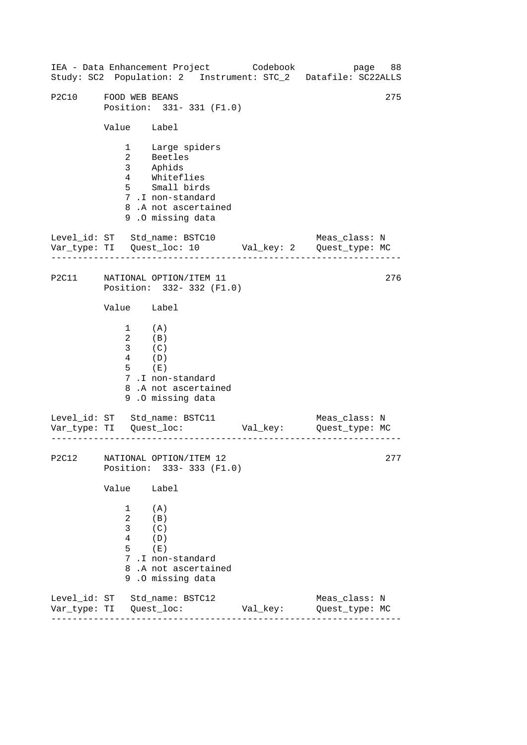## P2C10 FOOD WEB BEANS — 275

Position: 331- 331 (F1.0)

| Value | Label |
|---|---|
| 1 | Large spiders |
| 2 | Beetles |
| 3 | Aphids |
| 4 | Whiteflies |
| 5 | Small birds |
| 7 | .I non-standard |
| 8 | .A not ascertained |
| 9 | .O missing data |

Level_id: ST   Std_name: BSTC10   Meas_class: N
Var_type: TI   Quest_loc: 10   Val_key: 2   Quest_type: MC

---

## P2C11 NATIONAL OPTION/ITEM 11 — 276

Position: 332- 332 (F1.0)

| Value | Label |
|---|---|
| 1 | (A) |
| 2 | (B) |
| 3 | (C) |
| 4 | (D) |
| 5 | (E) |
| 7 | .I non-standard |
| 8 | .A not ascertained |
| 9 | .O missing data |

Level_id: ST   Std_name: BSTC11   Meas_class: N
Var_type: TI   Quest_loc:   Val_key:   Quest_type: MC

---

## P2C12 NATIONAL OPTION/ITEM 12 — 277

Position: 333- 333 (F1.0)

| Value | Label |
|---|---|
| 1 | (A) |
| 2 | (B) |
| 3 | (C) |
| 4 | (D) |
| 5 | (E) |
| 7 | .I non-standard |
| 8 | .A not ascertained |
| 9 | .O missing data |

Level_id: ST   Std_name: BSTC12   Meas_class: N
Var_type: TI   Quest_loc:   Val_key:   Quest_type: MC

---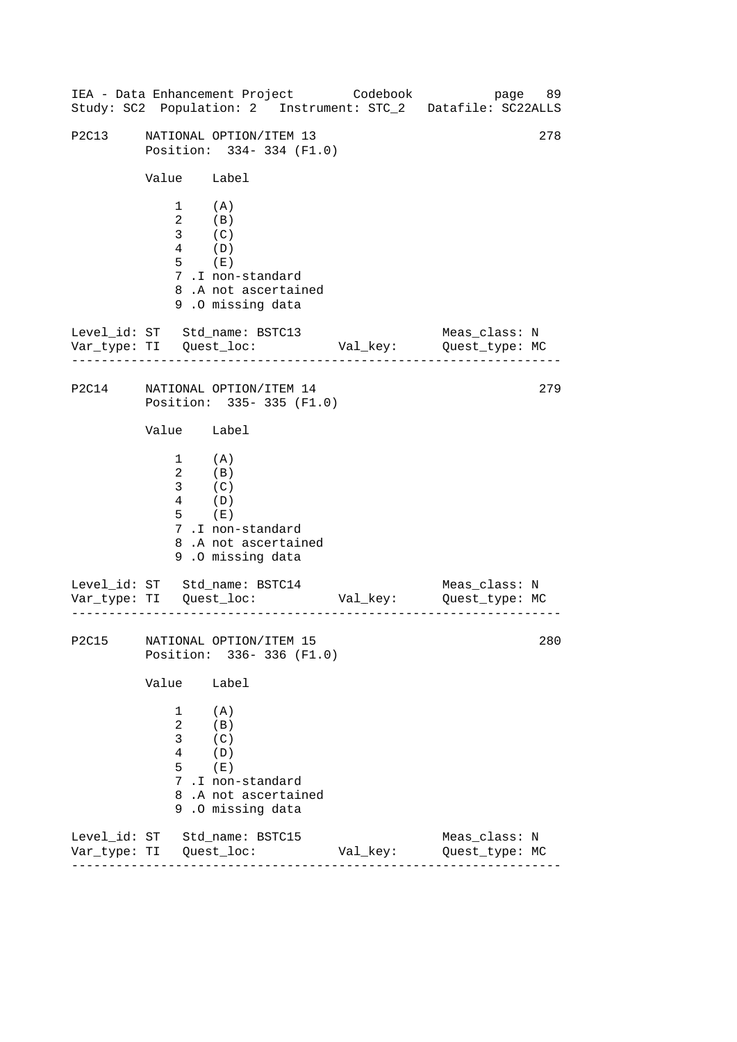P2C13 NATIONAL OPTION/ITEM 13 278
Position: 334- 334 (F1.0)

| Value | Label |
|---|---|
| 1 | (A) |
| 2 | (B) |
| 3 | (C) |
| 4 | (D) |
| 5 | (E) |
| 7 | .I non-standard |
| 8 | .A not ascertained |
| 9 | .O missing data |

Level_id: ST Std_name: BSTC13 Meas_class: N
Var_type: TI Quest_loc: Val_key: Quest_type: MC

---

P2C14 NATIONAL OPTION/ITEM 14 279
Position: 335- 335 (F1.0)

| Value | Label |
|---|---|
| 1 | (A) |
| 2 | (B) |
| 3 | (C) |
| 4 | (D) |
| 5 | (E) |
| 7 | .I non-standard |
| 8 | .A not ascertained |
| 9 | .O missing data |

Level_id: ST Std_name: BSTC14 Meas_class: N
Var_type: TI Quest_loc: Val_key: Quest_type: MC

---

P2C15 NATIONAL OPTION/ITEM 15 280
Position: 336- 336 (F1.0)

| Value | Label |
|---|---|
| 1 | (A) |
| 2 | (B) |
| 3 | (C) |
| 4 | (D) |
| 5 | (E) |
| 7 | .I non-standard |
| 8 | .A not ascertained |
| 9 | .O missing data |

Level_id: ST Std_name: BSTC15 Meas_class: N
Var_type: TI Quest_loc: Val_key: Quest_type: MC

---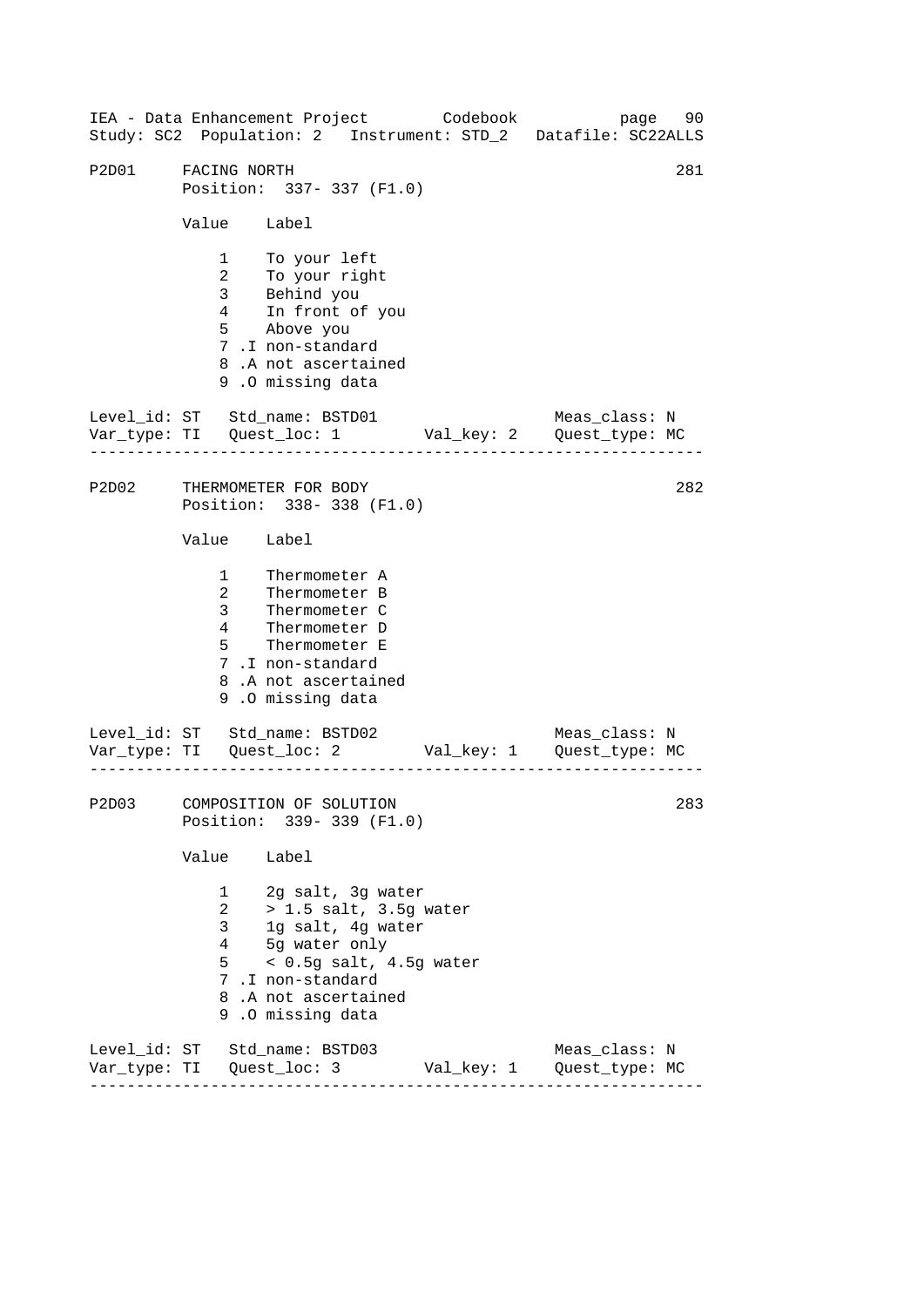IEA - Data Enhancement Project Codebook
Study: SC2 Population: 2 Instrument: STD_2 Datafile: SC22ALLS

```
P2D01     FACING NORTH                                              281
          Position:  337- 337 (F1.0)

          Value    Label

              1    To your left
              2    To your right
              3    Behind you
              4    In front of you
              5    Above you
              7 .I non-standard
              8 .A not ascertained
              9 .O missing data

Level_id: ST   Std_name: BSTD01                     Meas_class: N
Var_type: TI   Quest_loc: 1        Val_key: 2    Quest_type: MC
-------------------------------------------------------------------

P2D02     THERMOMETER FOR BODY                                      282
          Position:  338- 338 (F1.0)

          Value    Label

              1    Thermometer A
              2    Thermometer B
              3    Thermometer C
              4    Thermometer D
              5    Thermometer E
              7 .I non-standard
              8 .A not ascertained
              9 .O missing data

Level_id: ST   Std_name: BSTD02                     Meas_class: N
Var_type: TI   Quest_loc: 2        Val_key: 1    Quest_type: MC
-------------------------------------------------------------------

P2D03     COMPOSITION OF SOLUTION                                   283
          Position:  339- 339 (F1.0)

          Value    Label

              1    2g salt, 3g water
              2    > 1.5 salt, 3.5g water
              3    1g salt, 4g water
              4    5g water only
              5    < 0.5g salt, 4.5g water
              7 .I non-standard
              8 .A not ascertained
              9 .O missing data

Level_id: ST   Std_name: BSTD03                     Meas_class: N
Var_type: TI   Quest_loc: 3        Val_key: 1    Quest_type: MC
-------------------------------------------------------------------
```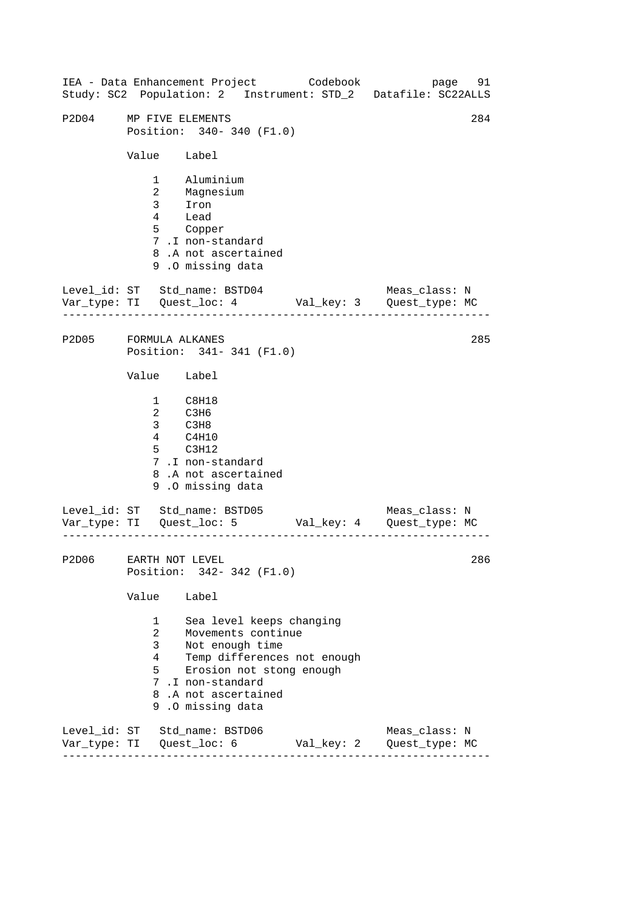## P2D04 MP FIVE ELEMENTS — 284

Position: 340- 340 (F1.0)

| Value | Label |
|---|---|
| 1 | Aluminium |
| 2 | Magnesium |
| 3 | Iron |
| 4 | Lead |
| 5 | Copper |
| 7 .I | non-standard |
| 8 .A | not ascertained |
| 9 .O | missing data |

Level_id: ST   Std_name: BSTD04   Meas_class: N
Var_type: TI   Quest_loc: 4   Val_key: 3   Quest_type: MC

---

## P2D05 FORMULA ALKANES — 285

Position: 341- 341 (F1.0)

| Value | Label |
|---|---|
| 1 | $C_8H_{18}$ |
| 2 | $C_3H_6$ |
| 3 | $C_3H_8$ |
| 4 | $C_4H_{10}$ |
| 5 | $C_3H_{12}$ |
| 7 .I | non-standard |
| 8 .A | not ascertained |
| 9 .O | missing data |

Level_id: ST   Std_name: BSTD05   Meas_class: N
Var_type: TI   Quest_loc: 5   Val_key: 4   Quest_type: MC

---

## P2D06 EARTH NOT LEVEL — 286

Position: 342- 342 (F1.0)

| Value | Label |
|---|---|
| 1 | Sea level keeps changing |
| 2 | Movements continue |
| 3 | Not enough time |
| 4 | Temp differences not enough |
| 5 | Erosion not stong enough |
| 7 .I | non-standard |
| 8 .A | not ascertained |
| 9 .O | missing data |

Level_id: ST   Std_name: BSTD06   Meas_class: N
Var_type: TI   Quest_loc: 6   Val_key: 2   Quest_type: MC

---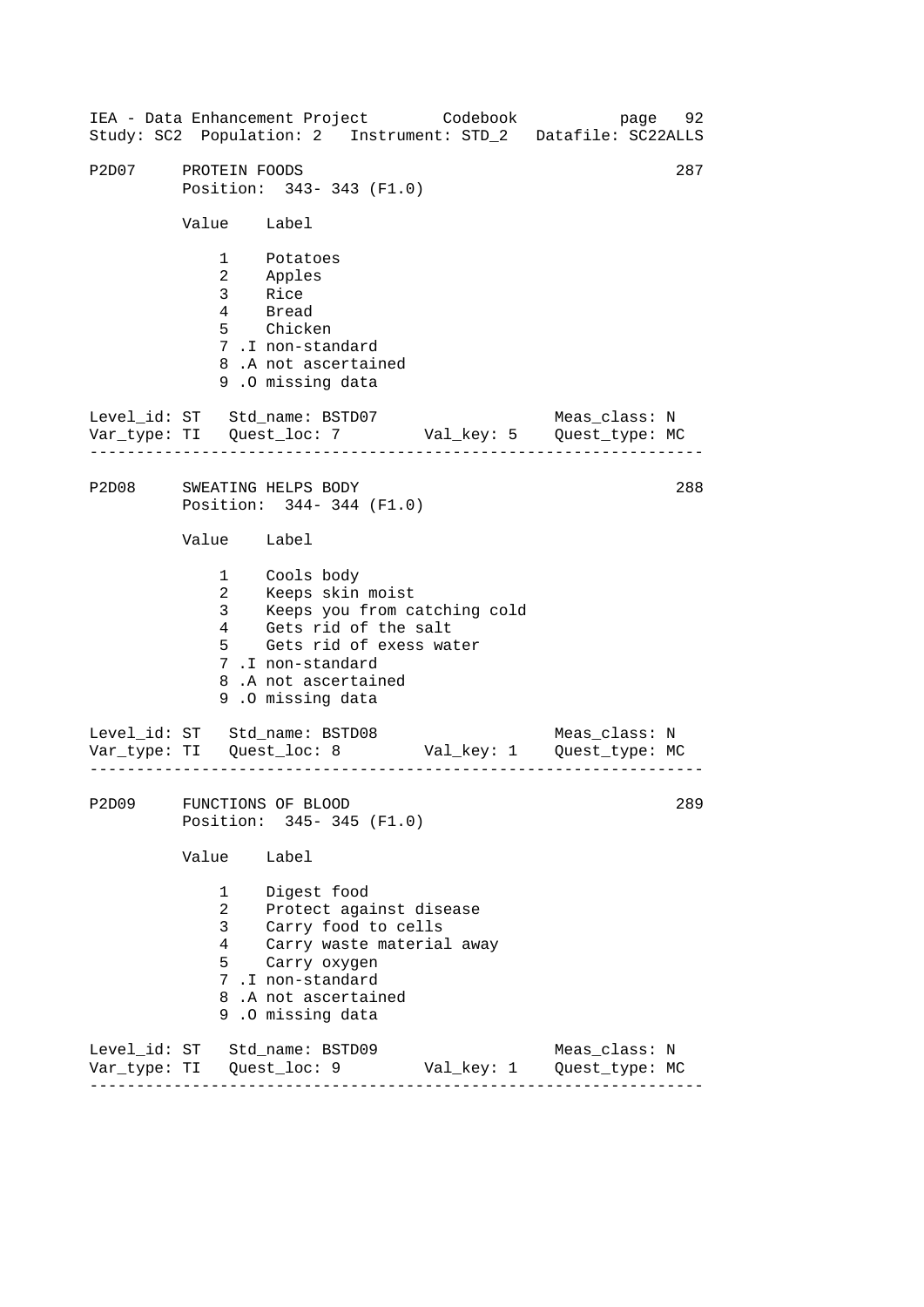```
P2D07     PROTEIN FOODS                                           287
          Position:  343- 343 (F1.0)

          Value    Label

              1    Potatoes
              2    Apples
              3    Rice
              4    Bread
              5    Chicken
              7 .I non-standard
              8 .A not ascertained
              9 .O missing data

Level_id: ST   Std_name: BSTD07                    Meas_class: N
Var_type: TI   Quest_loc: 7        Val_key: 5    Quest_type: MC
-----------------------------------------------------------------

P2D08     SWEATING HELPS BODY                                     288
          Position:  344- 344 (F1.0)

          Value    Label

              1    Cools body
              2    Keeps skin moist
              3    Keeps you from catching cold
              4    Gets rid of the salt
              5    Gets rid of exess water
              7 .I non-standard
              8 .A not ascertained
              9 .O missing data

Level_id: ST   Std_name: BSTD08                    Meas_class: N
Var_type: TI   Quest_loc: 8        Val_key: 1    Quest_type: MC
-----------------------------------------------------------------

P2D09     FUNCTIONS OF BLOOD                                      289
          Position:  345- 345 (F1.0)

          Value    Label

              1    Digest food
              2    Protect against disease
              3    Carry food to cells
              4    Carry waste material away
              5    Carry oxygen
              7 .I non-standard
              8 .A not ascertained
              9 .O missing data

Level_id: ST   Std_name: BSTD09                    Meas_class: N
Var_type: TI   Quest_loc: 9        Val_key: 1    Quest_type: MC
-----------------------------------------------------------------
```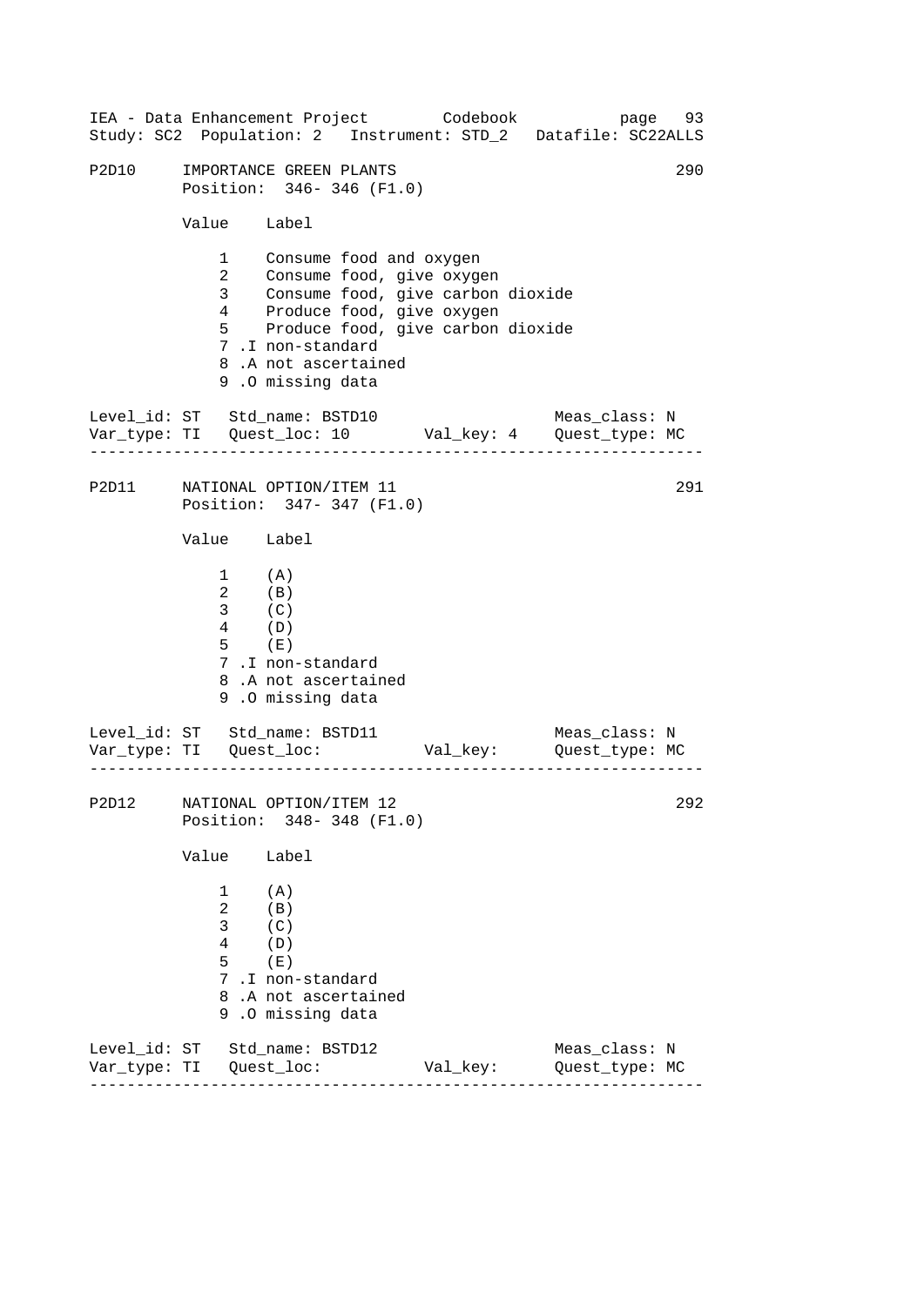```
P2D10     IMPORTANCE GREEN PLANTS                                   290
          Position:  346- 346 (F1.0)

          Value    Label

              1    Consume food and oxygen
              2    Consume food, give oxygen
              3    Consume food, give carbon dioxide
              4    Produce food, give oxygen
              5    Produce food, give carbon dioxide
              7 .I non-standard
              8 .A not ascertained
              9 .O missing data

Level_id: ST   Std_name: BSTD10                     Meas_class: N
Var_type: TI   Quest_loc: 10       Val_key: 4     Quest_type: MC
-------------------------------------------------------------------

P2D11     NATIONAL OPTION/ITEM 11                                   291
          Position:  347- 347 (F1.0)

          Value    Label

              1    (A)
              2    (B)
              3    (C)
              4    (D)
              5    (E)
              7 .I non-standard
              8 .A not ascertained
              9 .O missing data

Level_id: ST   Std_name: BSTD11                     Meas_class: N
Var_type: TI   Quest_loc:          Val_key:       Quest_type: MC
-------------------------------------------------------------------

P2D12     NATIONAL OPTION/ITEM 12                                   292
          Position:  348- 348 (F1.0)

          Value    Label

              1    (A)
              2    (B)
              3    (C)
              4    (D)
              5    (E)
              7 .I non-standard
              8 .A not ascertained
              9 .O missing data

Level_id: ST   Std_name: BSTD12                     Meas_class: N
Var_type: TI   Quest_loc:          Val_key:       Quest_type: MC
-------------------------------------------------------------------
```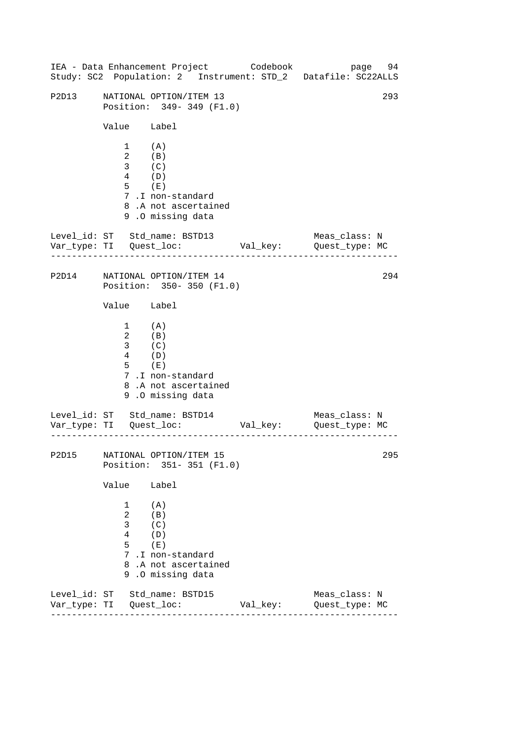```
P2D13     NATIONAL OPTION/ITEM 13                                    293
          Position:  349- 349 (F1.0)

          Value    Label

              1    (A)
              2    (B)
              3    (C)
              4    (D)
              5    (E)
              7 .I non-standard
              8 .A not ascertained
              9 .O missing data

Level_id: ST   Std_name: BSTD13                    Meas_class: N
Var_type: TI   Quest_loc:           Val_key:      Quest_type: MC
--------------------------------------------------------------------

P2D14     NATIONAL OPTION/ITEM 14                                    294
          Position:  350- 350 (F1.0)

          Value    Label

              1    (A)
              2    (B)
              3    (C)
              4    (D)
              5    (E)
              7 .I non-standard
              8 .A not ascertained
              9 .O missing data

Level_id: ST   Std_name: BSTD14                    Meas_class: N
Var_type: TI   Quest_loc:           Val_key:      Quest_type: MC
--------------------------------------------------------------------

P2D15     NATIONAL OPTION/ITEM 15                                    295
          Position:  351- 351 (F1.0)

          Value    Label

              1    (A)
              2    (B)
              3    (C)
              4    (D)
              5    (E)
              7 .I non-standard
              8 .A not ascertained
              9 .O missing data

Level_id: ST   Std_name: BSTD15                    Meas_class: N
Var_type: TI   Quest_loc:           Val_key:      Quest_type: MC
--------------------------------------------------------------------
```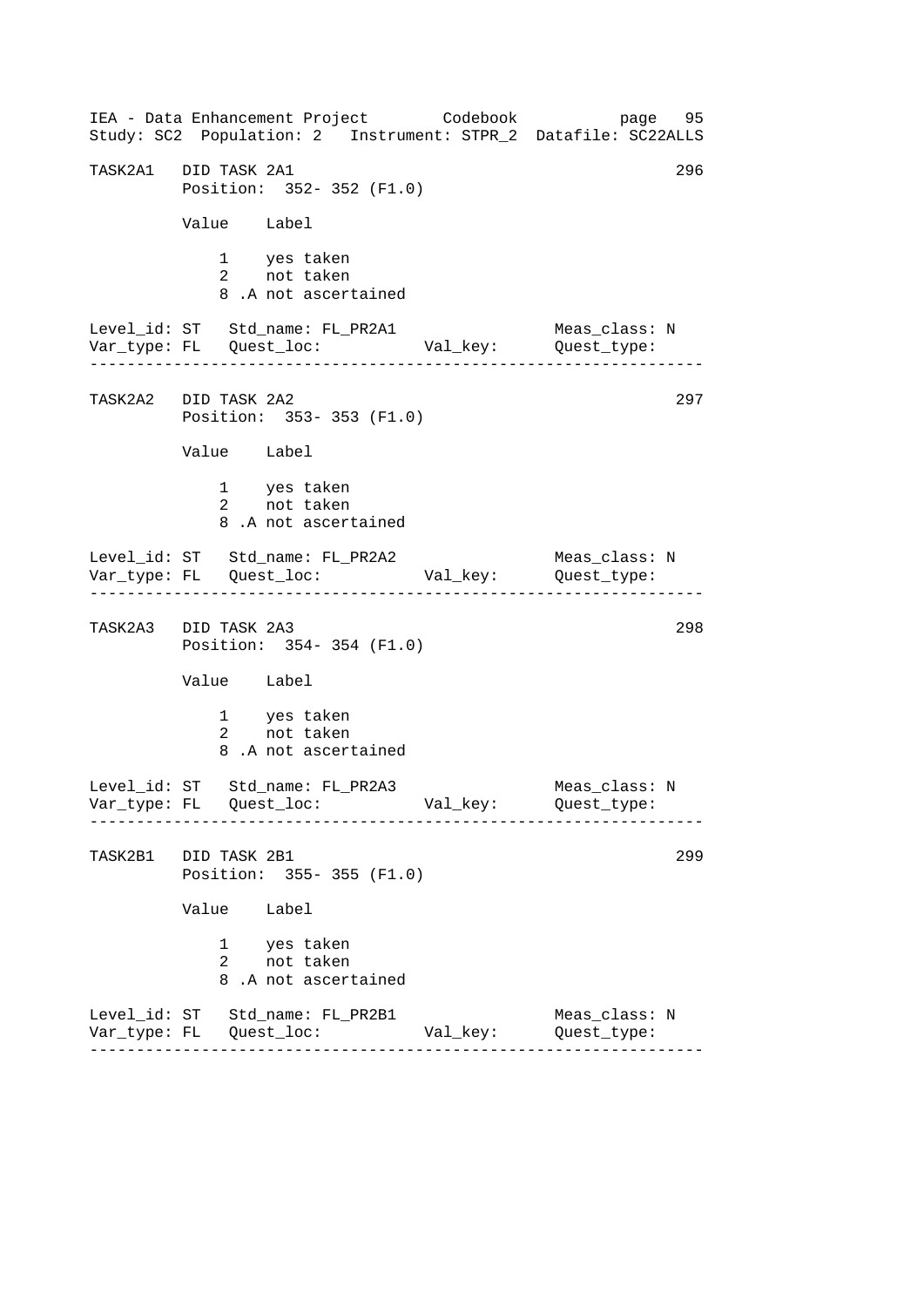```
TASK2A1   DID TASK 2A1                                            296
          Position:  352- 352 (F1.0)

          Value    Label

              1    yes taken
              2    not taken
              8 .A not ascertained

Level_id: ST   Std_name: FL_PR2A1                Meas_class: N
Var_type: FL   Quest_loc:           Val_key:     Quest_type:
------------------------------------------------------------------

TASK2A2   DID TASK 2A2                                            297
          Position:  353- 353 (F1.0)

          Value    Label

              1    yes taken
              2    not taken
              8 .A not ascertained

Level_id: ST   Std_name: FL_PR2A2                Meas_class: N
Var_type: FL   Quest_loc:           Val_key:     Quest_type:
------------------------------------------------------------------

TASK2A3   DID TASK 2A3                                            298
          Position:  354- 354 (F1.0)

          Value    Label

              1    yes taken
              2    not taken
              8 .A not ascertained

Level_id: ST   Std_name: FL_PR2A3                Meas_class: N
Var_type: FL   Quest_loc:           Val_key:     Quest_type:
------------------------------------------------------------------

TASK2B1   DID TASK 2B1                                            299
          Position:  355- 355 (F1.0)

          Value    Label

              1    yes taken
              2    not taken
              8 .A not ascertained

Level_id: ST   Std_name: FL_PR2B1                Meas_class: N
Var_type: FL   Quest_loc:           Val_key:     Quest_type:
------------------------------------------------------------------
```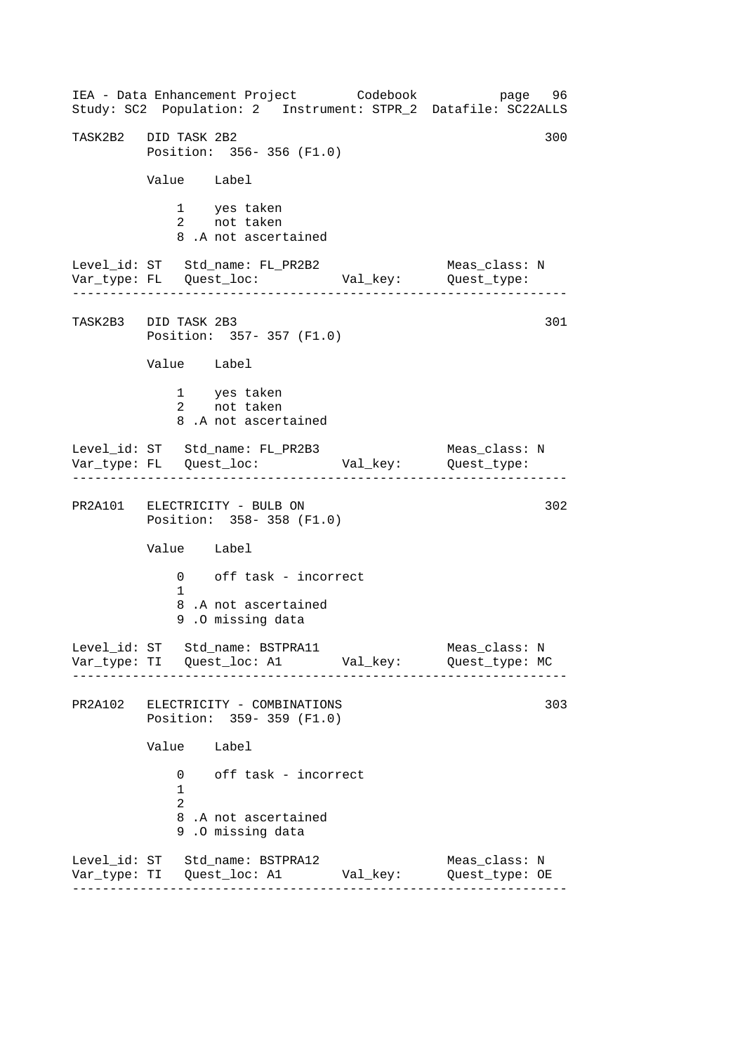TASK2B2   DID TASK 2B2                                              300
          Position:  356- 356 (F1.0)

          Value    Label

              1    yes taken
              2    not taken
              8 .A not ascertained

Level_id: ST   Std_name: FL_PR2B2                 Meas_class: N
Var_type: FL   Quest_loc:           Val_key:      Quest_type:

---

TASK2B3   DID TASK 2B3                                              301
          Position:  357- 357 (F1.0)

          Value    Label

              1    yes taken
              2    not taken
              8 .A not ascertained

Level_id: ST   Std_name: FL_PR2B3                 Meas_class: N
Var_type: FL   Quest_loc:           Val_key:      Quest_type:

---

PR2A101   ELECTRICITY - BULB ON                                     302
          Position:  358- 358 (F1.0)

          Value    Label

              0    off task - incorrect
              1
              8 .A not ascertained
              9 .O missing data

Level_id: ST   Std_name: BSTPRA11                 Meas_class: N
Var_type: TI   Quest_loc: A1        Val_key:      Quest_type: MC

---

PR2A102   ELECTRICITY - COMBINATIONS                                303
          Position:  359- 359 (F1.0)

          Value    Label

              0    off task - incorrect
              1
              2
              8 .A not ascertained
              9 .O missing data

Level_id: ST   Std_name: BSTPRA12                 Meas_class: N
Var_type: TI   Quest_loc: A1        Val_key:      Quest_type: OE

---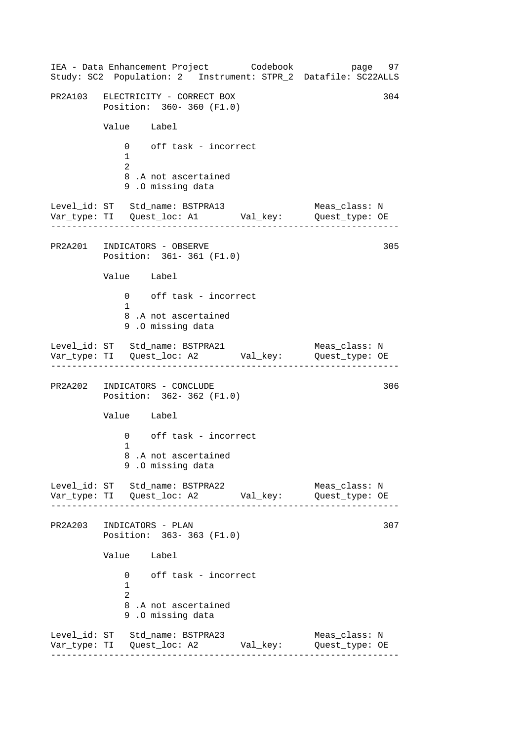```
PR2A103   ELECTRICITY - CORRECT BOX                                 304
          Position:  360- 360 (F1.0)

          Value    Label

              0    off task - incorrect
              1
              2
              8 .A not ascertained
              9 .O missing data

Level_id: ST   Std_name: BSTPRA13                 Meas_class: N
Var_type: TI   Quest_loc: A1       Val_key:       Quest_type: OE
------------------------------------------------------------------

PR2A201   INDICATORS - OBSERVE                                      305
          Position:  361- 361 (F1.0)

          Value    Label

              0    off task - incorrect
              1
              8 .A not ascertained
              9 .O missing data

Level_id: ST   Std_name: BSTPRA21                 Meas_class: N
Var_type: TI   Quest_loc: A2       Val_key:       Quest_type: OE
------------------------------------------------------------------

PR2A202   INDICATORS - CONCLUDE                                     306
          Position:  362- 362 (F1.0)

          Value    Label

              0    off task - incorrect
              1
              8 .A not ascertained
              9 .O missing data

Level_id: ST   Std_name: BSTPRA22                 Meas_class: N
Var_type: TI   Quest_loc: A2       Val_key:       Quest_type: OE
------------------------------------------------------------------

PR2A203   INDICATORS - PLAN                                         307
          Position:  363- 363 (F1.0)

          Value    Label

              0    off task - incorrect
              1
              2
              8 .A not ascertained
              9 .O missing data

Level_id: ST   Std_name: BSTPRA23                 Meas_class: N
Var_type: TI   Quest_loc: A2       Val_key:       Quest_type: OE
------------------------------------------------------------------
```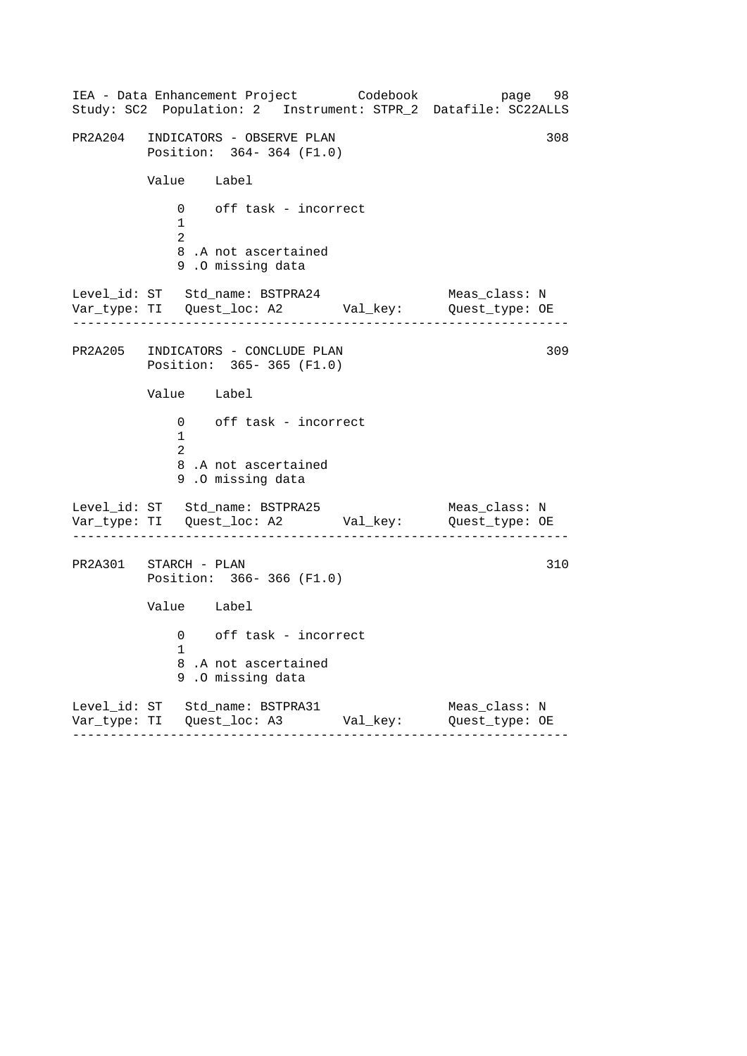PR2A204 INDICATORS - OBSERVE PLAN 308
Position: 364- 364 (F1.0)

| Value | Label |
|---|---|
| 0 | off task - incorrect |
| 1 | |
| 2 | |
| 8 | .A not ascertained |
| 9 | .O missing data |

Level_id: ST Std_name: BSTPRA24 Meas_class: N
Var_type: TI Quest_loc: A2 Val_key: Quest_type: OE

---

PR2A205 INDICATORS - CONCLUDE PLAN 309
Position: 365- 365 (F1.0)

| Value | Label |
|---|---|
| 0 | off task - incorrect |
| 1 | |
| 2 | |
| 8 | .A not ascertained |
| 9 | .O missing data |

Level_id: ST Std_name: BSTPRA25 Meas_class: N
Var_type: TI Quest_loc: A2 Val_key: Quest_type: OE

---

PR2A301 STARCH - PLAN 310
Position: 366- 366 (F1.0)

| Value | Label |
|---|---|
| 0 | off task - incorrect |
| 1 | |
| 8 | .A not ascertained |
| 9 | .O missing data |

Level_id: ST Std_name: BSTPRA31 Meas_class: N
Var_type: TI Quest_loc: A3 Val_key: Quest_type: OE

---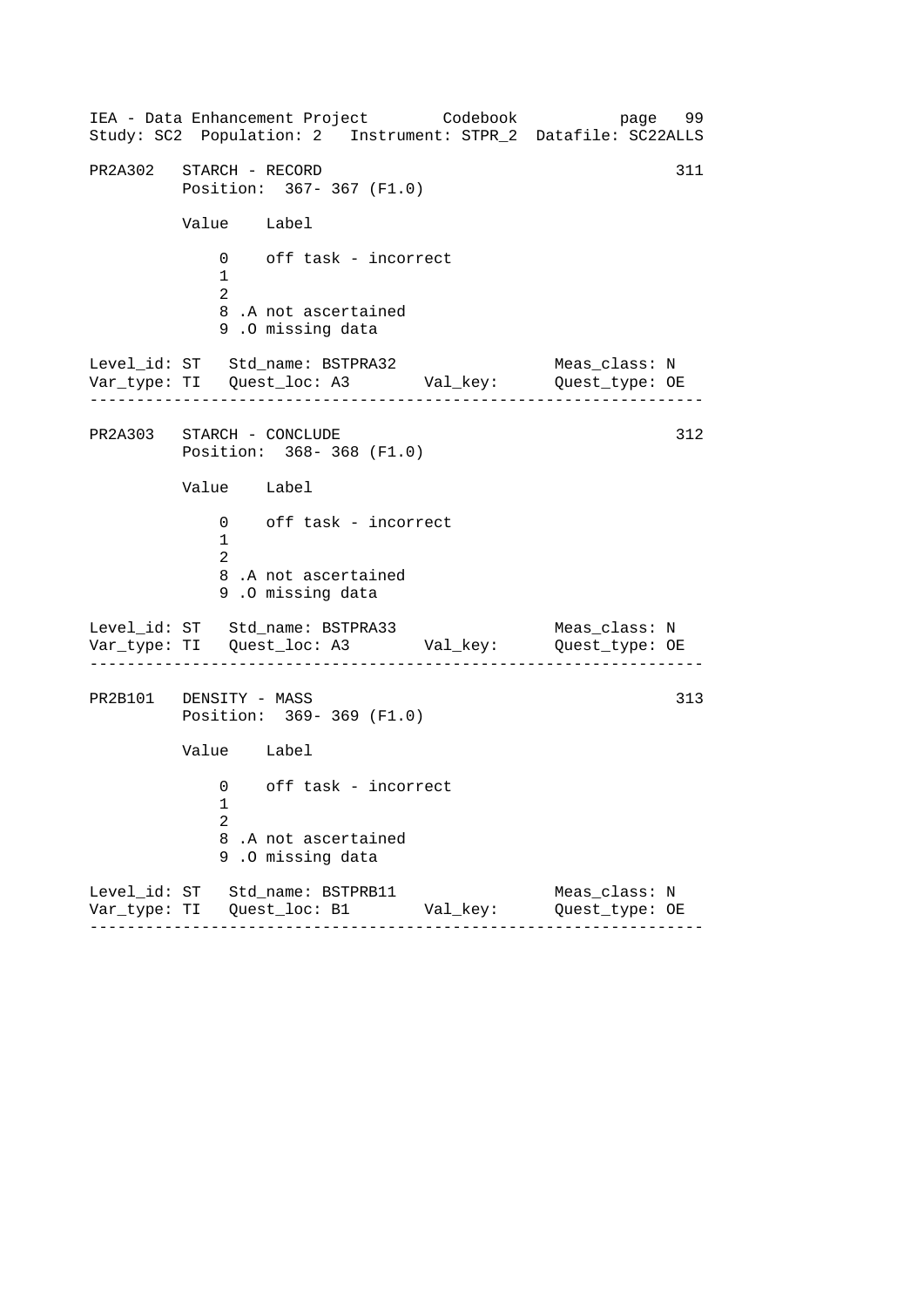```
PR2A302   STARCH - RECORD                                        311
          Position:  367- 367 (F1.0)

          Value    Label

              0    off task - incorrect
              1
              2
              8 .A not ascertained
              9 .O missing data

Level_id: ST   Std_name: BSTPRA32                Meas_class: N
Var_type: TI   Quest_loc: A3       Val_key:      Quest_type: OE
-----------------------------------------------------------------

PR2A303   STARCH - CONCLUDE                                      312
          Position:  368- 368 (F1.0)

          Value    Label

              0    off task - incorrect
              1
              2
              8 .A not ascertained
              9 .O missing data

Level_id: ST   Std_name: BSTPRA33                Meas_class: N
Var_type: TI   Quest_loc: A3       Val_key:      Quest_type: OE
-----------------------------------------------------------------

PR2B101   DENSITY - MASS                                         313
          Position:  369- 369 (F1.0)

          Value    Label

              0    off task - incorrect
              1
              2
              8 .A not ascertained
              9 .O missing data

Level_id: ST   Std_name: BSTPRB11                Meas_class: N
Var_type: TI   Quest_loc: B1       Val_key:      Quest_type: OE
-----------------------------------------------------------------
```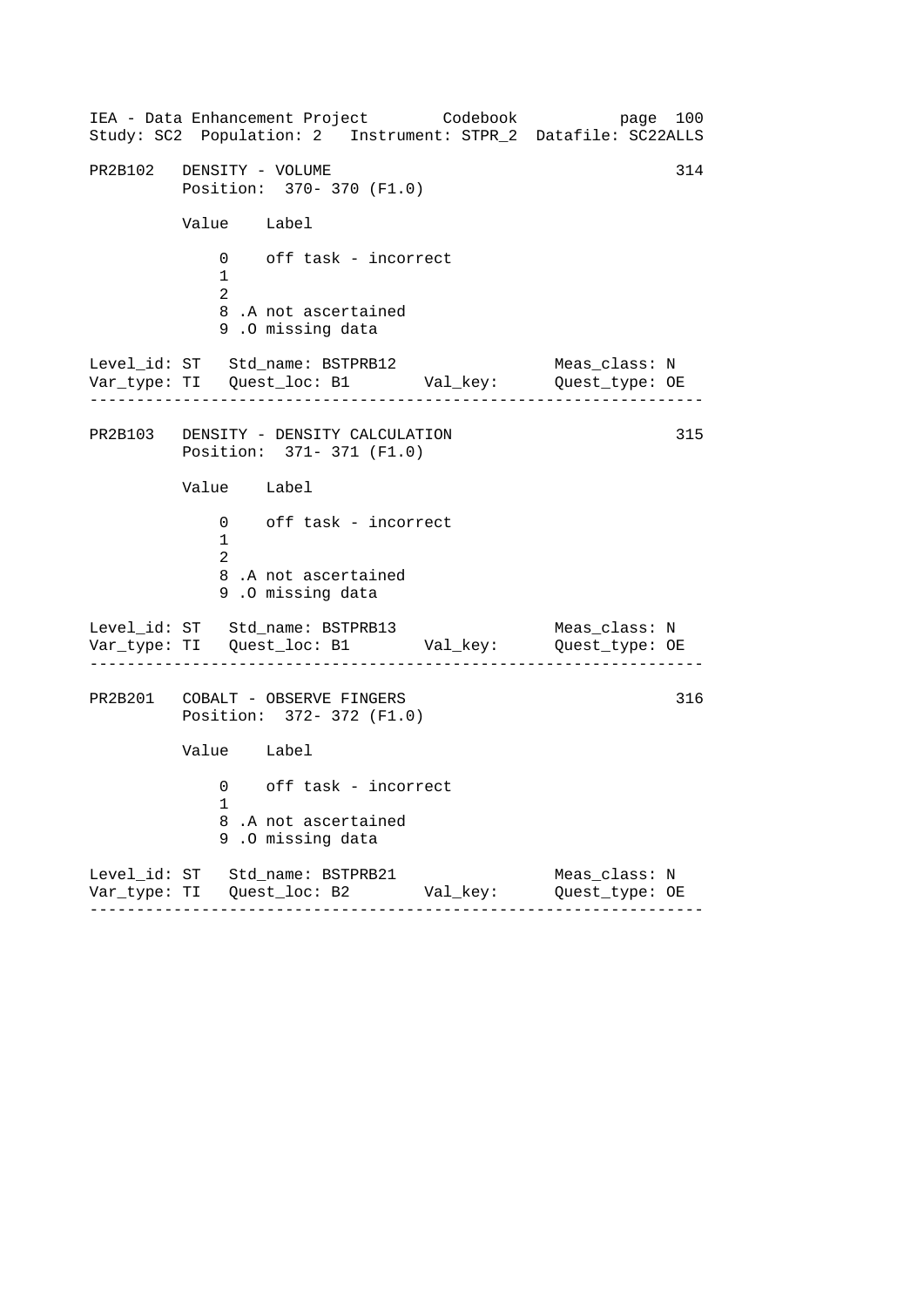```
PR2B102   DENSITY - VOLUME                                       314
          Position:  370- 370 (F1.0)

          Value    Label

              0    off task - incorrect
              1
              2
              8 .A not ascertained
              9 .O missing data

Level_id: ST   Std_name: BSTPRB12                Meas_class: N
Var_type: TI   Quest_loc: B1       Val_key:      Quest_type: OE
------------------------------------------------------------------

PR2B103   DENSITY - DENSITY CALCULATION                          315
          Position:  371- 371 (F1.0)

          Value    Label

              0    off task - incorrect
              1
              2
              8 .A not ascertained
              9 .O missing data

Level_id: ST   Std_name: BSTPRB13                Meas_class: N
Var_type: TI   Quest_loc: B1       Val_key:      Quest_type: OE
------------------------------------------------------------------

PR2B201   COBALT - OBSERVE FINGERS                               316
          Position:  372- 372 (F1.0)

          Value    Label

              0    off task - incorrect
              1
              8 .A not ascertained
              9 .O missing data

Level_id: ST   Std_name: BSTPRB21                Meas_class: N
Var_type: TI   Quest_loc: B2       Val_key:      Quest_type: OE
------------------------------------------------------------------
```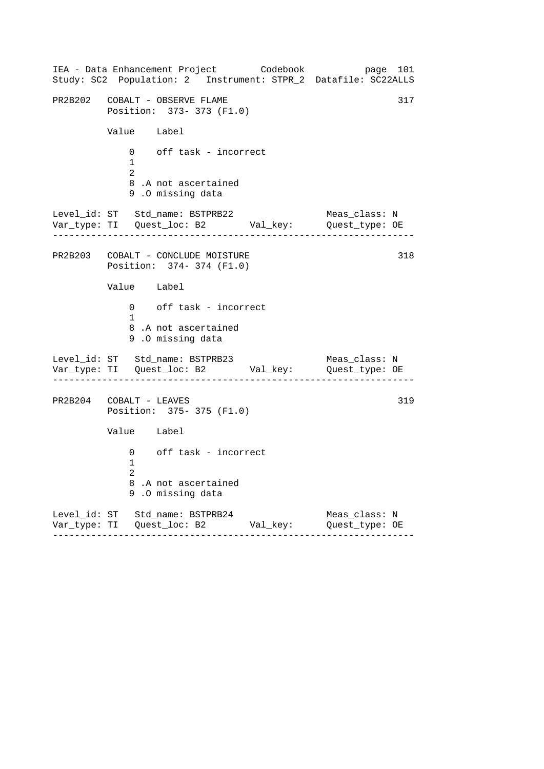```
PR2B202   COBALT - OBSERVE FLAME                                    317
          Position:  373- 373 (F1.0)

          Value    Label

              0    off task - incorrect
              1
              2
              8 .A not ascertained
              9 .O missing data

Level_id: ST   Std_name: BSTPRB22                 Meas_class: N
Var_type: TI   Quest_loc: B2        Val_key:      Quest_type: OE
-----------------------------------------------------------------

PR2B203   COBALT - CONCLUDE MOISTURE                                318
          Position:  374- 374 (F1.0)

          Value    Label

              0    off task - incorrect
              1
              8 .A not ascertained
              9 .O missing data

Level_id: ST   Std_name: BSTPRB23                 Meas_class: N
Var_type: TI   Quest_loc: B2        Val_key:      Quest_type: OE
-----------------------------------------------------------------

PR2B204   COBALT - LEAVES                                           319
          Position:  375- 375 (F1.0)

          Value    Label

              0    off task - incorrect
              1
              2
              8 .A not ascertained
              9 .O missing data

Level_id: ST   Std_name: BSTPRB24                 Meas_class: N
Var_type: TI   Quest_loc: B2        Val_key:      Quest_type: OE
-----------------------------------------------------------------
```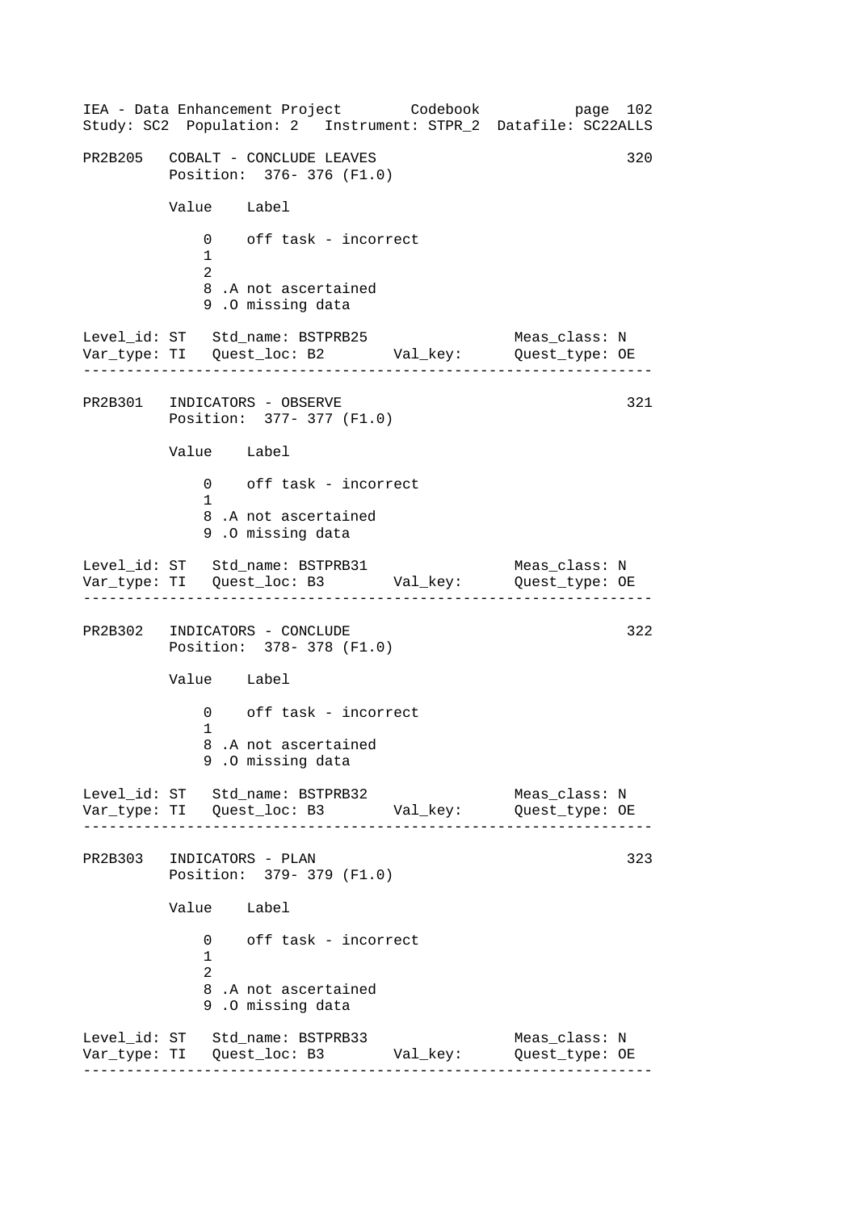```
PR2B205   COBALT - CONCLUDE LEAVES                                  320
          Position:  376- 376 (F1.0)

          Value    Label

              0    off task - incorrect
              1
              2
              8 .A not ascertained
              9 .O missing data

Level_id: ST   Std_name: BSTPRB25                 Meas_class: N
Var_type: TI   Quest_loc: B2       Val_key:       Quest_type: OE
-----------------------------------------------------------------

PR2B301   INDICATORS - OBSERVE                                      321
          Position:  377- 377 (F1.0)

          Value    Label

              0    off task - incorrect
              1
              8 .A not ascertained
              9 .O missing data

Level_id: ST   Std_name: BSTPRB31                 Meas_class: N
Var_type: TI   Quest_loc: B3       Val_key:       Quest_type: OE
-----------------------------------------------------------------

PR2B302   INDICATORS - CONCLUDE                                     322
          Position:  378- 378 (F1.0)

          Value    Label

              0    off task - incorrect
              1
              8 .A not ascertained
              9 .O missing data

Level_id: ST   Std_name: BSTPRB32                 Meas_class: N
Var_type: TI   Quest_loc: B3       Val_key:       Quest_type: OE
-----------------------------------------------------------------

PR2B303   INDICATORS - PLAN                                         323
          Position:  379- 379 (F1.0)

          Value    Label

              0    off task - incorrect
              1
              2
              8 .A not ascertained
              9 .O missing data

Level_id: ST   Std_name: BSTPRB33                 Meas_class: N
Var_type: TI   Quest_loc: B3       Val_key:       Quest_type: OE
-----------------------------------------------------------------
```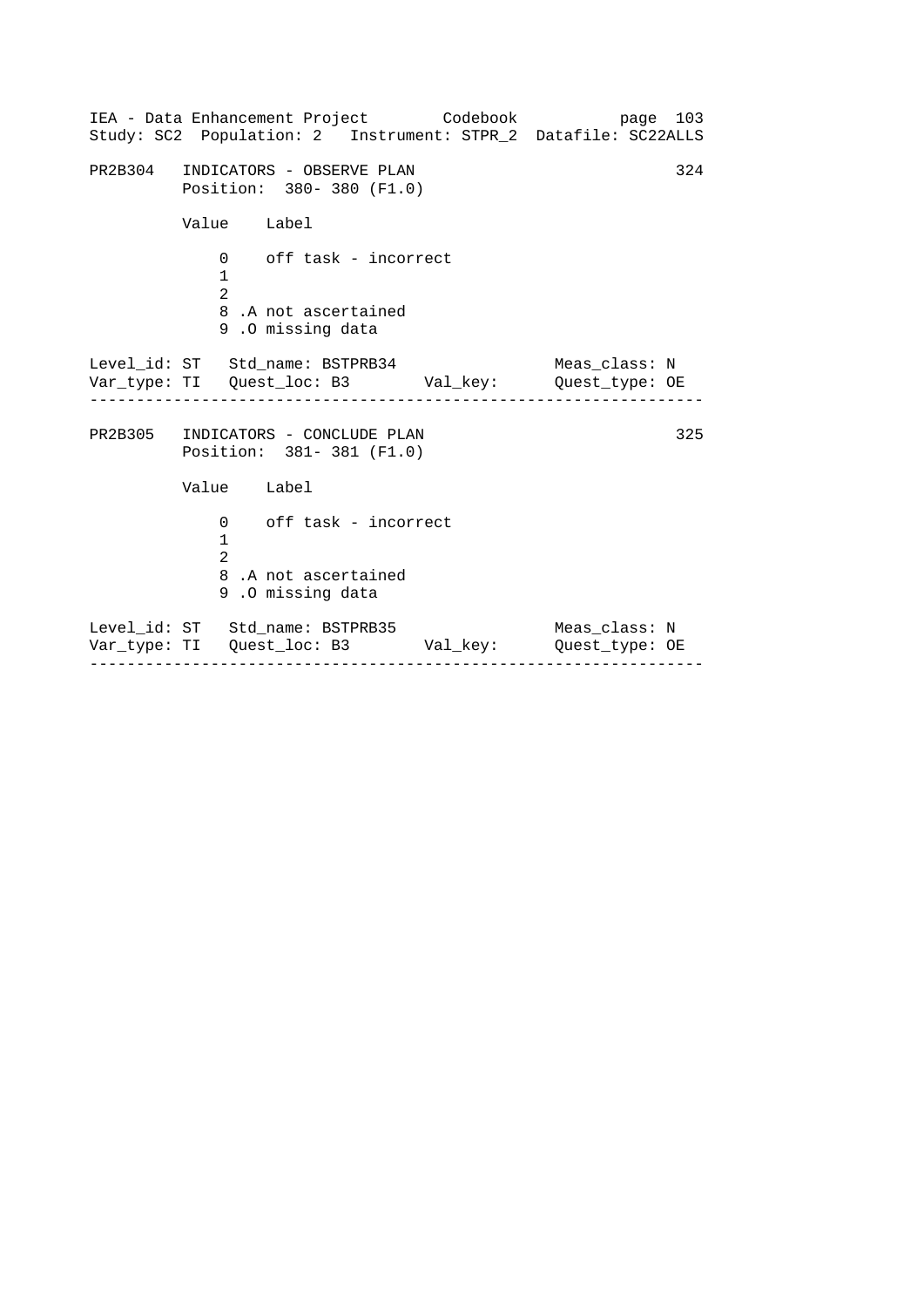## PR2B304 INDICATORS - OBSERVE PLAN

324

Position: 380- 380 (F1.0)

| Value | Label |
|---|---|
| 0 | off task - incorrect |
| 1 | |
| 2 | |
| 8 .A | not ascertained |
| 9 .O | missing data |

Level_id: ST Std_name: BSTPRB34 Meas_class: N
Var_type: TI Quest_loc: B3 Val_key: Quest_type: OE

---

## PR2B305 INDICATORS - CONCLUDE PLAN

325

Position: 381- 381 (F1.0)

| Value | Label |
|---|---|
| 0 | off task - incorrect |
| 1 | |
| 2 | |
| 8 .A | not ascertained |
| 9 .O | missing data |

Level_id: ST Std_name: BSTPRB35 Meas_class: N
Var_type: TI Quest_loc: B3 Val_key: Quest_type: OE

---